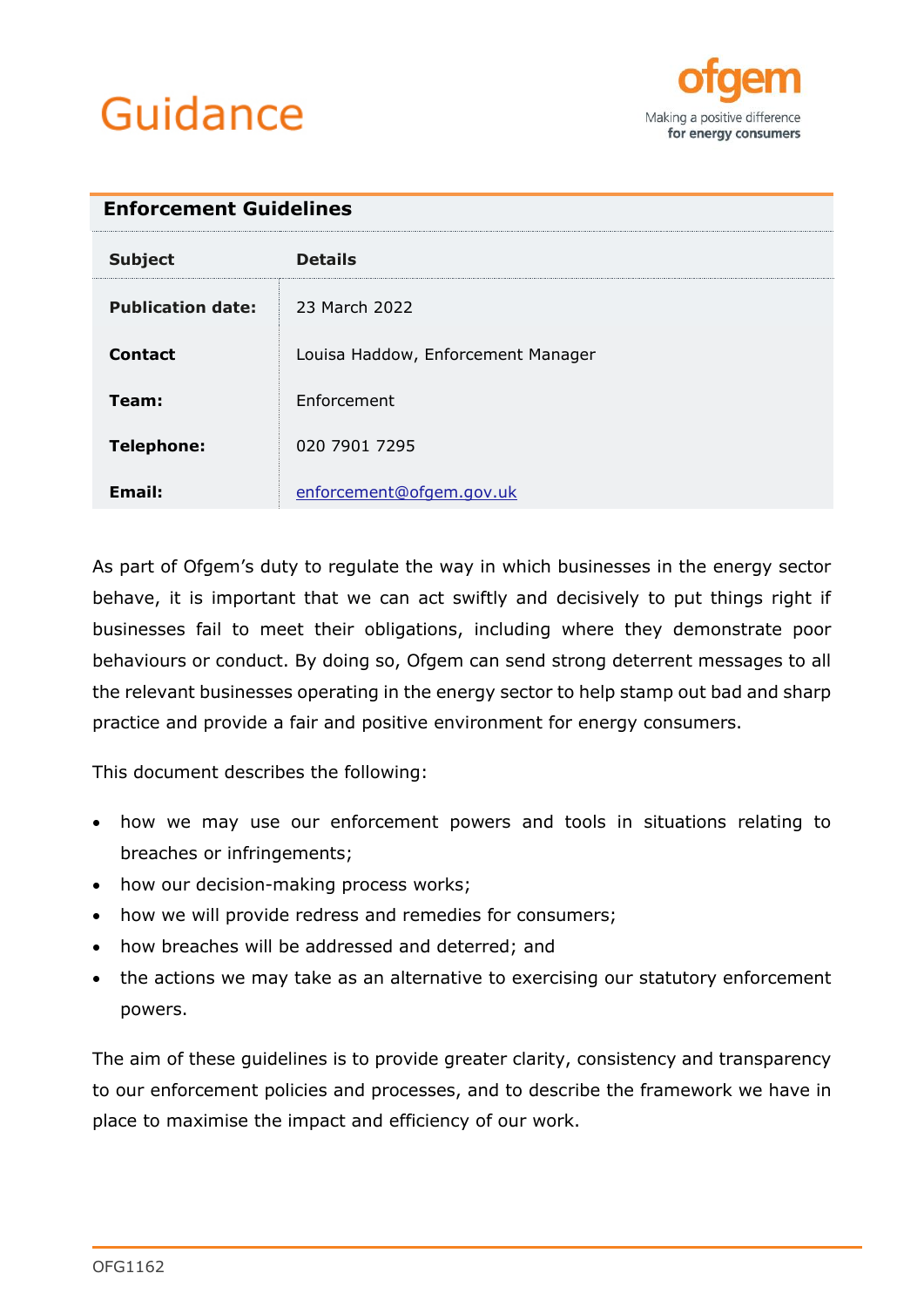# Guidance

ofgem

Making a positive difference for energy consumers

## Enforcement Guidelines

| Subject | Details |
|---|---|
| **Publication date:** | 23 March 2022 |
| **Contact** | Louisa Haddow, Enforcement Manager |
| **Team:** | Enforcement |
| **Telephone:** | 020 7901 7295 |
| **Email:** | enforcement@ofgem.gov.uk |

As part of Ofgem's duty to regulate the way in which businesses in the energy sector behave, it is important that we can act swiftly and decisively to put things right if businesses fail to meet their obligations, including where they demonstrate poor behaviours or conduct. By doing so, Ofgem can send strong deterrent messages to all the relevant businesses operating in the energy sector to help stamp out bad and sharp practice and provide a fair and positive environment for energy consumers.

This document describes the following:

- how we may use our enforcement powers and tools in situations relating to breaches or infringements;
- how our decision-making process works;
- how we will provide redress and remedies for consumers;
- how breaches will be addressed and deterred; and
- the actions we may take as an alternative to exercising our statutory enforcement powers.

The aim of these guidelines is to provide greater clarity, consistency and transparency to our enforcement policies and processes, and to describe the framework we have in place to maximise the impact and efficiency of our work.

OFG1162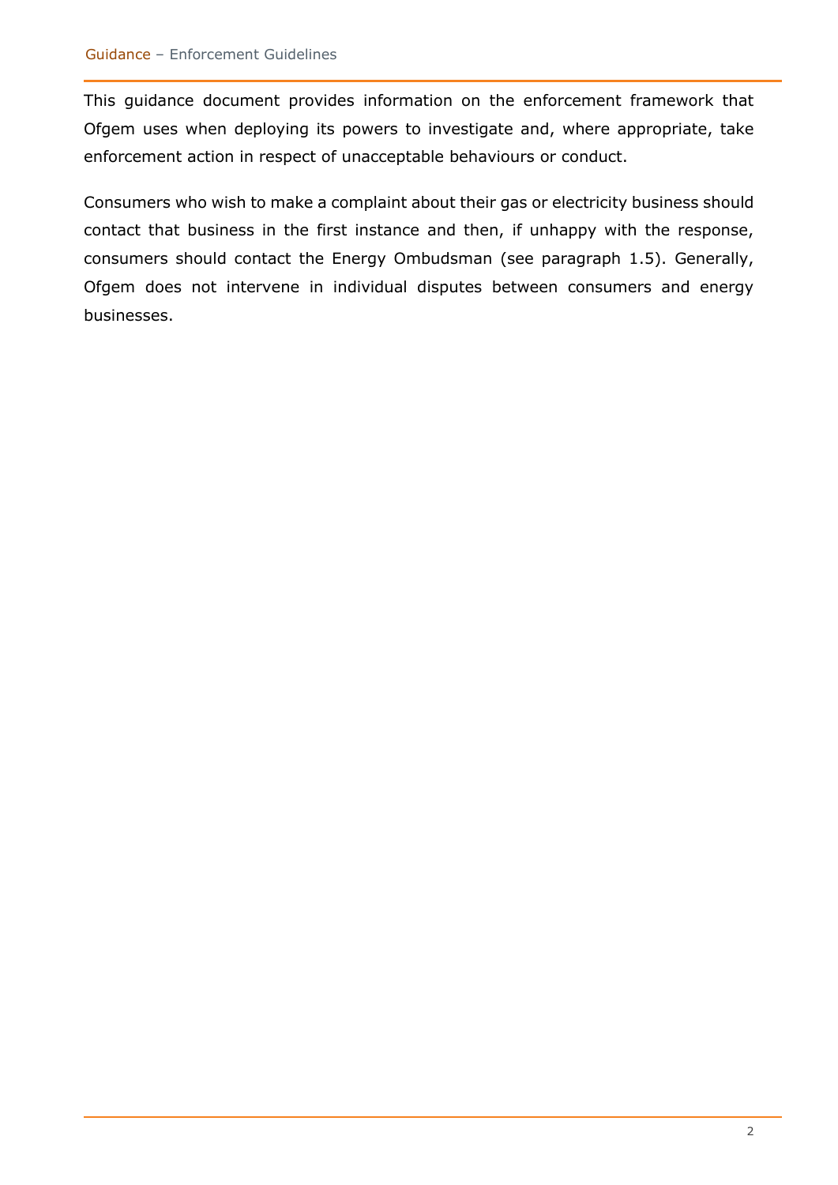This guidance document provides information on the enforcement framework that Ofgem uses when deploying its powers to investigate and, where appropriate, take enforcement action in respect of unacceptable behaviours or conduct.

Consumers who wish to make a complaint about their gas or electricity business should contact that business in the first instance and then, if unhappy with the response, consumers should contact the Energy Ombudsman (see paragraph 1.5). Generally, Ofgem does not intervene in individual disputes between consumers and energy businesses.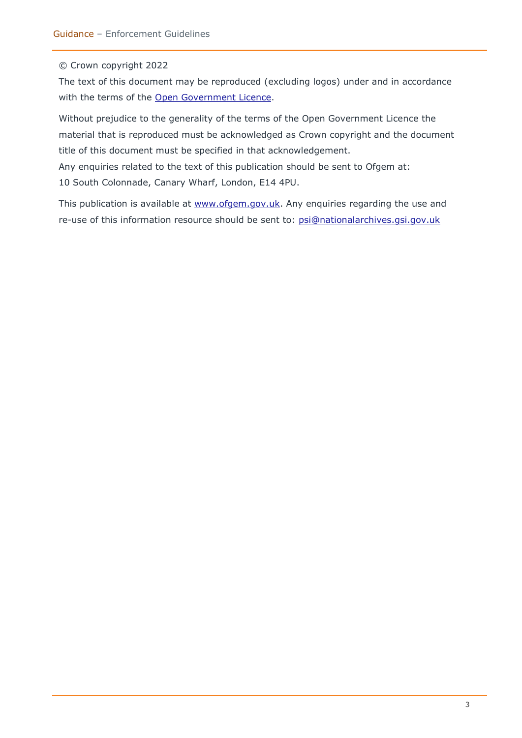© Crown copyright 2022

The text of this document may be reproduced (excluding logos) under and in accordance with the terms of the [Open Government Licence](http://www.nationalarchives.gov.uk/doc/open-government-licence/version/3/).

Without prejudice to the generality of the terms of the Open Government Licence the material that is reproduced must be acknowledged as Crown copyright and the document title of this document must be specified in that acknowledgement.

Any enquiries related to the text of this publication should be sent to Ofgem at:

10 South Colonnade, Canary Wharf, London, E14 4PU.

This publication is available at [www.ofgem.gov.uk](http://www.ofgem.gov.uk). Any enquiries regarding the use and re-use of this information resource should be sent to: [psi@nationalarchives.gsi.gov.uk](mailto:psi@nationalarchives.gsi.gov.uk)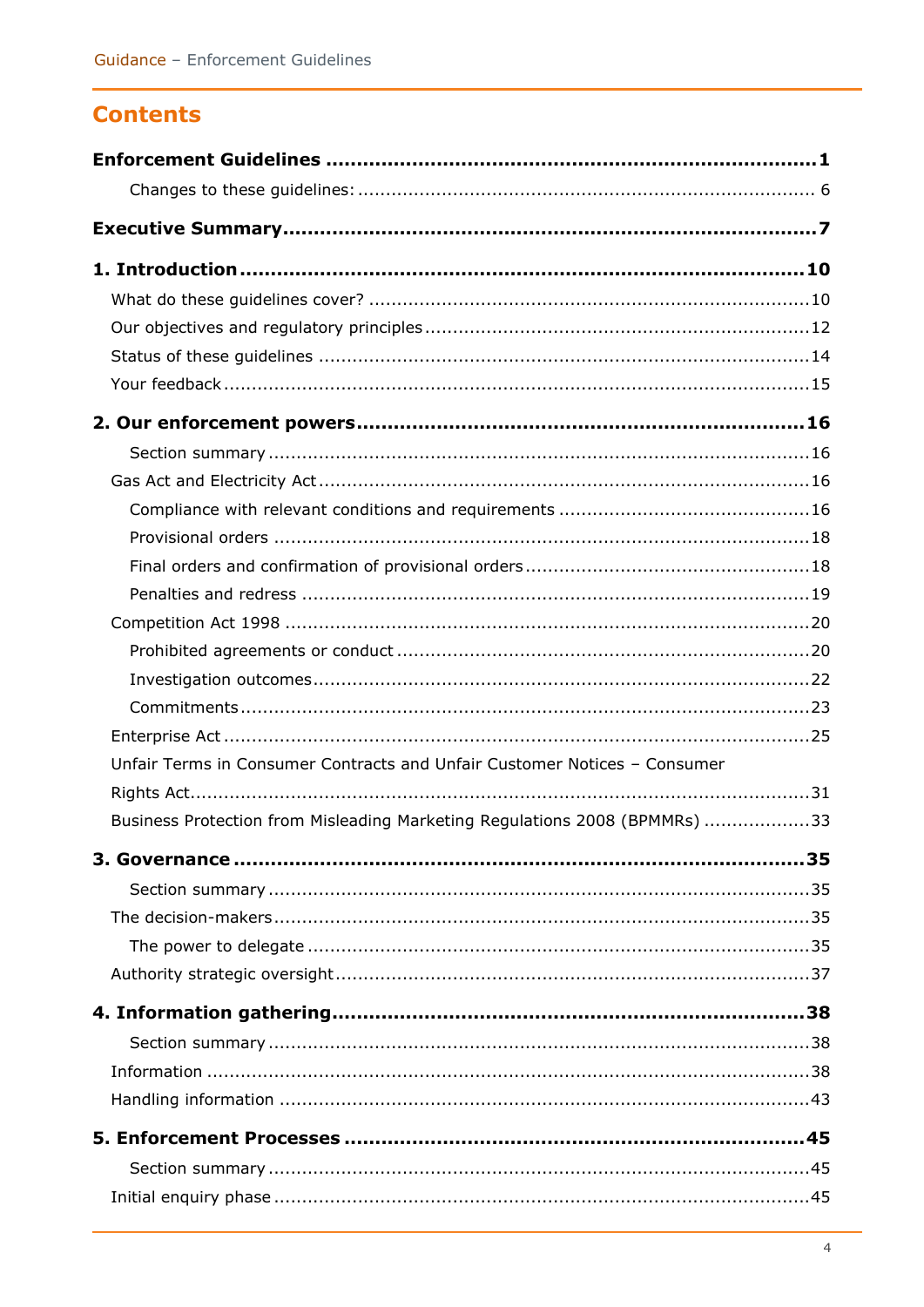# Contents

**Enforcement Guidelines** ........................................................................ **1**

Changes to these guidelines: ........................................................................ 6

**Executive Summary** ........................................................................ **7**

**1. Introduction** ........................................................................ **10**

What do these guidelines cover? ........................................................................ 10

Our objectives and regulatory principles ........................................................................ 12

Status of these guidelines ........................................................................ 14

Your feedback ........................................................................ 15

**2. Our enforcement powers** ........................................................................ **16**

Section summary ........................................................................ 16

Gas Act and Electricity Act ........................................................................ 16

Compliance with relevant conditions and requirements ........................................................................ 16

Provisional orders ........................................................................ 18

Final orders and confirmation of provisional orders ........................................................................ 18

Penalties and redress ........................................................................ 19

Competition Act 1998 ........................................................................ 20

Prohibited agreements or conduct ........................................................................ 20

Investigation outcomes ........................................................................ 22

Commitments ........................................................................ 23

Enterprise Act ........................................................................ 25

Unfair Terms in Consumer Contracts and Unfair Customer Notices – Consumer Rights Act ........................................................................ 31

Business Protection from Misleading Marketing Regulations 2008 (BPMMRs) ........................................................................ 33

**3. Governance** ........................................................................ **35**

Section summary ........................................................................ 35

The decision-makers ........................................................................ 35

The power to delegate ........................................................................ 35

Authority strategic oversight ........................................................................ 37

**4. Information gathering** ........................................................................ **38**

Section summary ........................................................................ 38

Information ........................................................................ 38

Handling information ........................................................................ 43

**5. Enforcement Processes** ........................................................................ **45**

Section summary ........................................................................ 45

Initial enquiry phase ........................................................................ 45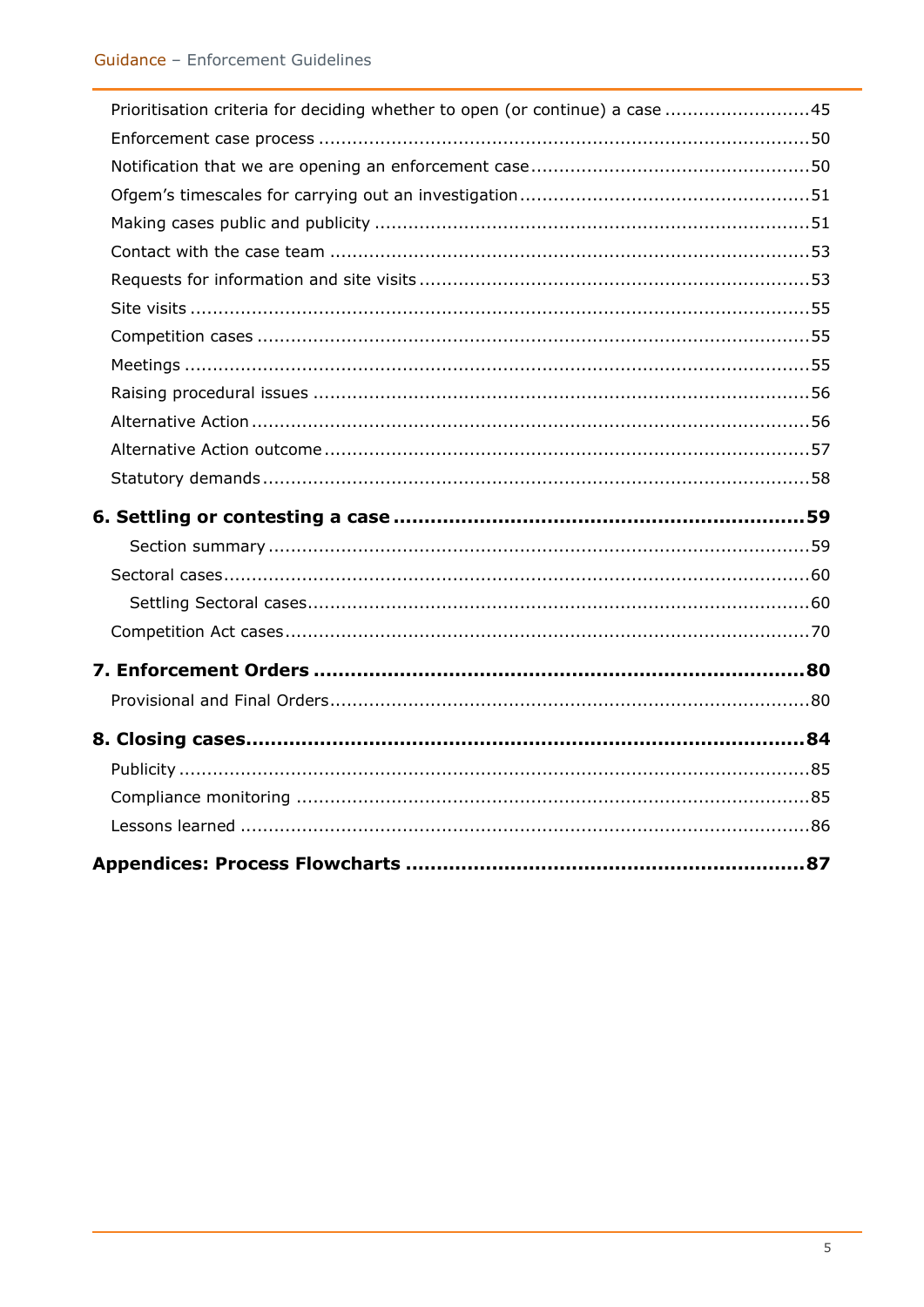Prioritisation criteria for deciding whether to open (or continue) a case ..........................45
Enforcement case process .......................................................................................50
Notification that we are opening an enforcement case.................................................50
Ofgem's timescales for carrying out an investigation...................................................51
Making cases public and publicity .............................................................................51
Contact with the case team .....................................................................................53
Requests for information and site visits .....................................................................53
Site visits .............................................................................................................55
Competition cases ..................................................................................................55
Meetings ...............................................................................................................55
Raising procedural issues ........................................................................................56
Alternative Action ...................................................................................................56
Alternative Action outcome ......................................................................................57
Statutory demands .................................................................................................58

**6. Settling or contesting a case ..................................................................59**

Section summary ................................................................................................59
Sectoral cases........................................................................................................60
Settling Sectoral cases.........................................................................................60
Competition Act cases.............................................................................................70

**7. Enforcement Orders ...............................................................................80**

Provisional and Final Orders.....................................................................................80

**8. Closing cases........................................................................................84**

Publicity ...............................................................................................................85
Compliance monitoring ...........................................................................................85
Lessons learned .....................................................................................................86

**Appendices: Process Flowcharts ................................................................87**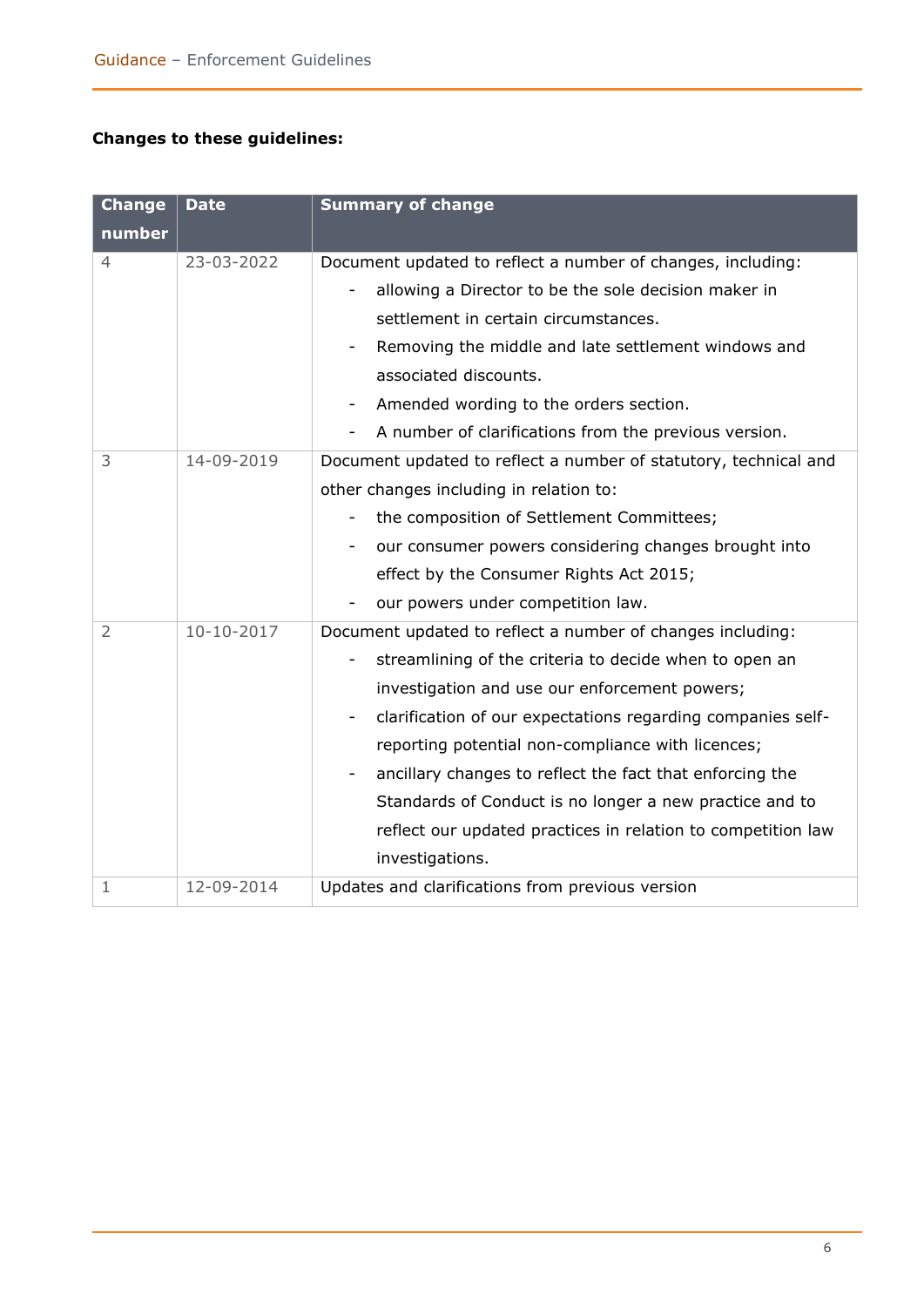**Changes to these guidelines:**

| Change number | Date | Summary of change |
|---|---|---|
| 4 | 23-03-2022 | Document updated to reflect a number of changes, including:<br>- allowing a Director to be the sole decision maker in settlement in certain circumstances.<br>- Removing the middle and late settlement windows and associated discounts.<br>- Amended wording to the orders section.<br>- A number of clarifications from the previous version. |
| 3 | 14-09-2019 | Document updated to reflect a number of statutory, technical and other changes including in relation to:<br>- the composition of Settlement Committees;<br>- our consumer powers considering changes brought into effect by the Consumer Rights Act 2015;<br>- our powers under competition law. |
| 2 | 10-10-2017 | Document updated to reflect a number of changes including:<br>- streamlining of the criteria to decide when to open an investigation and use our enforcement powers;<br>- clarification of our expectations regarding companies self-reporting potential non-compliance with licences;<br>- ancillary changes to reflect the fact that enforcing the Standards of Conduct is no longer a new practice and to reflect our updated practices in relation to competition law investigations. |
| 1 | 12-09-2014 | Updates and clarifications from previous version |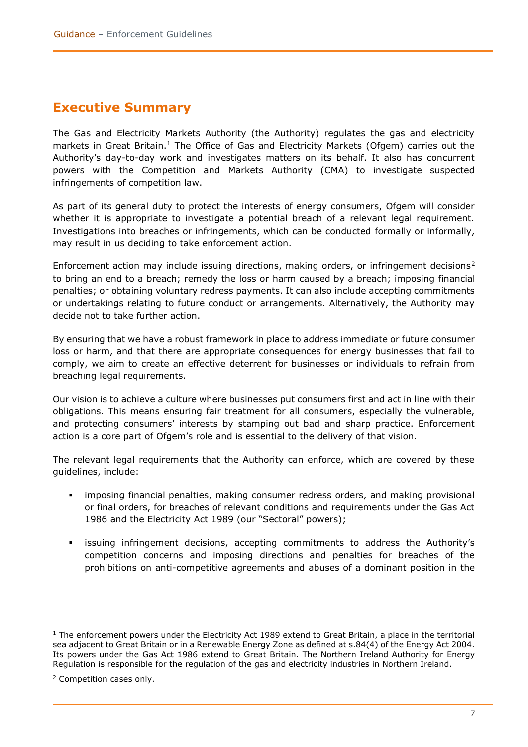## Executive Summary

The Gas and Electricity Markets Authority (the Authority) regulates the gas and electricity markets in Great Britain.[1] The Office of Gas and Electricity Markets (Ofgem) carries out the Authority's day-to-day work and investigates matters on its behalf. It also has concurrent powers with the Competition and Markets Authority (CMA) to investigate suspected infringements of competition law.

As part of its general duty to protect the interests of energy consumers, Ofgem will consider whether it is appropriate to investigate a potential breach of a relevant legal requirement. Investigations into breaches or infringements, which can be conducted formally or informally, may result in us deciding to take enforcement action.

Enforcement action may include issuing directions, making orders, or infringement decisions[2] to bring an end to a breach; remedy the loss or harm caused by a breach; imposing financial penalties; or obtaining voluntary redress payments. It can also include accepting commitments or undertakings relating to future conduct or arrangements. Alternatively, the Authority may decide not to take further action.

By ensuring that we have a robust framework in place to address immediate or future consumer loss or harm, and that there are appropriate consequences for energy businesses that fail to comply, we aim to create an effective deterrent for businesses or individuals to refrain from breaching legal requirements.

Our vision is to achieve a culture where businesses put consumers first and act in line with their obligations. This means ensuring fair treatment for all consumers, especially the vulnerable, and protecting consumers' interests by stamping out bad and sharp practice. Enforcement action is a core part of Ofgem's role and is essential to the delivery of that vision.

The relevant legal requirements that the Authority can enforce, which are covered by these guidelines, include:

- imposing financial penalties, making consumer redress orders, and making provisional or final orders, for breaches of relevant conditions and requirements under the Gas Act 1986 and the Electricity Act 1989 (our "Sectoral" powers);
- issuing infringement decisions, accepting commitments to address the Authority's competition concerns and imposing directions and penalties for breaches of the prohibitions on anti-competitive agreements and abuses of a dominant position in the

---

[1] The enforcement powers under the Electricity Act 1989 extend to Great Britain, a place in the territorial sea adjacent to Great Britain or in a Renewable Energy Zone as defined at s.84(4) of the Energy Act 2004. Its powers under the Gas Act 1986 extend to Great Britain. The Northern Ireland Authority for Energy Regulation is responsible for the regulation of the gas and electricity industries in Northern Ireland.

[2] Competition cases only.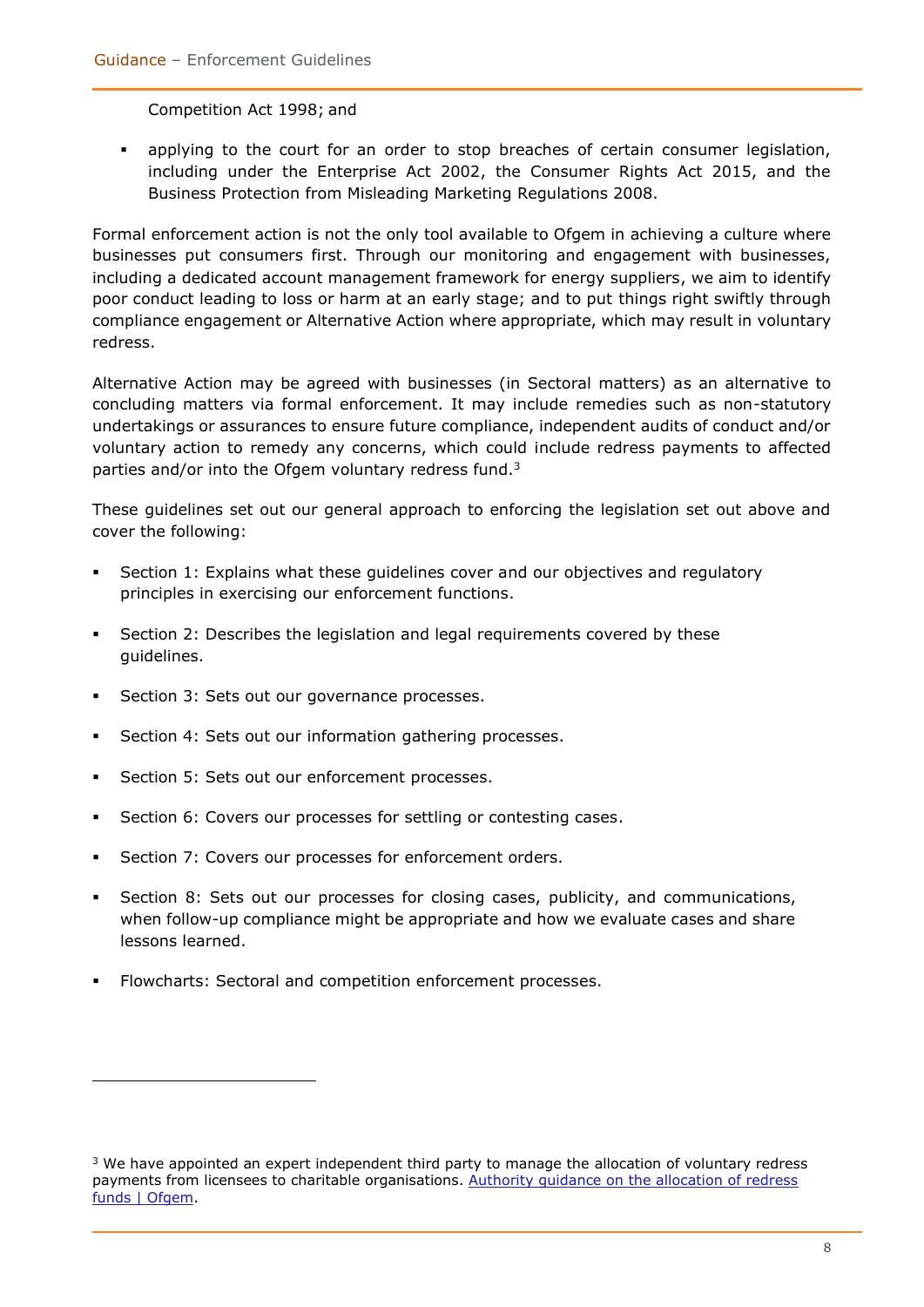Competition Act 1998; and

- applying to the court for an order to stop breaches of certain consumer legislation, including under the Enterprise Act 2002, the Consumer Rights Act 2015, and the Business Protection from Misleading Marketing Regulations 2008.

Formal enforcement action is not the only tool available to Ofgem in achieving a culture where businesses put consumers first. Through our monitoring and engagement with businesses, including a dedicated account management framework for energy suppliers, we aim to identify poor conduct leading to loss or harm at an early stage; and to put things right swiftly through compliance engagement or Alternative Action where appropriate, which may result in voluntary redress.

Alternative Action may be agreed with businesses (in Sectoral matters) as an alternative to concluding matters via formal enforcement. It may include remedies such as non-statutory undertakings or assurances to ensure future compliance, independent audits of conduct and/or voluntary action to remedy any concerns, which could include redress payments to affected parties and/or into the Ofgem voluntary redress fund.[3]

These guidelines set out our general approach to enforcing the legislation set out above and cover the following:

- Section 1: Explains what these guidelines cover and our objectives and regulatory principles in exercising our enforcement functions.
- Section 2: Describes the legislation and legal requirements covered by these guidelines.
- Section 3: Sets out our governance processes.
- Section 4: Sets out our information gathering processes.
- Section 5: Sets out our enforcement processes.
- Section 6: Covers our processes for settling or contesting cases.
- Section 7: Covers our processes for enforcement orders.
- Section 8: Sets out our processes for closing cases, publicity, and communications, when follow-up compliance might be appropriate and how we evaluate cases and share lessons learned.
- Flowcharts: Sectoral and competition enforcement processes.

---

[3] We have appointed an expert independent third party to manage the allocation of voluntary redress payments from licensees to charitable organisations. [Authority guidance on the allocation of redress funds | Ofgem](Authority guidance on the allocation of redress funds | Ofgem).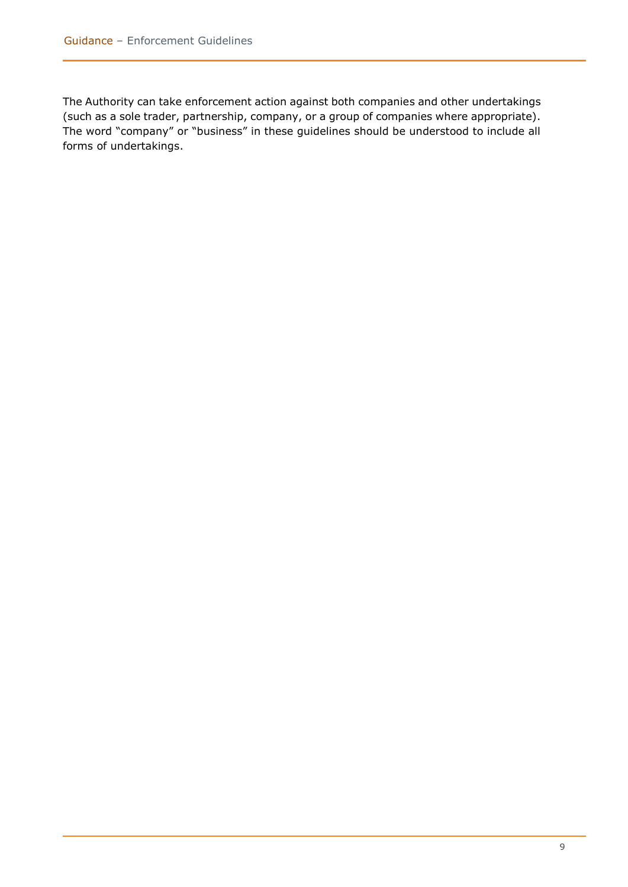The Authority can take enforcement action against both companies and other undertakings (such as a sole trader, partnership, company, or a group of companies where appropriate). The word "company" or "business" in these guidelines should be understood to include all forms of undertakings.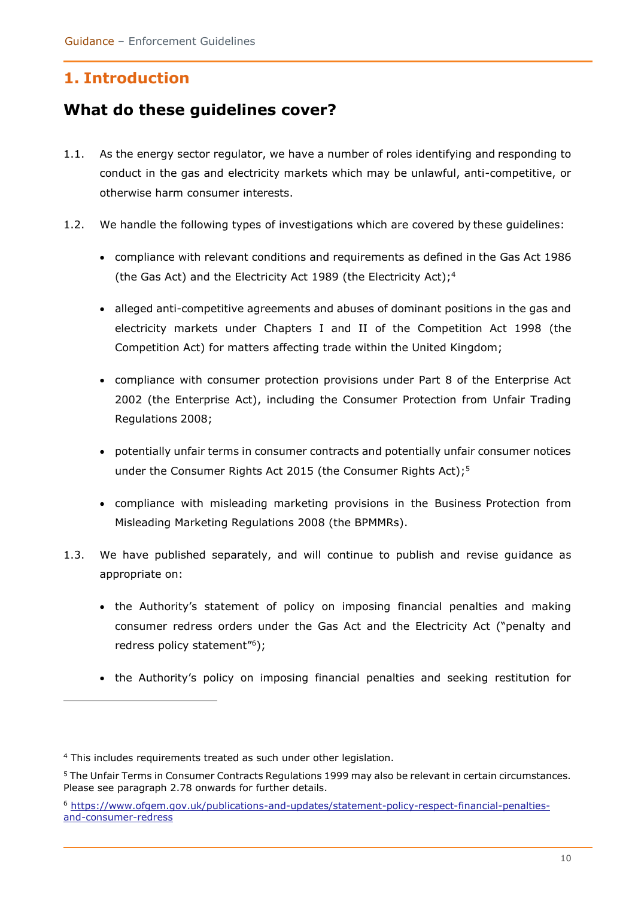# 1. Introduction

## What do these guidelines cover?

1.1. As the energy sector regulator, we have a number of roles identifying and responding to conduct in the gas and electricity markets which may be unlawful, anti-competitive, or otherwise harm consumer interests.

1.2. We handle the following types of investigations which are covered by these guidelines:

- compliance with relevant conditions and requirements as defined in the Gas Act 1986 (the Gas Act) and the Electricity Act 1989 (the Electricity Act);[4]
- alleged anti-competitive agreements and abuses of dominant positions in the gas and electricity markets under Chapters I and II of the Competition Act 1998 (the Competition Act) for matters affecting trade within the United Kingdom;
- compliance with consumer protection provisions under Part 8 of the Enterprise Act 2002 (the Enterprise Act), including the Consumer Protection from Unfair Trading Regulations 2008;
- potentially unfair terms in consumer contracts and potentially unfair consumer notices under the Consumer Rights Act 2015 (the Consumer Rights Act);[5]
- compliance with misleading marketing provisions in the Business Protection from Misleading Marketing Regulations 2008 (the BPMMRs).

1.3. We have published separately, and will continue to publish and revise guidance as appropriate on:

- the Authority's statement of policy on imposing financial penalties and making consumer redress orders under the Gas Act and the Electricity Act ("penalty and redress policy statement"[6]);
- the Authority's policy on imposing financial penalties and seeking restitution for

---

[4] This includes requirements treated as such under other legislation.

[5] The Unfair Terms in Consumer Contracts Regulations 1999 may also be relevant in certain circumstances. Please see paragraph 2.78 onwards for further details.

[6] https://www.ofgem.gov.uk/publications-and-updates/statement-policy-respect-financial-penalties-and-consumer-redress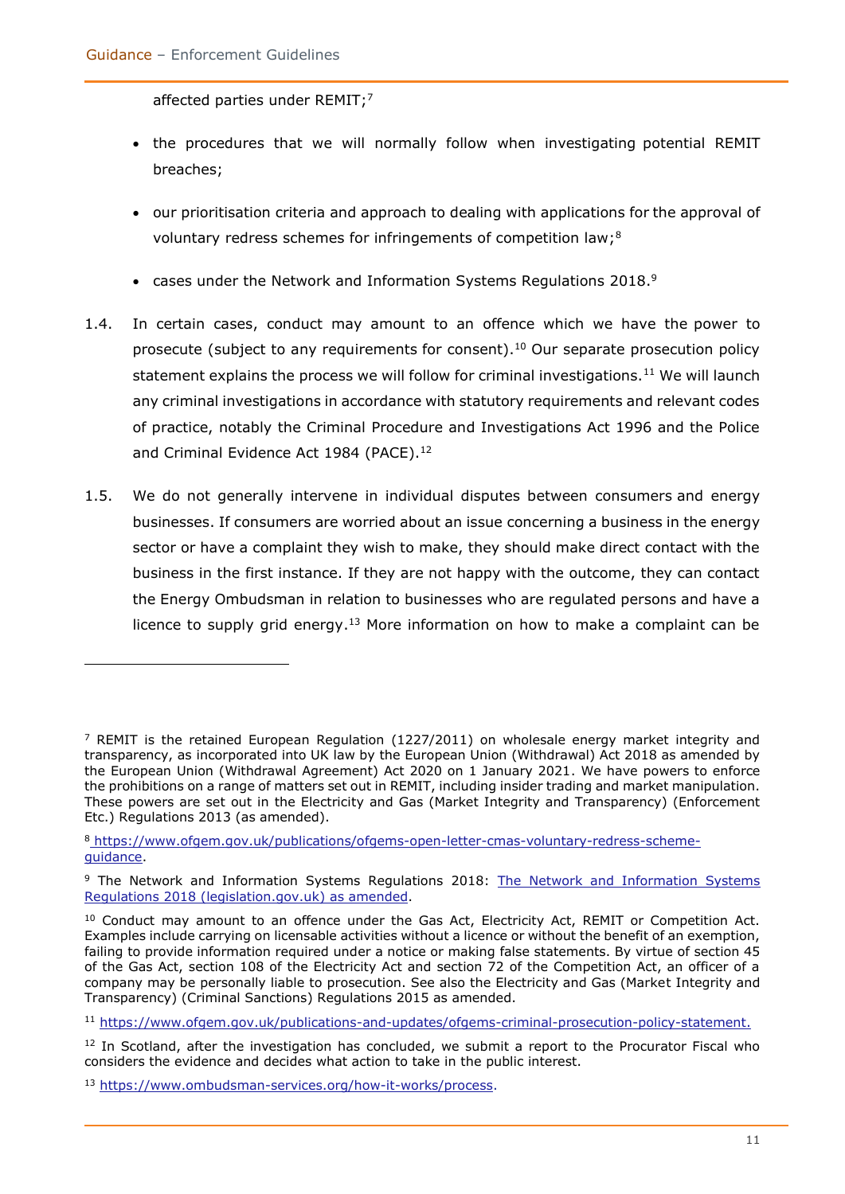affected parties under REMIT;[7]

- the procedures that we will normally follow when investigating potential REMIT breaches;
- our prioritisation criteria and approach to dealing with applications for the approval of voluntary redress schemes for infringements of competition law;[8]
- cases under the Network and Information Systems Regulations 2018.[9]

1.4. In certain cases, conduct may amount to an offence which we have the power to prosecute (subject to any requirements for consent).[10] Our separate prosecution policy statement explains the process we will follow for criminal investigations.[11] We will launch any criminal investigations in accordance with statutory requirements and relevant codes of practice, notably the Criminal Procedure and Investigations Act 1996 and the Police and Criminal Evidence Act 1984 (PACE).[12]

1.5. We do not generally intervene in individual disputes between consumers and energy businesses. If consumers are worried about an issue concerning a business in the energy sector or have a complaint they wish to make, they should make direct contact with the business in the first instance. If they are not happy with the outcome, they can contact the Energy Ombudsman in relation to businesses who are regulated persons and have a licence to supply grid energy.[13] More information on how to make a complaint can be

---

[7] REMIT is the retained European Regulation (1227/2011) on wholesale energy market integrity and transparency, as incorporated into UK law by the European Union (Withdrawal) Act 2018 as amended by the European Union (Withdrawal Agreement) Act 2020 on 1 January 2021. We have powers to enforce the prohibitions on a range of matters set out in REMIT, including insider trading and market manipulation. These powers are set out in the Electricity and Gas (Market Integrity and Transparency) (Enforcement Etc.) Regulations 2013 (as amended).

[8] https://www.ofgem.gov.uk/publications/ofgems-open-letter-cmas-voluntary-redress-scheme-guidance.

[9] The Network and Information Systems Regulations 2018: The Network and Information Systems Regulations 2018 (legislation.gov.uk) as amended.

[10] Conduct may amount to an offence under the Gas Act, Electricity Act, REMIT or Competition Act. Examples include carrying on licensable activities without a licence or without the benefit of an exemption, failing to provide information required under a notice or making false statements. By virtue of section 45 of the Gas Act, section 108 of the Electricity Act and section 72 of the Competition Act, an officer of a company may be personally liable to prosecution. See also the Electricity and Gas (Market Integrity and Transparency) (Criminal Sanctions) Regulations 2015 as amended.

[11] https://www.ofgem.gov.uk/publications-and-updates/ofgems-criminal-prosecution-policy-statement.

[12] In Scotland, after the investigation has concluded, we submit a report to the Procurator Fiscal who considers the evidence and decides what action to take in the public interest.

[13] https://www.ombudsman-services.org/how-it-works/process.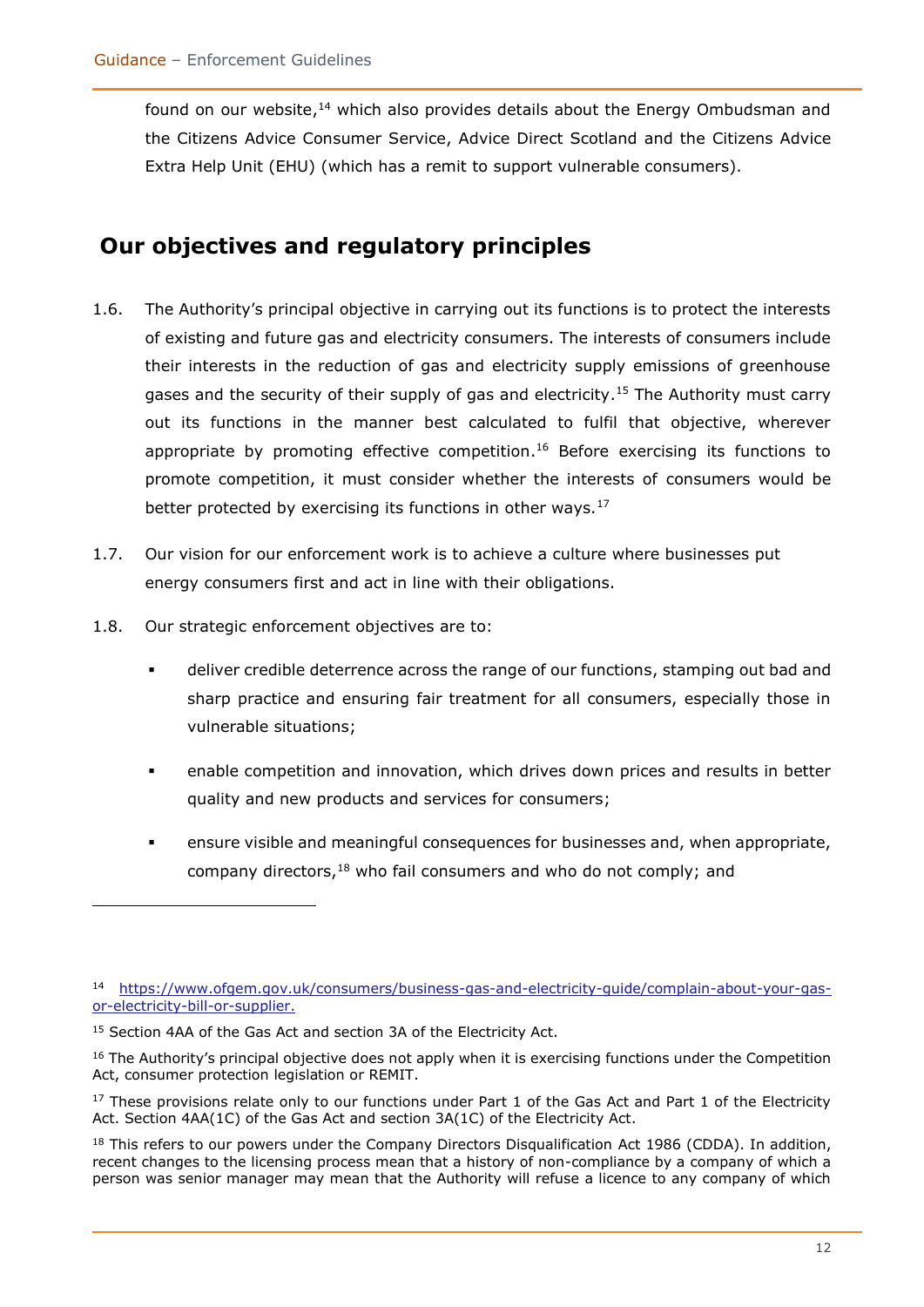found on our website,[14] which also provides details about the Energy Ombudsman and the Citizens Advice Consumer Service, Advice Direct Scotland and the Citizens Advice Extra Help Unit (EHU) (which has a remit to support vulnerable consumers).

## Our objectives and regulatory principles

1.6. The Authority's principal objective in carrying out its functions is to protect the interests of existing and future gas and electricity consumers. The interests of consumers include their interests in the reduction of gas and electricity supply emissions of greenhouse gases and the security of their supply of gas and electricity.[15] The Authority must carry out its functions in the manner best calculated to fulfil that objective, wherever appropriate by promoting effective competition.[16] Before exercising its functions to promote competition, it must consider whether the interests of consumers would be better protected by exercising its functions in other ways.[17]

1.7. Our vision for our enforcement work is to achieve a culture where businesses put energy consumers first and act in line with their obligations.

1.8. Our strategic enforcement objectives are to:

- deliver credible deterrence across the range of our functions, stamping out bad and sharp practice and ensuring fair treatment for all consumers, especially those in vulnerable situations;
- enable competition and innovation, which drives down prices and results in better quality and new products and services for consumers;
- ensure visible and meaningful consequences for businesses and, when appropriate, company directors,[18] who fail consumers and who do not comply; and

---

[14] https://www.ofgem.gov.uk/consumers/business-gas-and-electricity-guide/complain-about-your-gas-or-electricity-bill-or-supplier.

[15] Section 4AA of the Gas Act and section 3A of the Electricity Act.

[16] The Authority's principal objective does not apply when it is exercising functions under the Competition Act, consumer protection legislation or REMIT.

[17] These provisions relate only to our functions under Part 1 of the Gas Act and Part 1 of the Electricity Act. Section 4AA(1C) of the Gas Act and section 3A(1C) of the Electricity Act.

[18] This refers to our powers under the Company Directors Disqualification Act 1986 (CDDA). In addition, recent changes to the licensing process mean that a history of non-compliance by a company of which a person was senior manager may mean that the Authority will refuse a licence to any company of which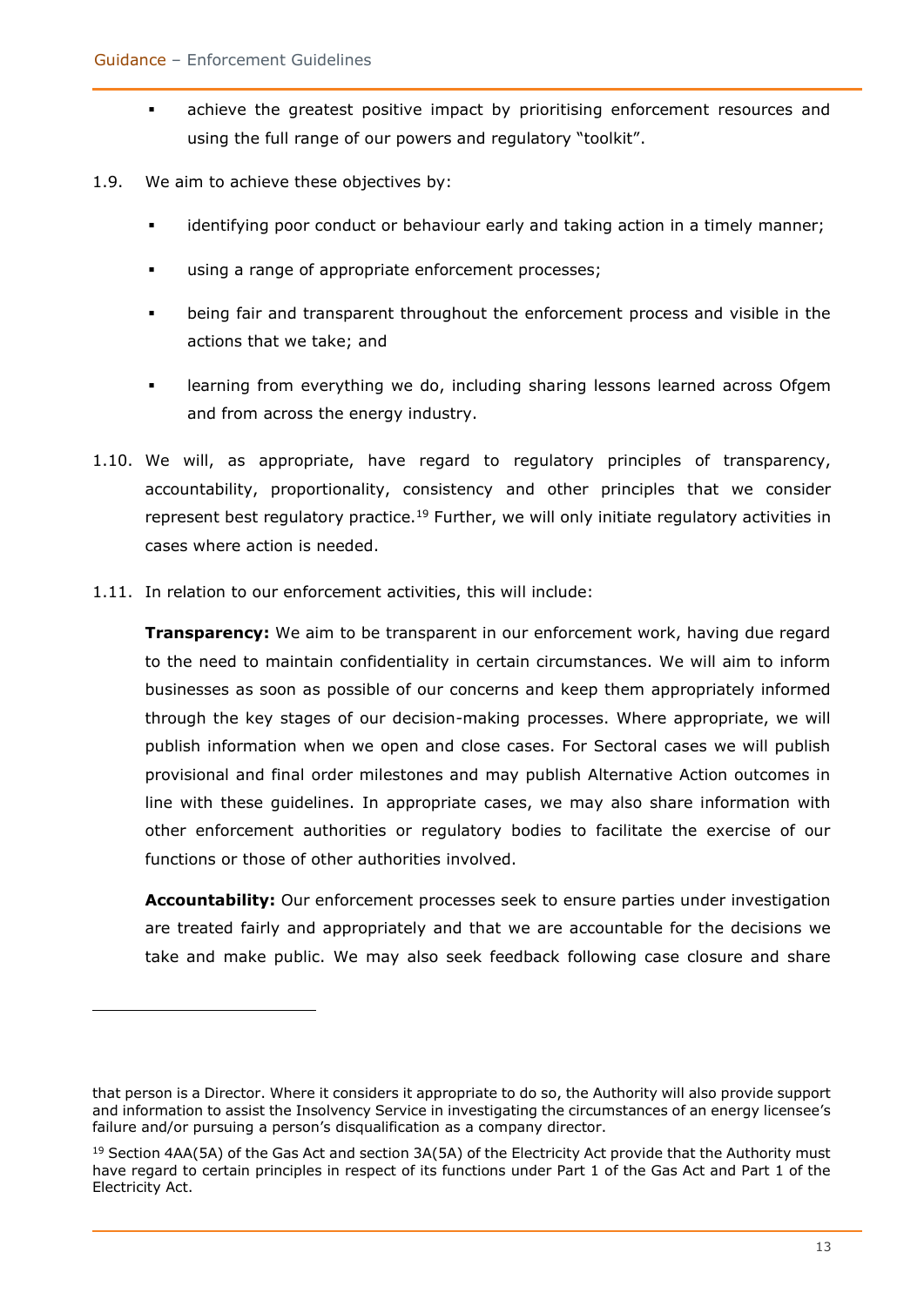- achieve the greatest positive impact by prioritising enforcement resources and using the full range of our powers and regulatory "toolkit".

1.9. We aim to achieve these objectives by:

- identifying poor conduct or behaviour early and taking action in a timely manner;
- using a range of appropriate enforcement processes;
- being fair and transparent throughout the enforcement process and visible in the actions that we take; and
- learning from everything we do, including sharing lessons learned across Ofgem and from across the energy industry.

1.10. We will, as appropriate, have regard to regulatory principles of transparency, accountability, proportionality, consistency and other principles that we consider represent best regulatory practice.[19] Further, we will only initiate regulatory activities in cases where action is needed.

1.11. In relation to our enforcement activities, this will include:

**Transparency:** We aim to be transparent in our enforcement work, having due regard to the need to maintain confidentiality in certain circumstances. We will aim to inform businesses as soon as possible of our concerns and keep them appropriately informed through the key stages of our decision-making processes. Where appropriate, we will publish information when we open and close cases. For Sectoral cases we will publish provisional and final order milestones and may publish Alternative Action outcomes in line with these guidelines. In appropriate cases, we may also share information with other enforcement authorities or regulatory bodies to facilitate the exercise of our functions or those of other authorities involved.

**Accountability:** Our enforcement processes seek to ensure parties under investigation are treated fairly and appropriately and that we are accountable for the decisions we take and make public. We may also seek feedback following case closure and share

---

that person is a Director. Where it considers it appropriate to do so, the Authority will also provide support and information to assist the Insolvency Service in investigating the circumstances of an energy licensee's failure and/or pursuing a person's disqualification as a company director.

[19] Section 4AA(5A) of the Gas Act and section 3A(5A) of the Electricity Act provide that the Authority must have regard to certain principles in respect of its functions under Part 1 of the Gas Act and Part 1 of the Electricity Act.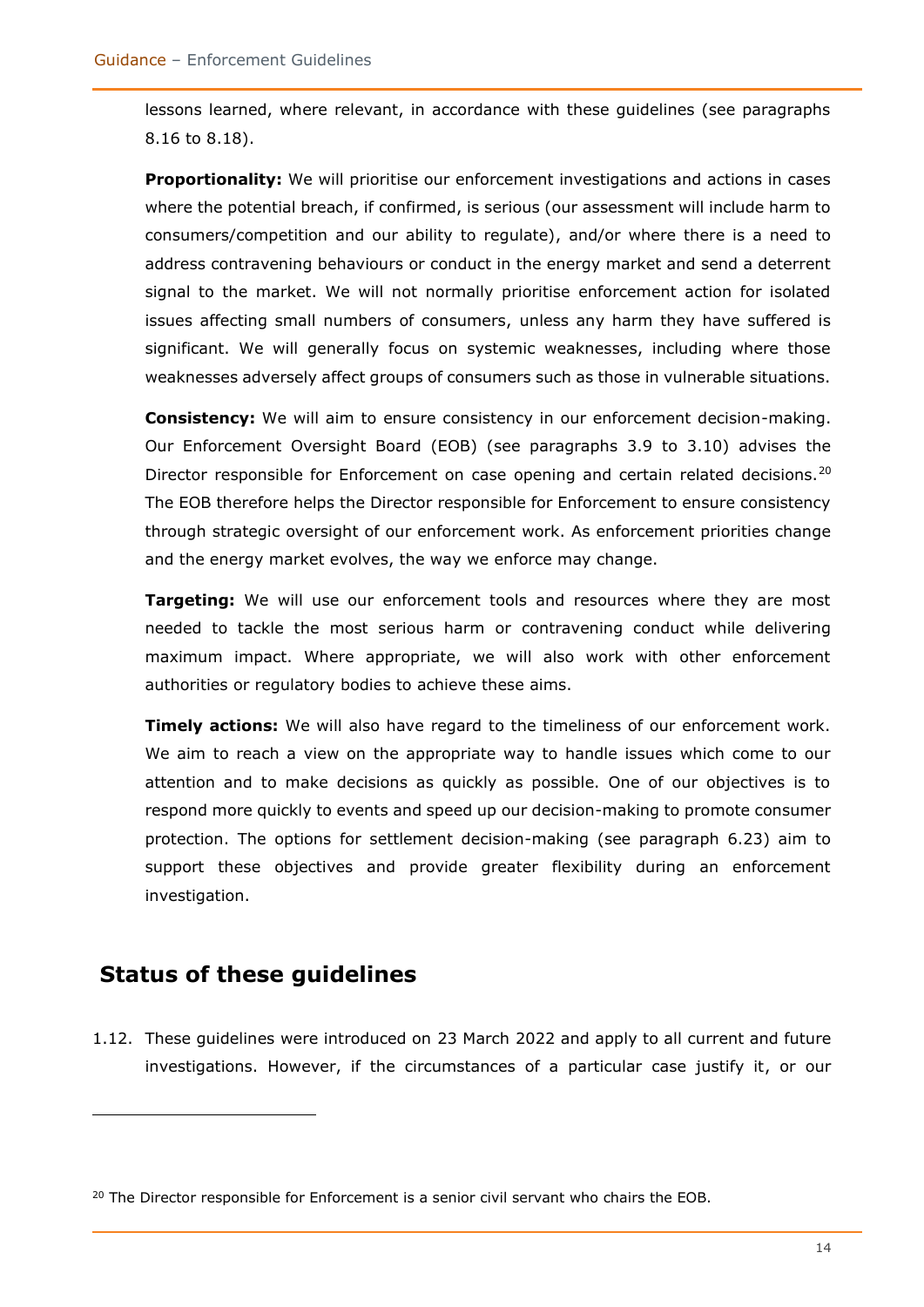lessons learned, where relevant, in accordance with these guidelines (see paragraphs 8.16 to 8.18).

**Proportionality:** We will prioritise our enforcement investigations and actions in cases where the potential breach, if confirmed, is serious (our assessment will include harm to consumers/competition and our ability to regulate), and/or where there is a need to address contravening behaviours or conduct in the energy market and send a deterrent signal to the market. We will not normally prioritise enforcement action for isolated issues affecting small numbers of consumers, unless any harm they have suffered is significant. We will generally focus on systemic weaknesses, including where those weaknesses adversely affect groups of consumers such as those in vulnerable situations.

**Consistency:** We will aim to ensure consistency in our enforcement decision-making. Our Enforcement Oversight Board (EOB) (see paragraphs 3.9 to 3.10) advises the Director responsible for Enforcement on case opening and certain related decisions.[20] The EOB therefore helps the Director responsible for Enforcement to ensure consistency through strategic oversight of our enforcement work. As enforcement priorities change and the energy market evolves, the way we enforce may change.

**Targeting:** We will use our enforcement tools and resources where they are most needed to tackle the most serious harm or contravening conduct while delivering maximum impact. Where appropriate, we will also work with other enforcement authorities or regulatory bodies to achieve these aims.

**Timely actions:** We will also have regard to the timeliness of our enforcement work. We aim to reach a view on the appropriate way to handle issues which come to our attention and to make decisions as quickly as possible. One of our objectives is to respond more quickly to events and speed up our decision-making to promote consumer protection. The options for settlement decision-making (see paragraph 6.23) aim to support these objectives and provide greater flexibility during an enforcement investigation.

## Status of these guidelines

1.12. These guidelines were introduced on 23 March 2022 and apply to all current and future investigations. However, if the circumstances of a particular case justify it, or our

[20] The Director responsible for Enforcement is a senior civil servant who chairs the EOB.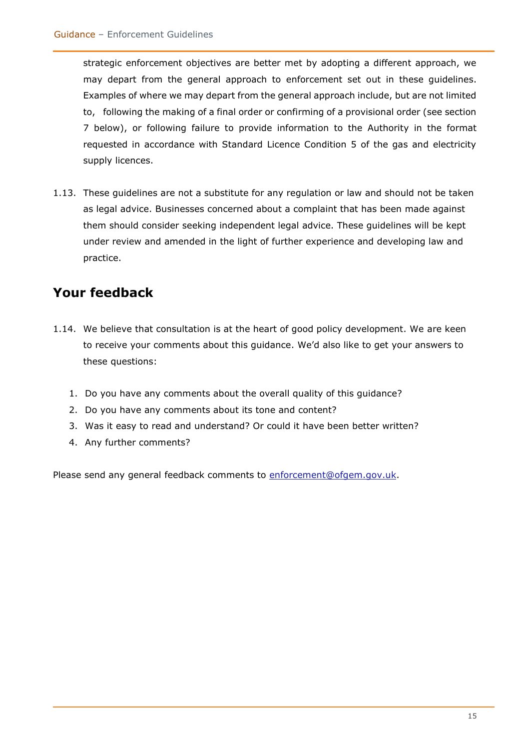strategic enforcement objectives are better met by adopting a different approach, we may depart from the general approach to enforcement set out in these guidelines. Examples of where we may depart from the general approach include, but are not limited to, following the making of a final order or confirming of a provisional order (see section 7 below), or following failure to provide information to the Authority in the format requested in accordance with Standard Licence Condition 5 of the gas and electricity supply licences.

1.13. These guidelines are not a substitute for any regulation or law and should not be taken as legal advice. Businesses concerned about a complaint that has been made against them should consider seeking independent legal advice. These guidelines will be kept under review and amended in the light of further experience and developing law and practice.

## Your feedback

1.14. We believe that consultation is at the heart of good policy development. We are keen to receive your comments about this guidance. We'd also like to get your answers to these questions:

1. Do you have any comments about the overall quality of this guidance?
2. Do you have any comments about its tone and content?
3. Was it easy to read and understand? Or could it have been better written?
4. Any further comments?

Please send any general feedback comments to [enforcement@ofgem.gov.uk](mailto:enforcement@ofgem.gov.uk).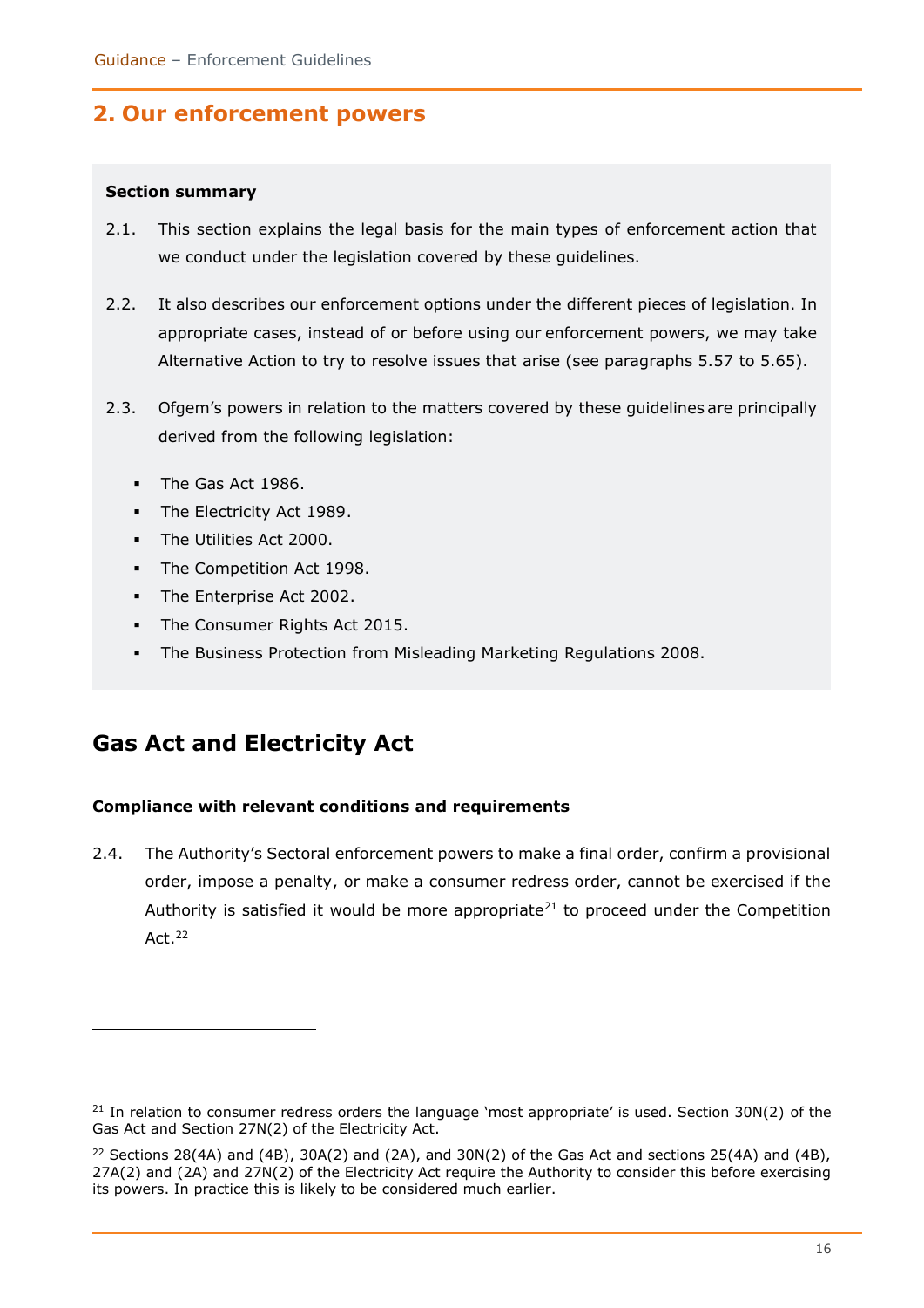## 2. Our enforcement powers

**Section summary**

2.1. This section explains the legal basis for the main types of enforcement action that we conduct under the legislation covered by these guidelines.

2.2. It also describes our enforcement options under the different pieces of legislation. In appropriate cases, instead of or before using our enforcement powers, we may take Alternative Action to try to resolve issues that arise (see paragraphs 5.57 to 5.65).

2.3. Ofgem's powers in relation to the matters covered by these guidelines are principally derived from the following legislation:

- The Gas Act 1986.
- The Electricity Act 1989.
- The Utilities Act 2000.
- The Competition Act 1998.
- The Enterprise Act 2002.
- The Consumer Rights Act 2015.
- The Business Protection from Misleading Marketing Regulations 2008.

## Gas Act and Electricity Act

**Compliance with relevant conditions and requirements**

2.4. The Authority's Sectoral enforcement powers to make a final order, confirm a provisional order, impose a penalty, or make a consumer redress order, cannot be exercised if the Authority is satisfied it would be more appropriate[21] to proceed under the Competition Act.[22]

---

[21] In relation to consumer redress orders the language 'most appropriate' is used. Section 30N(2) of the Gas Act and Section 27N(2) of the Electricity Act.

[22] Sections 28(4A) and (4B), 30A(2) and (2A), and 30N(2) of the Gas Act and sections 25(4A) and (4B), 27A(2) and (2A) and 27N(2) of the Electricity Act require the Authority to consider this before exercising its powers. In practice this is likely to be considered much earlier.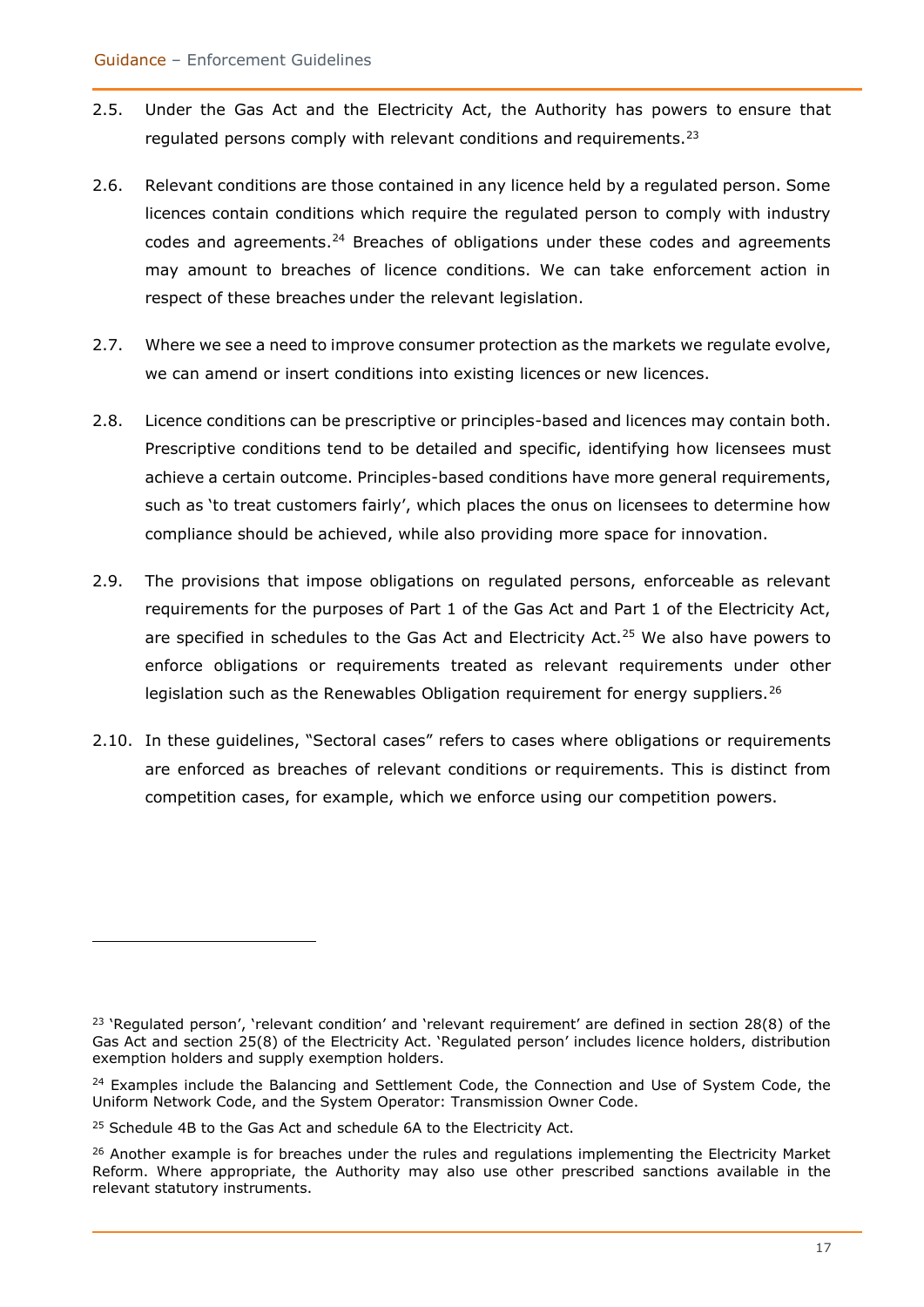2.5. Under the Gas Act and the Electricity Act, the Authority has powers to ensure that regulated persons comply with relevant conditions and requirements.[23]

2.6. Relevant conditions are those contained in any licence held by a regulated person. Some licences contain conditions which require the regulated person to comply with industry codes and agreements.[24] Breaches of obligations under these codes and agreements may amount to breaches of licence conditions. We can take enforcement action in respect of these breaches under the relevant legislation.

2.7. Where we see a need to improve consumer protection as the markets we regulate evolve, we can amend or insert conditions into existing licences or new licences.

2.8. Licence conditions can be prescriptive or principles-based and licences may contain both. Prescriptive conditions tend to be detailed and specific, identifying how licensees must achieve a certain outcome. Principles-based conditions have more general requirements, such as 'to treat customers fairly', which places the onus on licensees to determine how compliance should be achieved, while also providing more space for innovation.

2.9. The provisions that impose obligations on regulated persons, enforceable as relevant requirements for the purposes of Part 1 of the Gas Act and Part 1 of the Electricity Act, are specified in schedules to the Gas Act and Electricity Act.[25] We also have powers to enforce obligations or requirements treated as relevant requirements under other legislation such as the Renewables Obligation requirement for energy suppliers.[26]

2.10. In these guidelines, "Sectoral cases" refers to cases where obligations or requirements are enforced as breaches of relevant conditions or requirements. This is distinct from competition cases, for example, which we enforce using our competition powers.

---

[23] 'Regulated person', 'relevant condition' and 'relevant requirement' are defined in section 28(8) of the Gas Act and section 25(8) of the Electricity Act. 'Regulated person' includes licence holders, distribution exemption holders and supply exemption holders.

[24] Examples include the Balancing and Settlement Code, the Connection and Use of System Code, the Uniform Network Code, and the System Operator: Transmission Owner Code.

[25] Schedule 4B to the Gas Act and schedule 6A to the Electricity Act.

[26] Another example is for breaches under the rules and regulations implementing the Electricity Market Reform. Where appropriate, the Authority may also use other prescribed sanctions available in the relevant statutory instruments.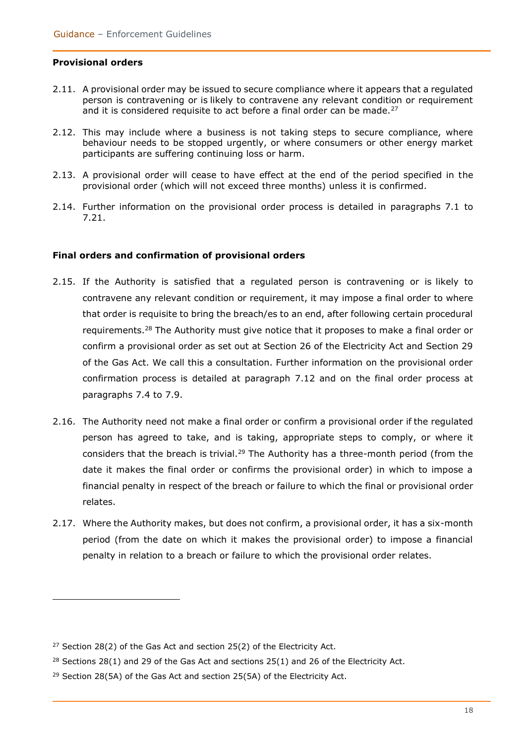**Provisional orders**

2.11. A provisional order may be issued to secure compliance where it appears that a regulated person is contravening or is likely to contravene any relevant condition or requirement and it is considered requisite to act before a final order can be made.[27]

2.12. This may include where a business is not taking steps to secure compliance, where behaviour needs to be stopped urgently, or where consumers or other energy market participants are suffering continuing loss or harm.

2.13. A provisional order will cease to have effect at the end of the period specified in the provisional order (which will not exceed three months) unless it is confirmed.

2.14. Further information on the provisional order process is detailed in paragraphs 7.1 to 7.21.

**Final orders and confirmation of provisional orders**

2.15. If the Authority is satisfied that a regulated person is contravening or is likely to contravene any relevant condition or requirement, it may impose a final order to where that order is requisite to bring the breach/es to an end, after following certain procedural requirements.[28] The Authority must give notice that it proposes to make a final order or confirm a provisional order as set out at Section 26 of the Electricity Act and Section 29 of the Gas Act. We call this a consultation. Further information on the provisional order confirmation process is detailed at paragraph 7.12 and on the final order process at paragraphs 7.4 to 7.9.

2.16. The Authority need not make a final order or confirm a provisional order if the regulated person has agreed to take, and is taking, appropriate steps to comply, or where it considers that the breach is trivial.[29] The Authority has a three-month period (from the date it makes the final order or confirms the provisional order) in which to impose a financial penalty in respect of the breach or failure to which the final or provisional order relates.

2.17. Where the Authority makes, but does not confirm, a provisional order, it has a six-month period (from the date on which it makes the provisional order) to impose a financial penalty in relation to a breach or failure to which the provisional order relates.

[27] Section 28(2) of the Gas Act and section 25(2) of the Electricity Act.

[28] Sections 28(1) and 29 of the Gas Act and sections 25(1) and 26 of the Electricity Act.

[29] Section 28(5A) of the Gas Act and section 25(5A) of the Electricity Act.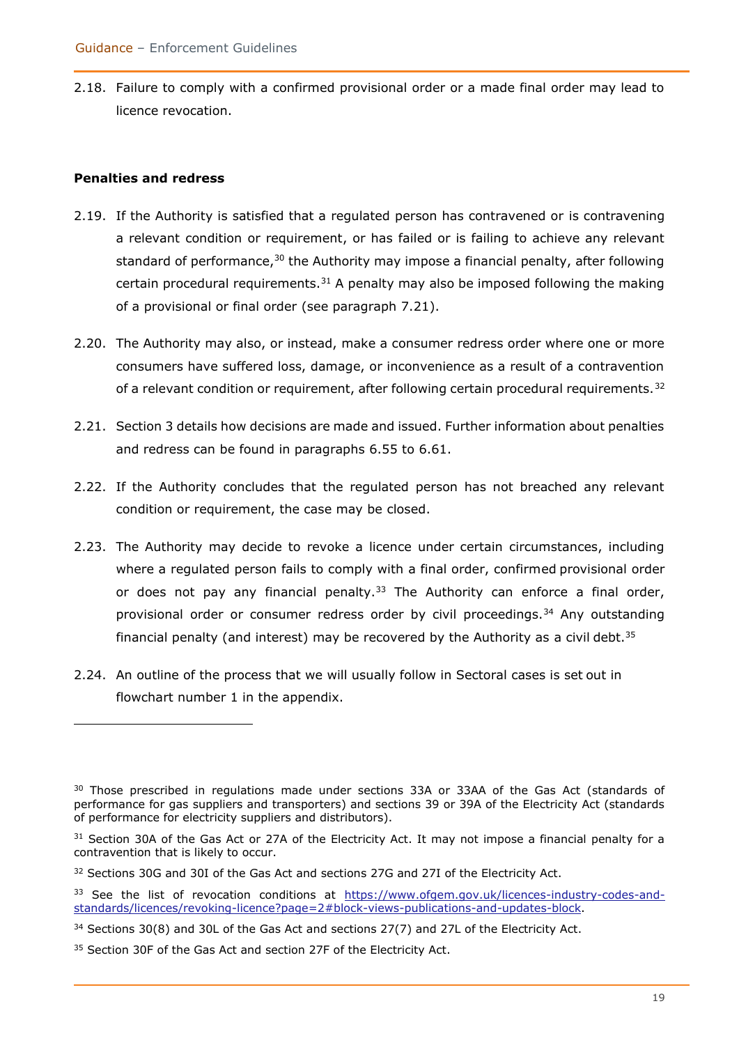2.18. Failure to comply with a confirmed provisional order or a made final order may lead to licence revocation.

**Penalties and redress**

2.19. If the Authority is satisfied that a regulated person has contravened or is contravening a relevant condition or requirement, or has failed or is failing to achieve any relevant standard of performance,[30] the Authority may impose a financial penalty, after following certain procedural requirements.[31] A penalty may also be imposed following the making of a provisional or final order (see paragraph 7.21).

2.20. The Authority may also, or instead, make a consumer redress order where one or more consumers have suffered loss, damage, or inconvenience as a result of a contravention of a relevant condition or requirement, after following certain procedural requirements.[32]

2.21. Section 3 details how decisions are made and issued. Further information about penalties and redress can be found in paragraphs 6.55 to 6.61.

2.22. If the Authority concludes that the regulated person has not breached any relevant condition or requirement, the case may be closed.

2.23. The Authority may decide to revoke a licence under certain circumstances, including where a regulated person fails to comply with a final order, confirmed provisional order or does not pay any financial penalty.[33] The Authority can enforce a final order, provisional order or consumer redress order by civil proceedings.[34] Any outstanding financial penalty (and interest) may be recovered by the Authority as a civil debt.[35]

2.24. An outline of the process that we will usually follow in Sectoral cases is set out in flowchart number 1 in the appendix.

---

[30] Those prescribed in regulations made under sections 33A or 33AA of the Gas Act (standards of performance for gas suppliers and transporters) and sections 39 or 39A of the Electricity Act (standards of performance for electricity suppliers and distributors).

[31] Section 30A of the Gas Act or 27A of the Electricity Act. It may not impose a financial penalty for a contravention that is likely to occur.

[32] Sections 30G and 30I of the Gas Act and sections 27G and 27I of the Electricity Act.

[33] See the list of revocation conditions at https://www.ofgem.gov.uk/licences-industry-codes-and-standards/licences/revoking-licence?page=2#block-views-publications-and-updates-block.

[34] Sections 30(8) and 30L of the Gas Act and sections 27(7) and 27L of the Electricity Act.

[35] Section 30F of the Gas Act and section 27F of the Electricity Act.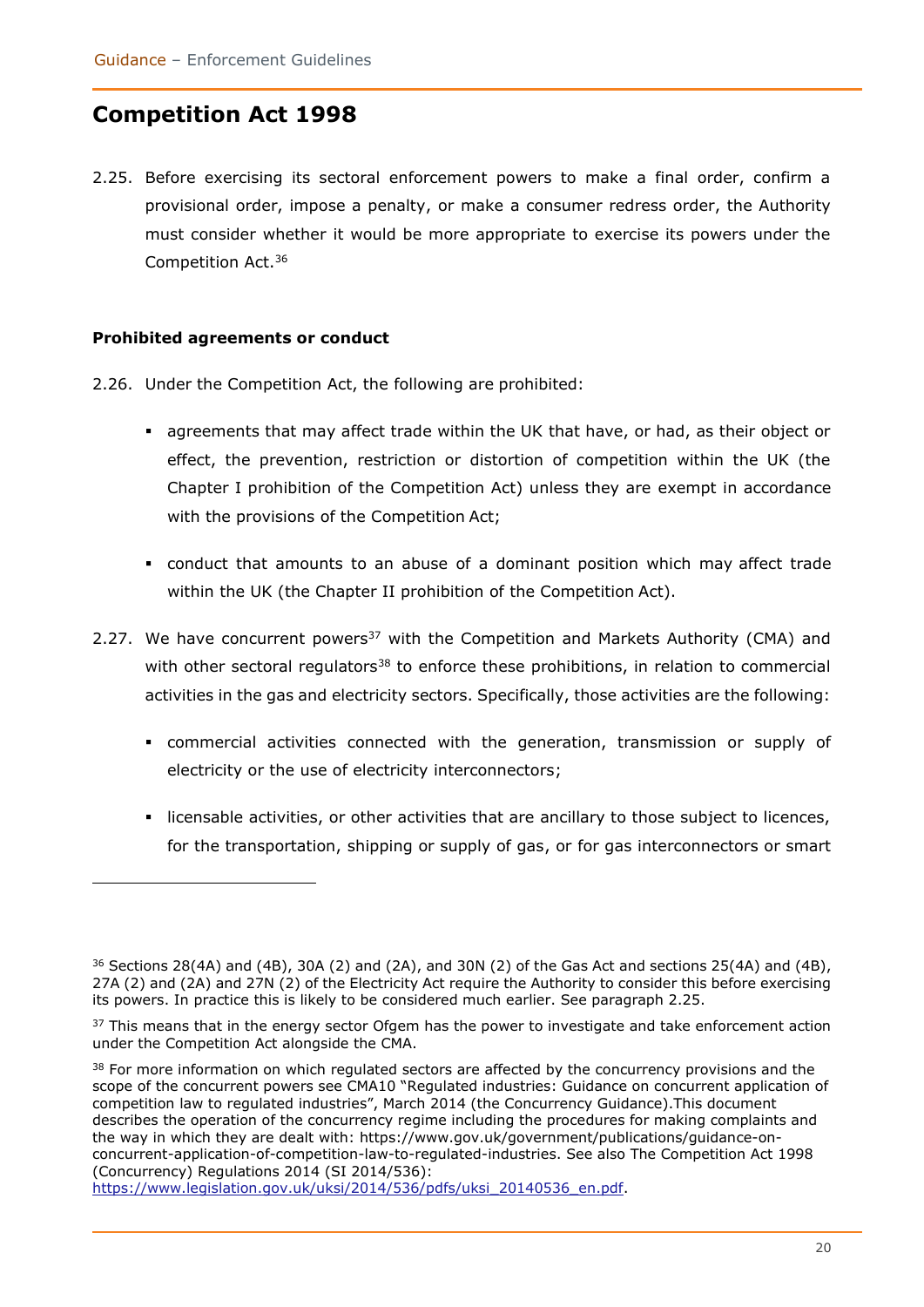## Competition Act 1998

2.25. Before exercising its sectoral enforcement powers to make a final order, confirm a provisional order, impose a penalty, or make a consumer redress order, the Authority must consider whether it would be more appropriate to exercise its powers under the Competition Act.[36]

### Prohibited agreements or conduct

2.26. Under the Competition Act, the following are prohibited:

- agreements that may affect trade within the UK that have, or had, as their object or effect, the prevention, restriction or distortion of competition within the UK (the Chapter I prohibition of the Competition Act) unless they are exempt in accordance with the provisions of the Competition Act;
- conduct that amounts to an abuse of a dominant position which may affect trade within the UK (the Chapter II prohibition of the Competition Act).

2.27. We have concurrent powers[37] with the Competition and Markets Authority (CMA) and with other sectoral regulators[38] to enforce these prohibitions, in relation to commercial activities in the gas and electricity sectors. Specifically, those activities are the following:

- commercial activities connected with the generation, transmission or supply of electricity or the use of electricity interconnectors;
- licensable activities, or other activities that are ancillary to those subject to licences, for the transportation, shipping or supply of gas, or for gas interconnectors or smart

---

[36] Sections 28(4A) and (4B), 30A (2) and (2A), and 30N (2) of the Gas Act and sections 25(4A) and (4B), 27A (2) and (2A) and 27N (2) of the Electricity Act require the Authority to consider this before exercising its powers. In practice this is likely to be considered much earlier. See paragraph 2.25.

[37] This means that in the energy sector Ofgem has the power to investigate and take enforcement action under the Competition Act alongside the CMA.

[38] For more information on which regulated sectors are affected by the concurrency provisions and the scope of the concurrent powers see CMA10 "Regulated industries: Guidance on concurrent application of competition law to regulated industries", March 2014 (the Concurrency Guidance).This document describes the operation of the concurrency regime including the procedures for making complaints and the way in which they are dealt with: https://www.gov.uk/government/publications/guidance-on-concurrent-application-of-competition-law-to-regulated-industries. See also The Competition Act 1998 (Concurrency) Regulations 2014 (SI 2014/536): https://www.legislation.gov.uk/uksi/2014/536/pdfs/uksi_20140536_en.pdf.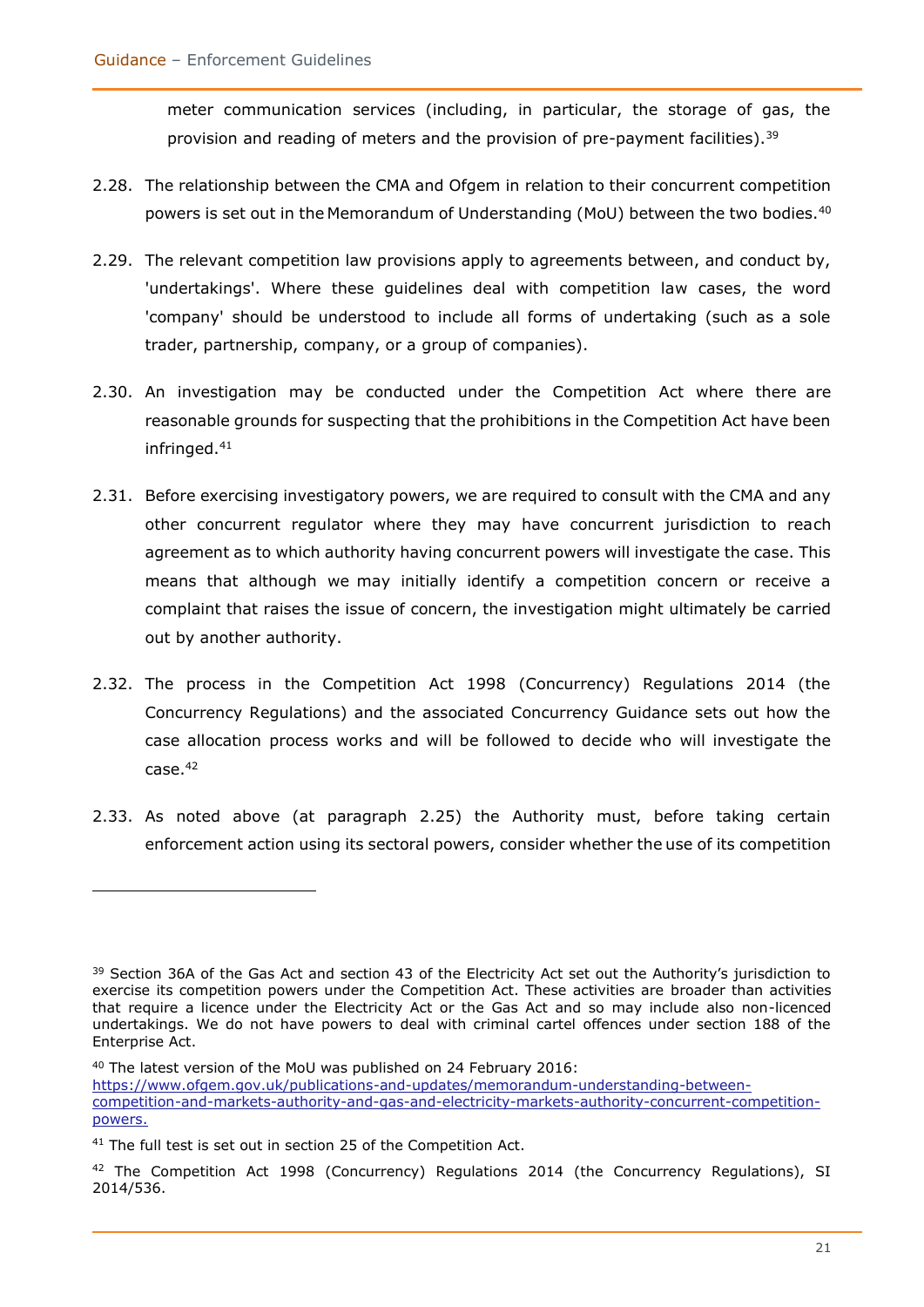meter communication services (including, in particular, the storage of gas, the provision and reading of meters and the provision of pre-payment facilities).[39]

2.28. The relationship between the CMA and Ofgem in relation to their concurrent competition powers is set out in the Memorandum of Understanding (MoU) between the two bodies.[40]

2.29. The relevant competition law provisions apply to agreements between, and conduct by, 'undertakings'. Where these guidelines deal with competition law cases, the word 'company' should be understood to include all forms of undertaking (such as a sole trader, partnership, company, or a group of companies).

2.30. An investigation may be conducted under the Competition Act where there are reasonable grounds for suspecting that the prohibitions in the Competition Act have been infringed.[41]

2.31. Before exercising investigatory powers, we are required to consult with the CMA and any other concurrent regulator where they may have concurrent jurisdiction to reach agreement as to which authority having concurrent powers will investigate the case. This means that although we may initially identify a competition concern or receive a complaint that raises the issue of concern, the investigation might ultimately be carried out by another authority.

2.32. The process in the Competition Act 1998 (Concurrency) Regulations 2014 (the Concurrency Regulations) and the associated Concurrency Guidance sets out how the case allocation process works and will be followed to decide who will investigate the case.[42]

2.33. As noted above (at paragraph 2.25) the Authority must, before taking certain enforcement action using its sectoral powers, consider whether the use of its competition

---

[39] Section 36A of the Gas Act and section 43 of the Electricity Act set out the Authority's jurisdiction to exercise its competition powers under the Competition Act. These activities are broader than activities that require a licence under the Electricity Act or the Gas Act and so may include also non-licenced undertakings. We do not have powers to deal with criminal cartel offences under section 188 of the Enterprise Act.

[40] The latest version of the MoU was published on 24 February 2016: [https://www.ofgem.gov.uk/publications-and-updates/memorandum-understanding-between-competition-and-markets-authority-and-gas-and-electricity-markets-authority-concurrent-competition-powers.](https://www.ofgem.gov.uk/publications-and-updates/memorandum-understanding-between-competition-and-markets-authority-and-gas-and-electricity-markets-authority-concurrent-competition-powers)

[41] The full test is set out in section 25 of the Competition Act.

[42] The Competition Act 1998 (Concurrency) Regulations 2014 (the Concurrency Regulations), SI 2014/536.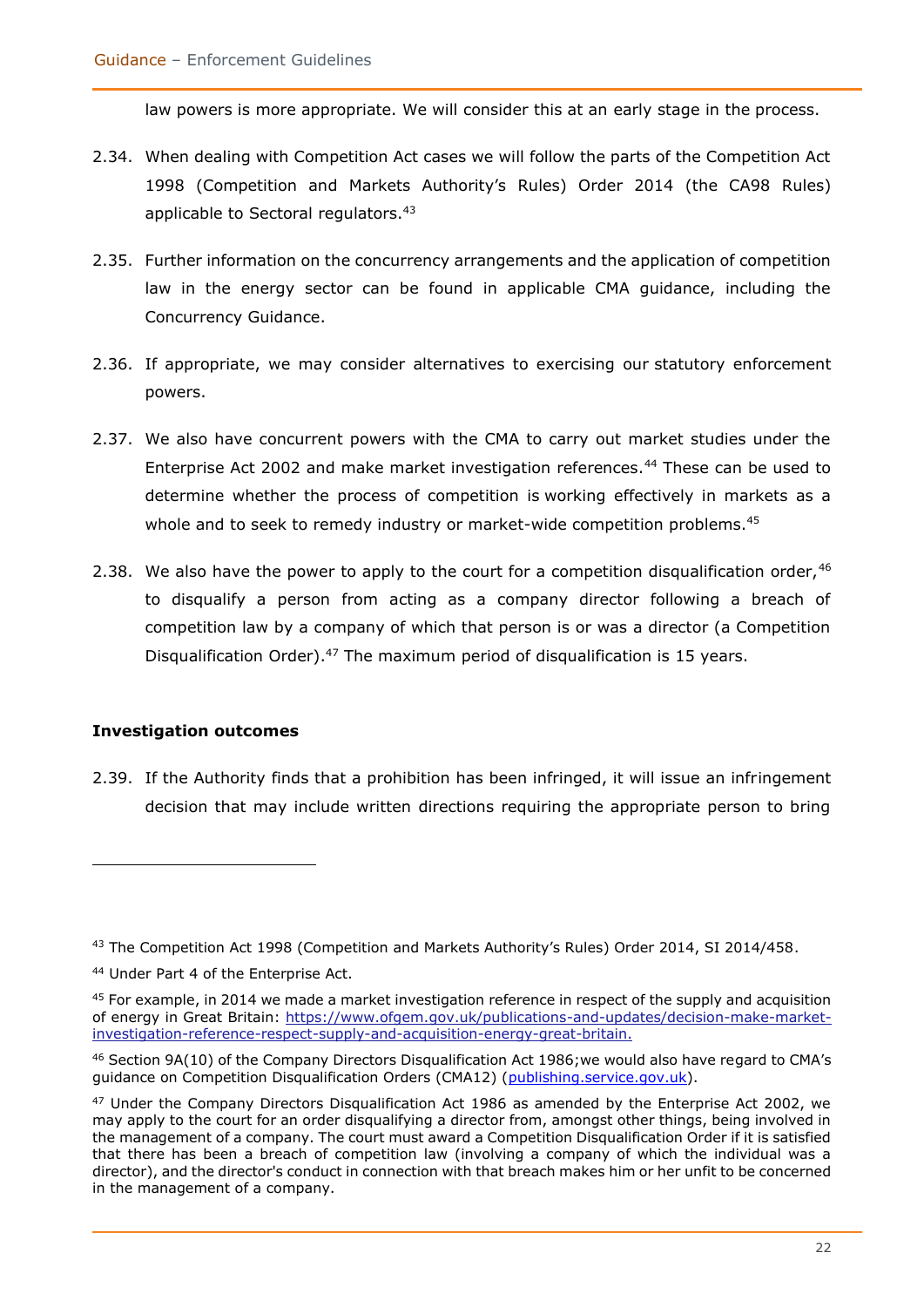law powers is more appropriate. We will consider this at an early stage in the process.

2.34. When dealing with Competition Act cases we will follow the parts of the Competition Act 1998 (Competition and Markets Authority's Rules) Order 2014 (the CA98 Rules) applicable to Sectoral regulators.[43]

2.35. Further information on the concurrency arrangements and the application of competition law in the energy sector can be found in applicable CMA guidance, including the Concurrency Guidance.

2.36. If appropriate, we may consider alternatives to exercising our statutory enforcement powers.

2.37. We also have concurrent powers with the CMA to carry out market studies under the Enterprise Act 2002 and make market investigation references.[44] These can be used to determine whether the process of competition is working effectively in markets as a whole and to seek to remedy industry or market-wide competition problems.[45]

2.38. We also have the power to apply to the court for a competition disqualification order,[46] to disqualify a person from acting as a company director following a breach of competition law by a company of which that person is or was a director (a Competition Disqualification Order).[47] The maximum period of disqualification is 15 years.

**Investigation outcomes**

2.39. If the Authority finds that a prohibition has been infringed, it will issue an infringement decision that may include written directions requiring the appropriate person to bring

---

[43] The Competition Act 1998 (Competition and Markets Authority's Rules) Order 2014, SI 2014/458.

[44] Under Part 4 of the Enterprise Act.

[45] For example, in 2014 we made a market investigation reference in respect of the supply and acquisition of energy in Great Britain: [https://www.ofgem.gov.uk/publications-and-updates/decision-make-market-investigation-reference-respect-supply-and-acquisition-energy-great-britain.](https://www.ofgem.gov.uk/publications-and-updates/decision-make-market-investigation-reference-respect-supply-and-acquisition-energy-great-britain)

[46] Section 9A(10) of the Company Directors Disqualification Act 1986;we would also have regard to CMA's guidance on Competition Disqualification Orders (CMA12) (publishing.service.gov.uk).

[47] Under the Company Directors Disqualification Act 1986 as amended by the Enterprise Act 2002, we may apply to the court for an order disqualifying a director from, amongst other things, being involved in the management of a company. The court must award a Competition Disqualification Order if it is satisfied that there has been a breach of competition law (involving a company of which the individual was a director), and the director's conduct in connection with that breach makes him or her unfit to be concerned in the management of a company.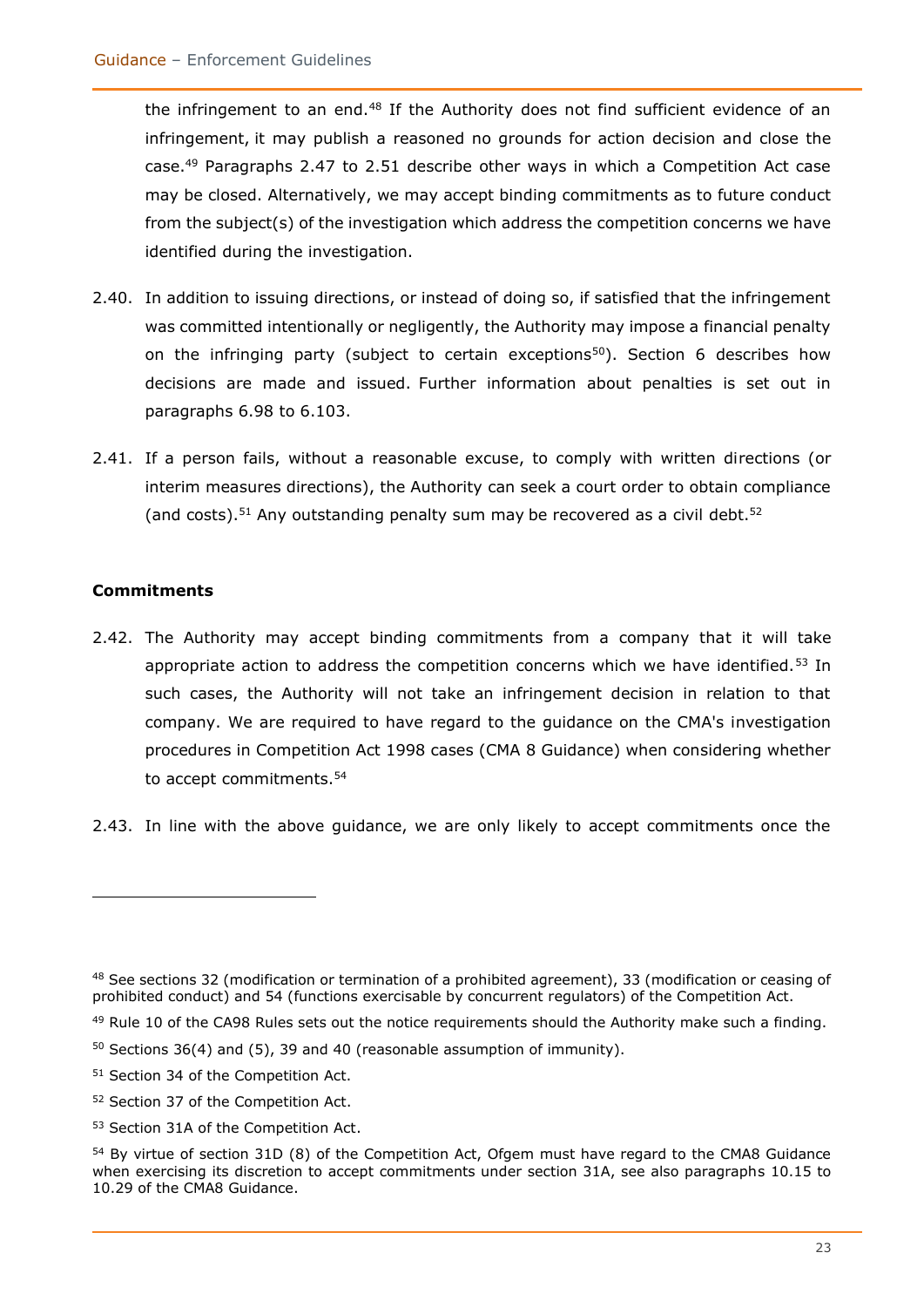the infringement to an end.[48] If the Authority does not find sufficient evidence of an infringement, it may publish a reasoned no grounds for action decision and close the case.[49] Paragraphs 2.47 to 2.51 describe other ways in which a Competition Act case may be closed. Alternatively, we may accept binding commitments as to future conduct from the subject(s) of the investigation which address the competition concerns we have identified during the investigation.

2.40. In addition to issuing directions, or instead of doing so, if satisfied that the infringement was committed intentionally or negligently, the Authority may impose a financial penalty on the infringing party (subject to certain exceptions[50]). Section 6 describes how decisions are made and issued. Further information about penalties is set out in paragraphs 6.98 to 6.103.

2.41. If a person fails, without a reasonable excuse, to comply with written directions (or interim measures directions), the Authority can seek a court order to obtain compliance (and costs).[51] Any outstanding penalty sum may be recovered as a civil debt.[52]

**Commitments**

2.42. The Authority may accept binding commitments from a company that it will take appropriate action to address the competition concerns which we have identified.[53] In such cases, the Authority will not take an infringement decision in relation to that company. We are required to have regard to the guidance on the CMA's investigation procedures in Competition Act 1998 cases (CMA 8 Guidance) when considering whether to accept commitments.[54]

2.43. In line with the above guidance, we are only likely to accept commitments once the

---

[48] See sections 32 (modification or termination of a prohibited agreement), 33 (modification or ceasing of prohibited conduct) and 54 (functions exercisable by concurrent regulators) of the Competition Act.

[49] Rule 10 of the CA98 Rules sets out the notice requirements should the Authority make such a finding.

[50] Sections 36(4) and (5), 39 and 40 (reasonable assumption of immunity).

[51] Section 34 of the Competition Act.

[52] Section 37 of the Competition Act.

[53] Section 31A of the Competition Act.

[54] By virtue of section 31D (8) of the Competition Act, Ofgem must have regard to the CMA8 Guidance when exercising its discretion to accept commitments under section 31A, see also paragraphs 10.15 to 10.29 of the CMA8 Guidance.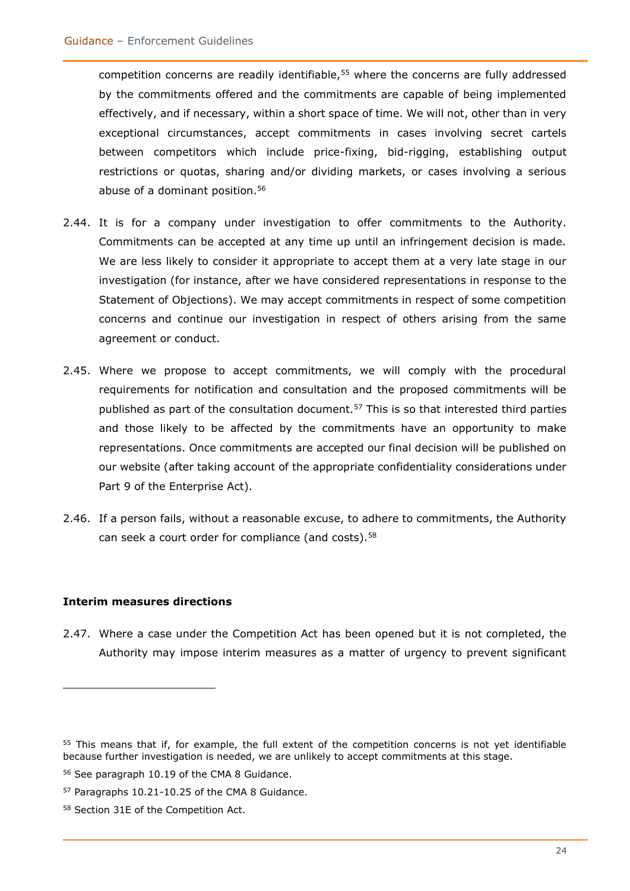competition concerns are readily identifiable,[55] where the concerns are fully addressed by the commitments offered and the commitments are capable of being implemented effectively, and if necessary, within a short space of time. We will not, other than in very exceptional circumstances, accept commitments in cases involving secret cartels between competitors which include price-fixing, bid-rigging, establishing output restrictions or quotas, sharing and/or dividing markets, or cases involving a serious abuse of a dominant position.[56]

2.44. It is for a company under investigation to offer commitments to the Authority. Commitments can be accepted at any time up until an infringement decision is made. We are less likely to consider it appropriate to accept them at a very late stage in our investigation (for instance, after we have considered representations in response to the Statement of Objections). We may accept commitments in respect of some competition concerns and continue our investigation in respect of others arising from the same agreement or conduct.

2.45. Where we propose to accept commitments, we will comply with the procedural requirements for notification and consultation and the proposed commitments will be published as part of the consultation document.[57] This is so that interested third parties and those likely to be affected by the commitments have an opportunity to make representations. Once commitments are accepted our final decision will be published on our website (after taking account of the appropriate confidentiality considerations under Part 9 of the Enterprise Act).

2.46. If a person fails, without a reasonable excuse, to adhere to commitments, the Authority can seek a court order for compliance (and costs).[58]

**Interim measures directions**

2.47. Where a case under the Competition Act has been opened but it is not completed, the Authority may impose interim measures as a matter of urgency to prevent significant

---

[55] This means that if, for example, the full extent of the competition concerns is not yet identifiable because further investigation is needed, we are unlikely to accept commitments at this stage.

[56] See paragraph 10.19 of the CMA 8 Guidance.

[57] Paragraphs 10.21-10.25 of the CMA 8 Guidance.

[58] Section 31E of the Competition Act.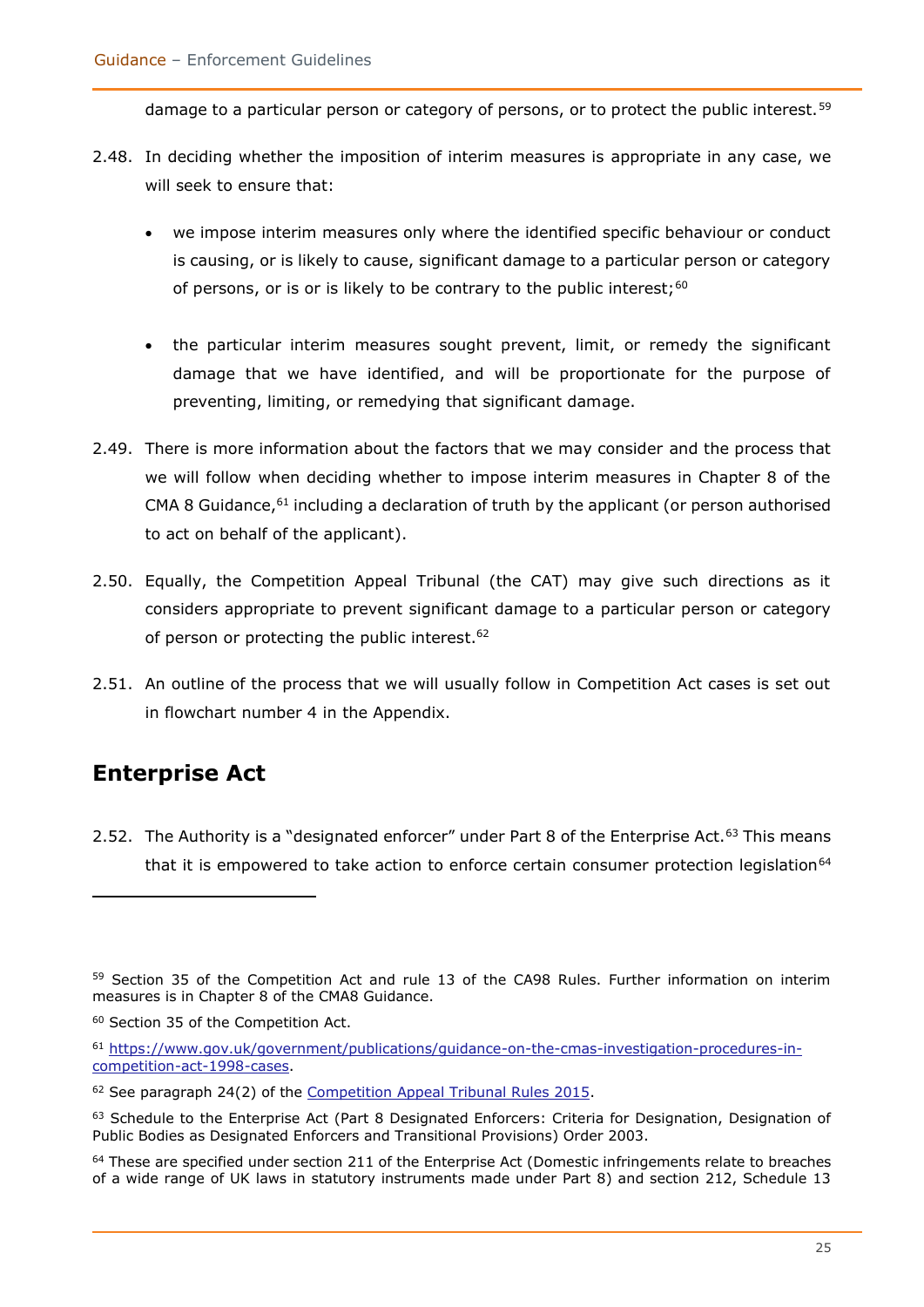damage to a particular person or category of persons, or to protect the public interest.[59]

2.48. In deciding whether the imposition of interim measures is appropriate in any case, we will seek to ensure that:

- we impose interim measures only where the identified specific behaviour or conduct is causing, or is likely to cause, significant damage to a particular person or category of persons, or is or is likely to be contrary to the public interest;[60]

- the particular interim measures sought prevent, limit, or remedy the significant damage that we have identified, and will be proportionate for the purpose of preventing, limiting, or remedying that significant damage.

2.49. There is more information about the factors that we may consider and the process that we will follow when deciding whether to impose interim measures in Chapter 8 of the CMA 8 Guidance,[61] including a declaration of truth by the applicant (or person authorised to act on behalf of the applicant).

2.50. Equally, the Competition Appeal Tribunal (the CAT) may give such directions as it considers appropriate to prevent significant damage to a particular person or category of person or protecting the public interest.[62]

2.51. An outline of the process that we will usually follow in Competition Act cases is set out in flowchart number 4 in the Appendix.

## Enterprise Act

2.52. The Authority is a "designated enforcer" under Part 8 of the Enterprise Act.[63] This means that it is empowered to take action to enforce certain consumer protection legislation[64]

---

[59] Section 35 of the Competition Act and rule 13 of the CA98 Rules. Further information on interim measures is in Chapter 8 of the CMA8 Guidance.

[60] Section 35 of the Competition Act.

[61] [https://www.gov.uk/government/publications/guidance-on-the-cmas-investigation-procedures-in-competition-act-1998-cases](https://www.gov.uk/government/publications/guidance-on-the-cmas-investigation-procedures-in-competition-act-1998-cases).

[62] See paragraph 24(2) of the Competition Appeal Tribunal Rules 2015.

[63] Schedule to the Enterprise Act (Part 8 Designated Enforcers: Criteria for Designation, Designation of Public Bodies as Designated Enforcers and Transitional Provisions) Order 2003.

[64] These are specified under section 211 of the Enterprise Act (Domestic infringements relate to breaches of a wide range of UK laws in statutory instruments made under Part 8) and section 212, Schedule 13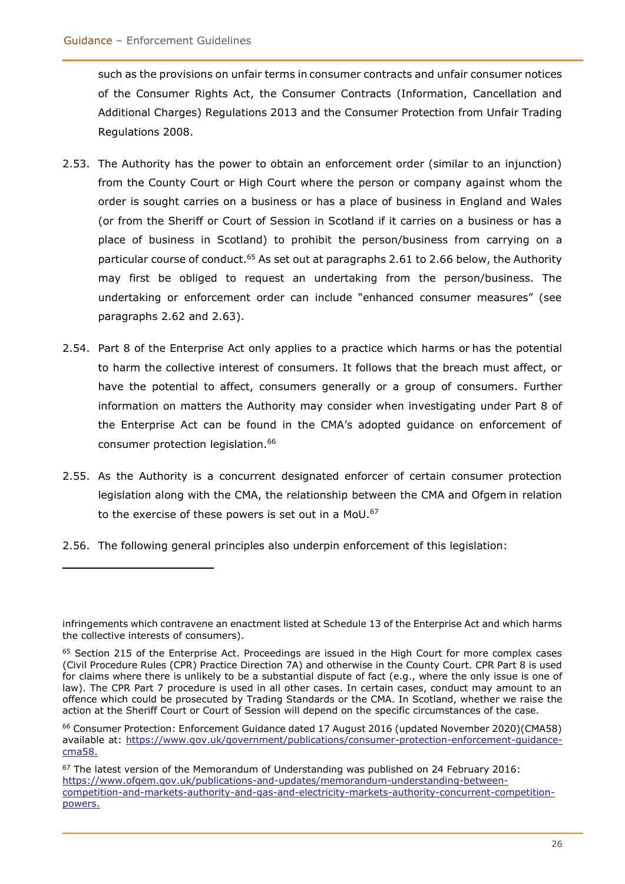such as the provisions on unfair terms in consumer contracts and unfair consumer notices of the Consumer Rights Act, the Consumer Contracts (Information, Cancellation and Additional Charges) Regulations 2013 and the Consumer Protection from Unfair Trading Regulations 2008.

2.53. The Authority has the power to obtain an enforcement order (similar to an injunction) from the County Court or High Court where the person or company against whom the order is sought carries on a business or has a place of business in England and Wales (or from the Sheriff or Court of Session in Scotland if it carries on a business or has a place of business in Scotland) to prohibit the person/business from carrying on a particular course of conduct.[65] As set out at paragraphs 2.61 to 2.66 below, the Authority may first be obliged to request an undertaking from the person/business. The undertaking or enforcement order can include "enhanced consumer measures" (see paragraphs 2.62 and 2.63).

2.54. Part 8 of the Enterprise Act only applies to a practice which harms or has the potential to harm the collective interest of consumers. It follows that the breach must affect, or have the potential to affect, consumers generally or a group of consumers. Further information on matters the Authority may consider when investigating under Part 8 of the Enterprise Act can be found in the CMA's adopted guidance on enforcement of consumer protection legislation.[66]

2.55. As the Authority is a concurrent designated enforcer of certain consumer protection legislation along with the CMA, the relationship between the CMA and Ofgem in relation to the exercise of these powers is set out in a MoU.[67]

2.56. The following general principles also underpin enforcement of this legislation:

---

infringements which contravene an enactment listed at Schedule 13 of the Enterprise Act and which harms the collective interests of consumers).

[65] Section 215 of the Enterprise Act. Proceedings are issued in the High Court for more complex cases (Civil Procedure Rules (CPR) Practice Direction 7A) and otherwise in the County Court. CPR Part 8 is used for claims where there is unlikely to be a substantial dispute of fact (e.g., where the only issue is one of law). The CPR Part 7 procedure is used in all other cases. In certain cases, conduct may amount to an offence which could be prosecuted by Trading Standards or the CMA. In Scotland, whether we raise the action at the Sheriff Court or Court of Session will depend on the specific circumstances of the case.

[66] Consumer Protection: Enforcement Guidance dated 17 August 2016 (updated November 2020)(CMA58) available at: [https://www.gov.uk/government/publications/consumer-protection-enforcement-guidance-cma58.](https://www.gov.uk/government/publications/consumer-protection-enforcement-guidance-cma58)

[67] The latest version of the Memorandum of Understanding was published on 24 February 2016: [https://www.ofgem.gov.uk/publications-and-updates/memorandum-understanding-between-competition-and-markets-authority-and-gas-and-electricity-markets-authority-concurrent-competition-powers.](https://www.ofgem.gov.uk/publications-and-updates/memorandum-understanding-between-competition-and-markets-authority-and-gas-and-electricity-markets-authority-concurrent-competition-powers)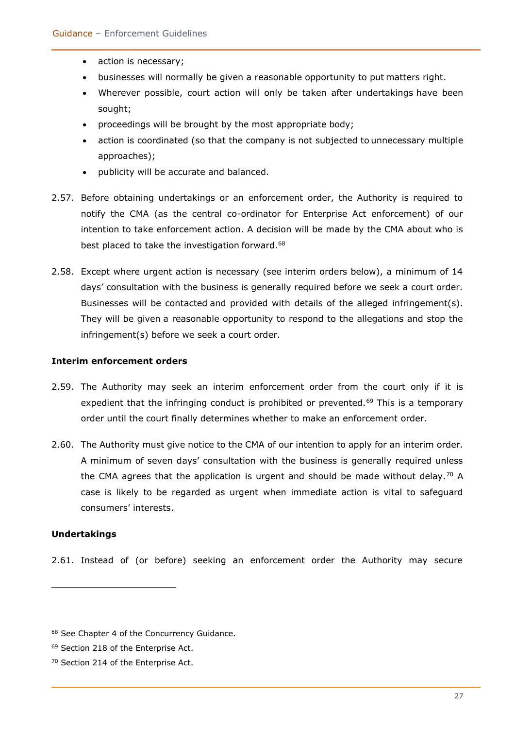- action is necessary;
- businesses will normally be given a reasonable opportunity to put matters right.
- Wherever possible, court action will only be taken after undertakings have been sought;
- proceedings will be brought by the most appropriate body;
- action is coordinated (so that the company is not subjected to unnecessary multiple approaches);
- publicity will be accurate and balanced.

2.57. Before obtaining undertakings or an enforcement order, the Authority is required to notify the CMA (as the central co-ordinator for Enterprise Act enforcement) of our intention to take enforcement action. A decision will be made by the CMA about who is best placed to take the investigation forward.[68]

2.58. Except where urgent action is necessary (see interim orders below), a minimum of 14 days' consultation with the business is generally required before we seek a court order. Businesses will be contacted and provided with details of the alleged infringement(s). They will be given a reasonable opportunity to respond to the allegations and stop the infringement(s) before we seek a court order.

**Interim enforcement orders**

2.59. The Authority may seek an interim enforcement order from the court only if it is expedient that the infringing conduct is prohibited or prevented.[69] This is a temporary order until the court finally determines whether to make an enforcement order.

2.60. The Authority must give notice to the CMA of our intention to apply for an interim order. A minimum of seven days' consultation with the business is generally required unless the CMA agrees that the application is urgent and should be made without delay.[70] A case is likely to be regarded as urgent when immediate action is vital to safeguard consumers' interests.

**Undertakings**

2.61. Instead of (or before) seeking an enforcement order the Authority may secure

[68] See Chapter 4 of the Concurrency Guidance.

[69] Section 218 of the Enterprise Act.

[70] Section 214 of the Enterprise Act.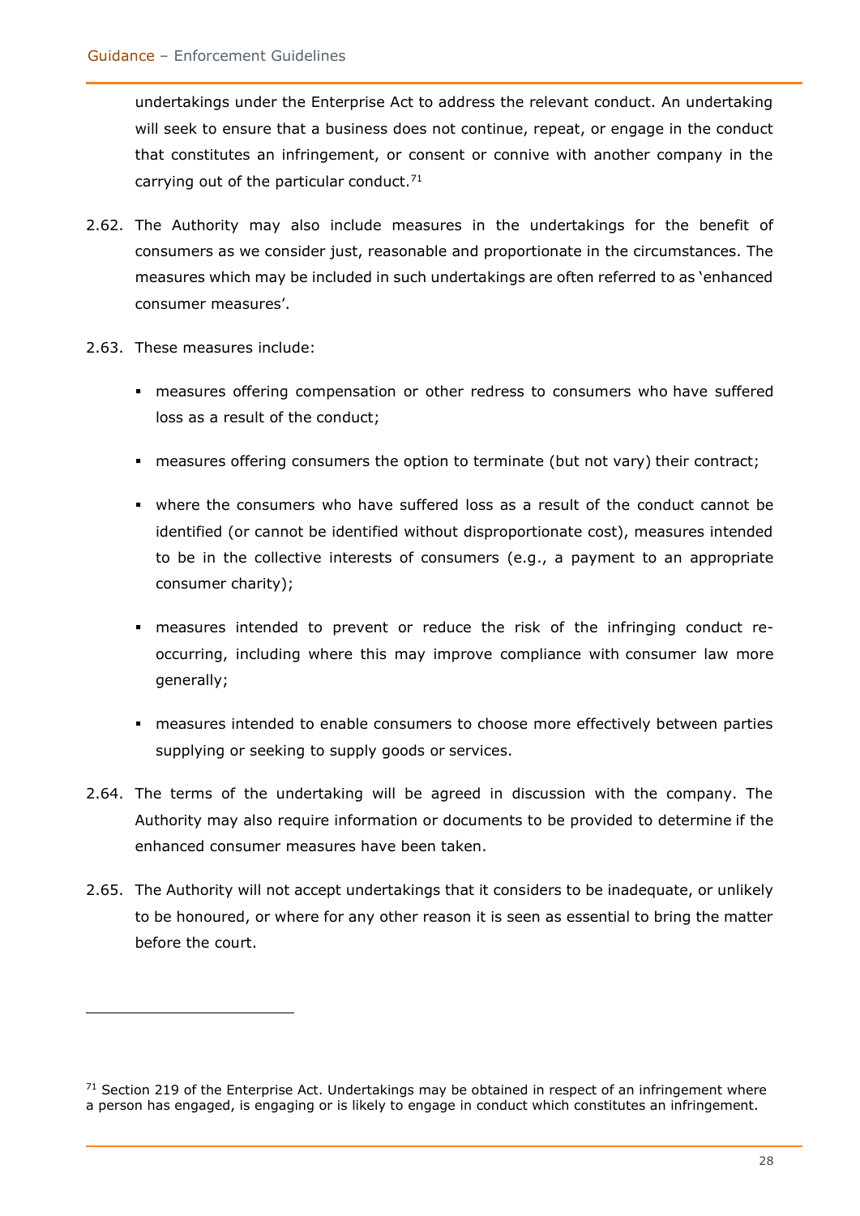undertakings under the Enterprise Act to address the relevant conduct. An undertaking will seek to ensure that a business does not continue, repeat, or engage in the conduct that constitutes an infringement, or consent or connive with another company in the carrying out of the particular conduct.[71]

2.62. The Authority may also include measures in the undertakings for the benefit of consumers as we consider just, reasonable and proportionate in the circumstances. The measures which may be included in such undertakings are often referred to as 'enhanced consumer measures'.

2.63. These measures include:

- measures offering compensation or other redress to consumers who have suffered loss as a result of the conduct;
- measures offering consumers the option to terminate (but not vary) their contract;
- where the consumers who have suffered loss as a result of the conduct cannot be identified (or cannot be identified without disproportionate cost), measures intended to be in the collective interests of consumers (e.g., a payment to an appropriate consumer charity);
- measures intended to prevent or reduce the risk of the infringing conduct re-occurring, including where this may improve compliance with consumer law more generally;
- measures intended to enable consumers to choose more effectively between parties supplying or seeking to supply goods or services.

2.64. The terms of the undertaking will be agreed in discussion with the company. The Authority may also require information or documents to be provided to determine if the enhanced consumer measures have been taken.

2.65. The Authority will not accept undertakings that it considers to be inadequate, or unlikely to be honoured, or where for any other reason it is seen as essential to bring the matter before the court.

[71] Section 219 of the Enterprise Act. Undertakings may be obtained in respect of an infringement where a person has engaged, is engaging or is likely to engage in conduct which constitutes an infringement.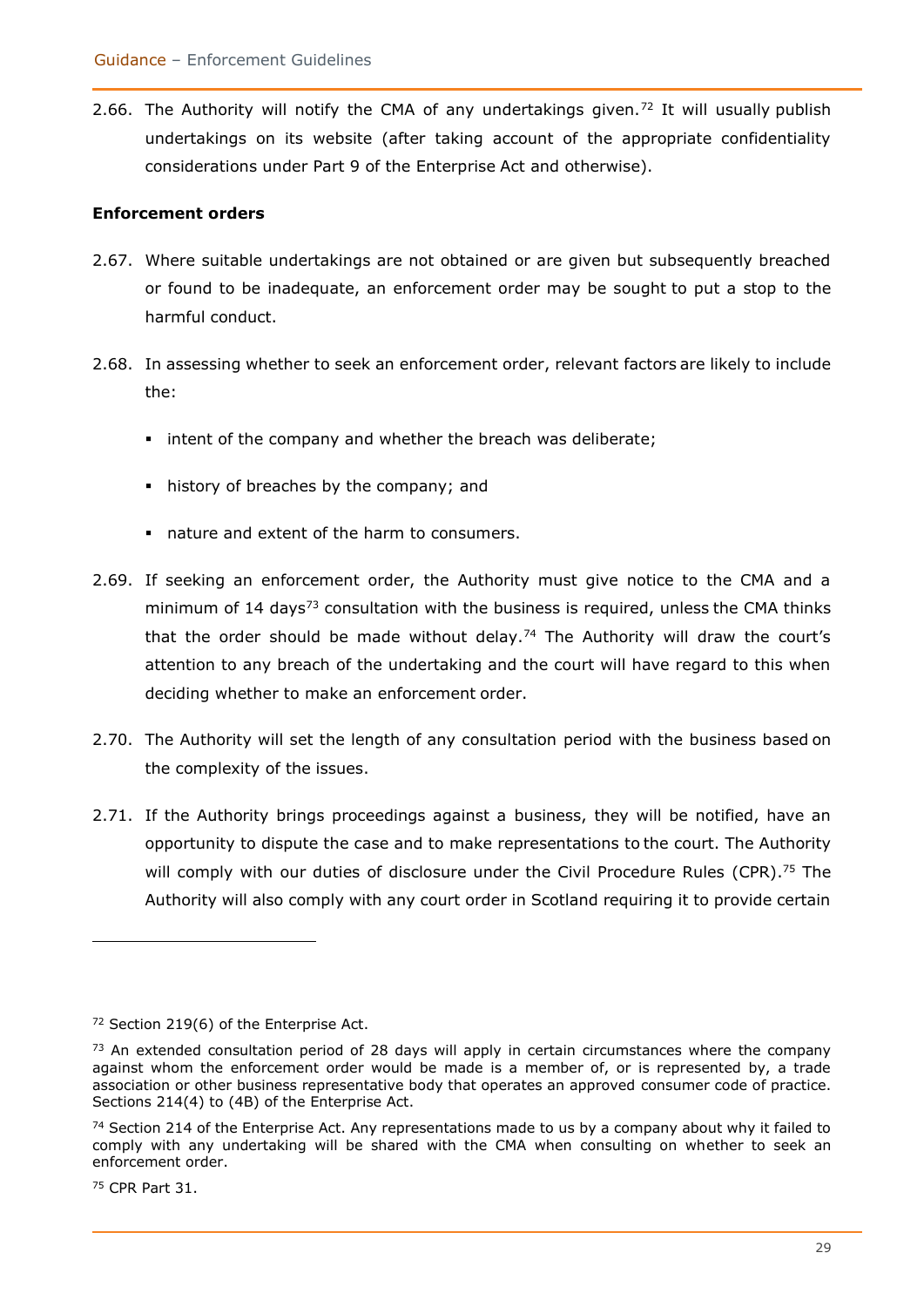2.66. The Authority will notify the CMA of any undertakings given.[72] It will usually publish undertakings on its website (after taking account of the appropriate confidentiality considerations under Part 9 of the Enterprise Act and otherwise).

**Enforcement orders**

2.67. Where suitable undertakings are not obtained or are given but subsequently breached or found to be inadequate, an enforcement order may be sought to put a stop to the harmful conduct.

2.68. In assessing whether to seek an enforcement order, relevant factors are likely to include the:

- intent of the company and whether the breach was deliberate;
- history of breaches by the company; and
- nature and extent of the harm to consumers.

2.69. If seeking an enforcement order, the Authority must give notice to the CMA and a minimum of 14 days[73] consultation with the business is required, unless the CMA thinks that the order should be made without delay.[74] The Authority will draw the court's attention to any breach of the undertaking and the court will have regard to this when deciding whether to make an enforcement order.

2.70. The Authority will set the length of any consultation period with the business based on the complexity of the issues.

2.71. If the Authority brings proceedings against a business, they will be notified, have an opportunity to dispute the case and to make representations to the court. The Authority will comply with our duties of disclosure under the Civil Procedure Rules (CPR).[75] The Authority will also comply with any court order in Scotland requiring it to provide certain

---

[72] Section 219(6) of the Enterprise Act.

[73] An extended consultation period of 28 days will apply in certain circumstances where the company against whom the enforcement order would be made is a member of, or is represented by, a trade association or other business representative body that operates an approved consumer code of practice. Sections 214(4) to (4B) of the Enterprise Act.

[74] Section 214 of the Enterprise Act. Any representations made to us by a company about why it failed to comply with any undertaking will be shared with the CMA when consulting on whether to seek an enforcement order.

[75] CPR Part 31.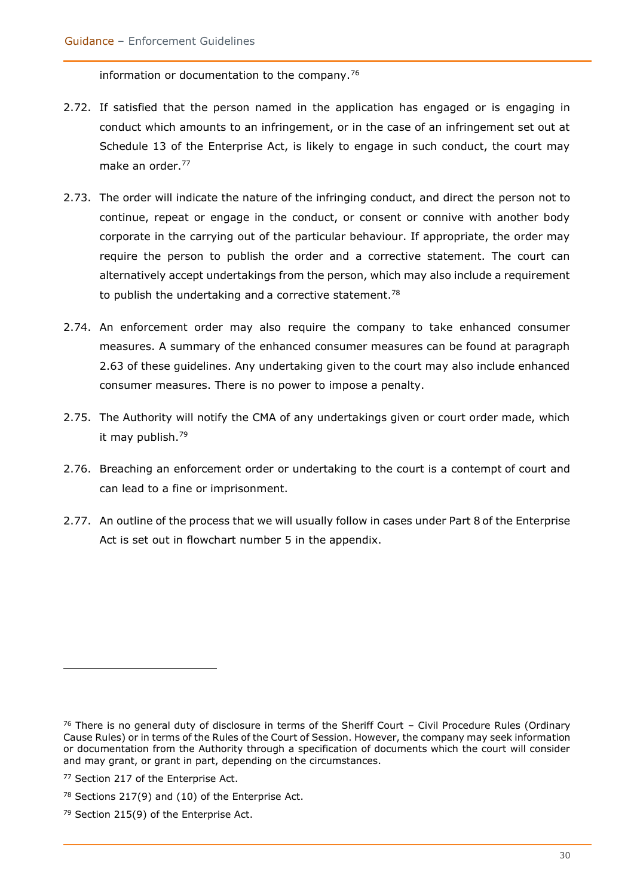information or documentation to the company.[76]

2.72. If satisfied that the person named in the application has engaged or is engaging in conduct which amounts to an infringement, or in the case of an infringement set out at Schedule 13 of the Enterprise Act, is likely to engage in such conduct, the court may make an order.[77]

2.73. The order will indicate the nature of the infringing conduct, and direct the person not to continue, repeat or engage in the conduct, or consent or connive with another body corporate in the carrying out of the particular behaviour. If appropriate, the order may require the person to publish the order and a corrective statement. The court can alternatively accept undertakings from the person, which may also include a requirement to publish the undertaking and a corrective statement.[78]

2.74. An enforcement order may also require the company to take enhanced consumer measures. A summary of the enhanced consumer measures can be found at paragraph 2.63 of these guidelines. Any undertaking given to the court may also include enhanced consumer measures. There is no power to impose a penalty.

2.75. The Authority will notify the CMA of any undertakings given or court order made, which it may publish.[79]

2.76. Breaching an enforcement order or undertaking to the court is a contempt of court and can lead to a fine or imprisonment.

2.77. An outline of the process that we will usually follow in cases under Part 8 of the Enterprise Act is set out in flowchart number 5 in the appendix.

---

[76] There is no general duty of disclosure in terms of the Sheriff Court – Civil Procedure Rules (Ordinary Cause Rules) or in terms of the Rules of the Court of Session. However, the company may seek information or documentation from the Authority through a specification of documents which the court will consider and may grant, or grant in part, depending on the circumstances.

[77] Section 217 of the Enterprise Act.

[78] Sections 217(9) and (10) of the Enterprise Act.

[79] Section 215(9) of the Enterprise Act.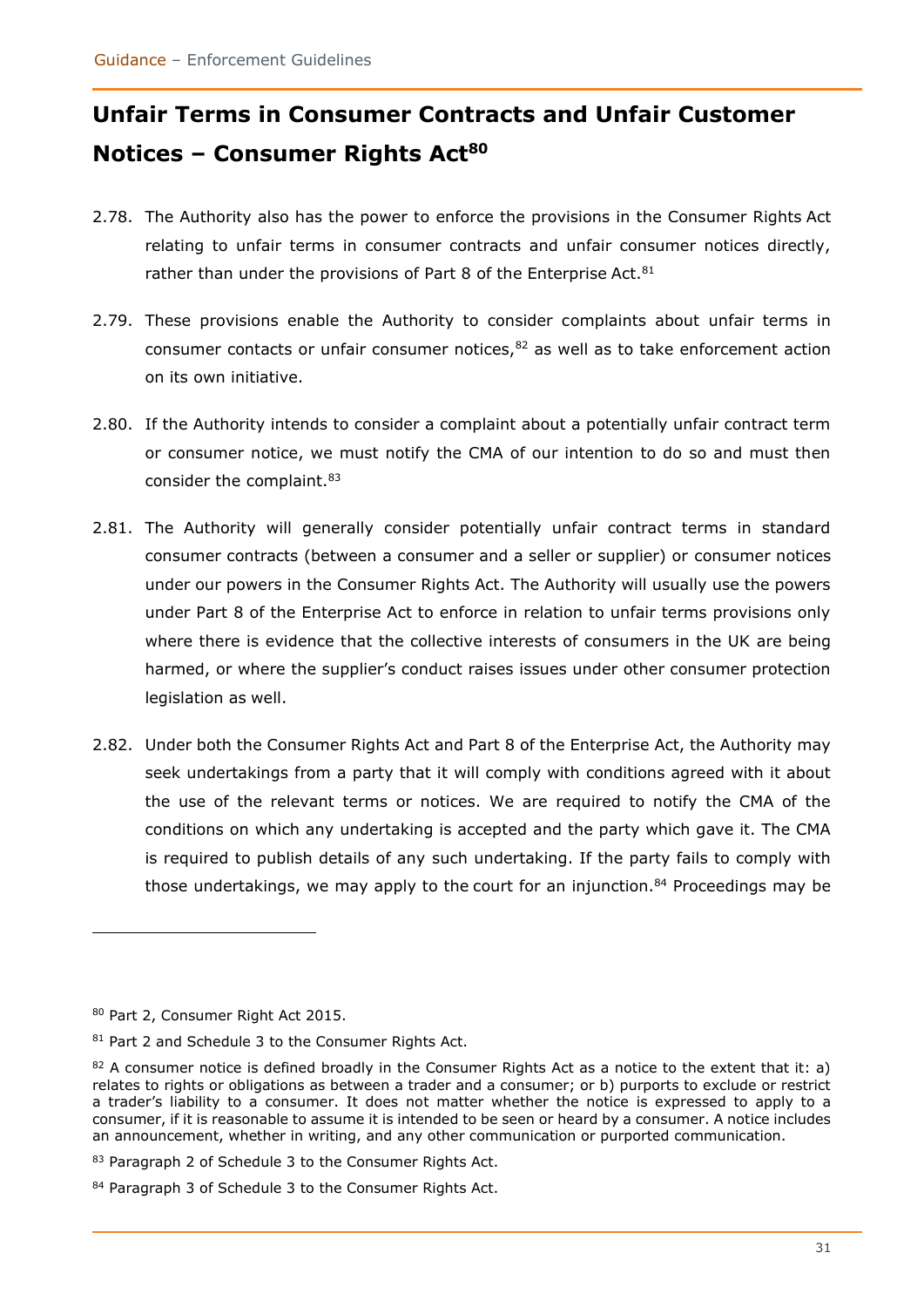## Unfair Terms in Consumer Contracts and Unfair Customer Notices – Consumer Rights Act[80]

2.78. The Authority also has the power to enforce the provisions in the Consumer Rights Act relating to unfair terms in consumer contracts and unfair consumer notices directly, rather than under the provisions of Part 8 of the Enterprise Act.[81]

2.79. These provisions enable the Authority to consider complaints about unfair terms in consumer contacts or unfair consumer notices,[82] as well as to take enforcement action on its own initiative.

2.80. If the Authority intends to consider a complaint about a potentially unfair contract term or consumer notice, we must notify the CMA of our intention to do so and must then consider the complaint.[83]

2.81. The Authority will generally consider potentially unfair contract terms in standard consumer contracts (between a consumer and a seller or supplier) or consumer notices under our powers in the Consumer Rights Act. The Authority will usually use the powers under Part 8 of the Enterprise Act to enforce in relation to unfair terms provisions only where there is evidence that the collective interests of consumers in the UK are being harmed, or where the supplier's conduct raises issues under other consumer protection legislation as well.

2.82. Under both the Consumer Rights Act and Part 8 of the Enterprise Act, the Authority may seek undertakings from a party that it will comply with conditions agreed with it about the use of the relevant terms or notices. We are required to notify the CMA of the conditions on which any undertaking is accepted and the party which gave it. The CMA is required to publish details of any such undertaking. If the party fails to comply with those undertakings, we may apply to the court for an injunction.[84] Proceedings may be

---

[80] Part 2, Consumer Right Act 2015.

[81] Part 2 and Schedule 3 to the Consumer Rights Act.

[82] A consumer notice is defined broadly in the Consumer Rights Act as a notice to the extent that it: a) relates to rights or obligations as between a trader and a consumer; or b) purports to exclude or restrict a trader's liability to a consumer. It does not matter whether the notice is expressed to apply to a consumer, if it is reasonable to assume it is intended to be seen or heard by a consumer. A notice includes an announcement, whether in writing, and any other communication or purported communication.

[83] Paragraph 2 of Schedule 3 to the Consumer Rights Act.

[84] Paragraph 3 of Schedule 3 to the Consumer Rights Act.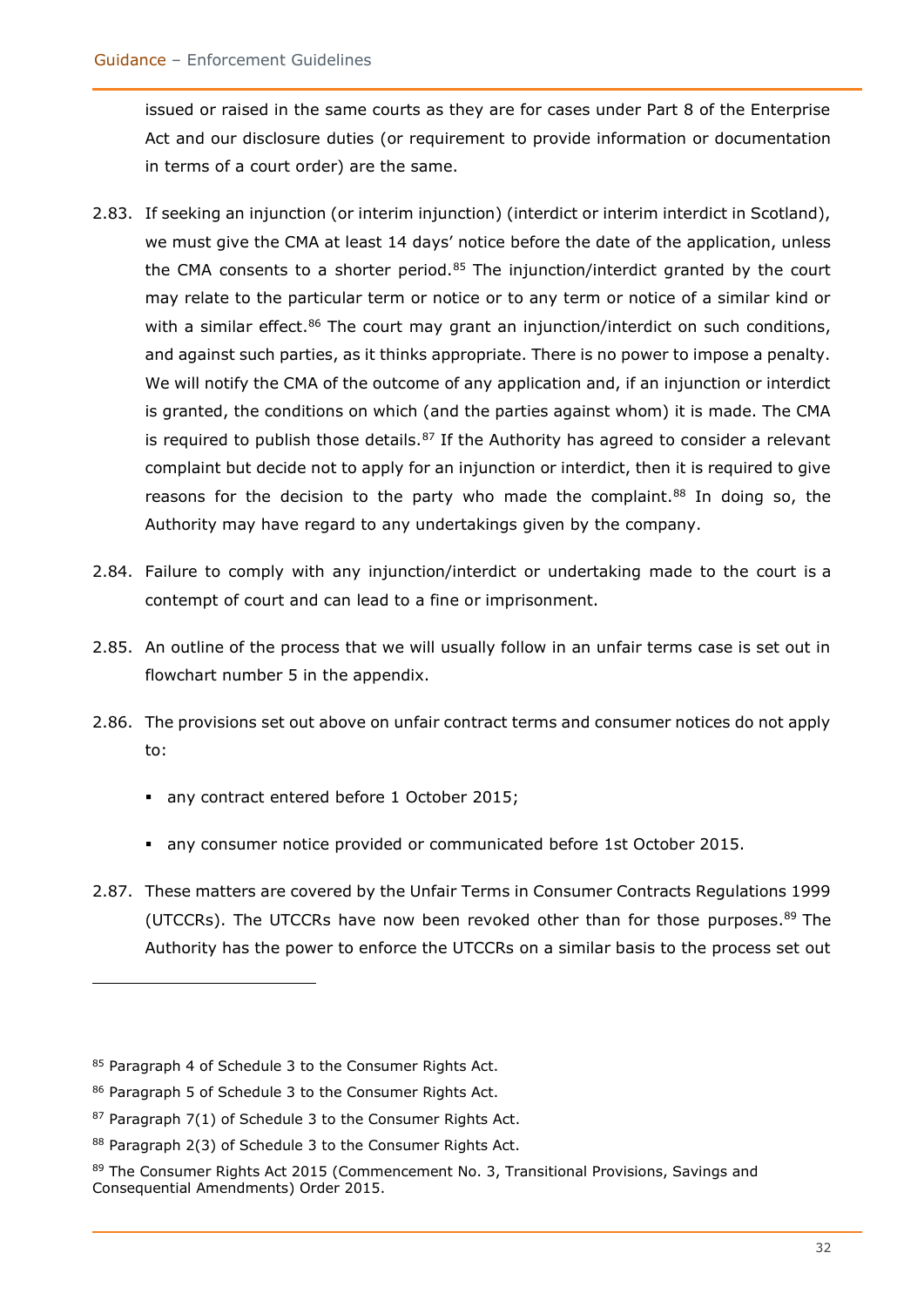issued or raised in the same courts as they are for cases under Part 8 of the Enterprise Act and our disclosure duties (or requirement to provide information or documentation in terms of a court order) are the same.

2.83. If seeking an injunction (or interim injunction) (interdict or interim interdict in Scotland), we must give the CMA at least 14 days' notice before the date of the application, unless the CMA consents to a shorter period.[85] The injunction/interdict granted by the court may relate to the particular term or notice or to any term or notice of a similar kind or with a similar effect.[86] The court may grant an injunction/interdict on such conditions, and against such parties, as it thinks appropriate. There is no power to impose a penalty. We will notify the CMA of the outcome of any application and, if an injunction or interdict is granted, the conditions on which (and the parties against whom) it is made. The CMA is required to publish those details.[87] If the Authority has agreed to consider a relevant complaint but decide not to apply for an injunction or interdict, then it is required to give reasons for the decision to the party who made the complaint.[88] In doing so, the Authority may have regard to any undertakings given by the company.

2.84. Failure to comply with any injunction/interdict or undertaking made to the court is a contempt of court and can lead to a fine or imprisonment.

2.85. An outline of the process that we will usually follow in an unfair terms case is set out in flowchart number 5 in the appendix.

2.86. The provisions set out above on unfair contract terms and consumer notices do not apply to:

- any contract entered before 1 October 2015;
- any consumer notice provided or communicated before 1st October 2015.

2.87. These matters are covered by the Unfair Terms in Consumer Contracts Regulations 1999 (UTCCRs). The UTCCRs have now been revoked other than for those purposes.[89] The Authority has the power to enforce the UTCCRs on a similar basis to the process set out

---

[85] Paragraph 4 of Schedule 3 to the Consumer Rights Act.

[86] Paragraph 5 of Schedule 3 to the Consumer Rights Act.

[87] Paragraph 7(1) of Schedule 3 to the Consumer Rights Act.

[88] Paragraph 2(3) of Schedule 3 to the Consumer Rights Act.

[89] The Consumer Rights Act 2015 (Commencement No. 3, Transitional Provisions, Savings and Consequential Amendments) Order 2015.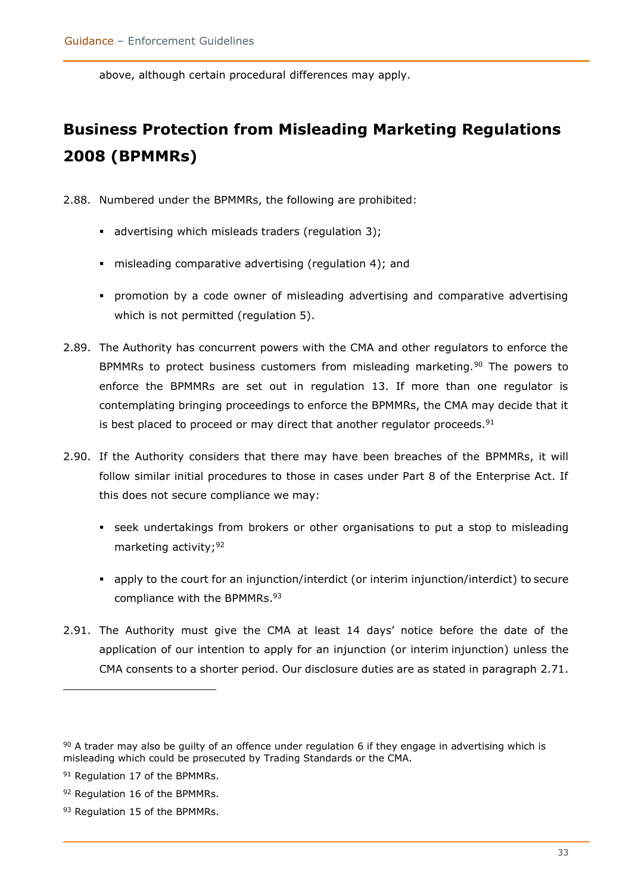above, although certain procedural differences may apply.

## Business Protection from Misleading Marketing Regulations 2008 (BPMMRs)

2.88. Numbered under the BPMMRs, the following are prohibited:

- advertising which misleads traders (regulation 3);
- misleading comparative advertising (regulation 4); and
- promotion by a code owner of misleading advertising and comparative advertising which is not permitted (regulation 5).

2.89. The Authority has concurrent powers with the CMA and other regulators to enforce the BPMMRs to protect business customers from misleading marketing.[90] The powers to enforce the BPMMRs are set out in regulation 13. If more than one regulator is contemplating bringing proceedings to enforce the BPMMRs, the CMA may decide that it is best placed to proceed or may direct that another regulator proceeds.[91]

2.90. If the Authority considers that there may have been breaches of the BPMMRs, it will follow similar initial procedures to those in cases under Part 8 of the Enterprise Act. If this does not secure compliance we may:

- seek undertakings from brokers or other organisations to put a stop to misleading marketing activity;[92]
- apply to the court for an injunction/interdict (or interim injunction/interdict) to secure compliance with the BPMMRs.[93]

2.91. The Authority must give the CMA at least 14 days' notice before the date of the application of our intention to apply for an injunction (or interim injunction) unless the CMA consents to a shorter period. Our disclosure duties are as stated in paragraph 2.71.

---

[90] A trader may also be guilty of an offence under regulation 6 if they engage in advertising which is misleading which could be prosecuted by Trading Standards or the CMA.

[91] Regulation 17 of the BPMMRs.

[92] Regulation 16 of the BPMMRs.

[93] Regulation 15 of the BPMMRs.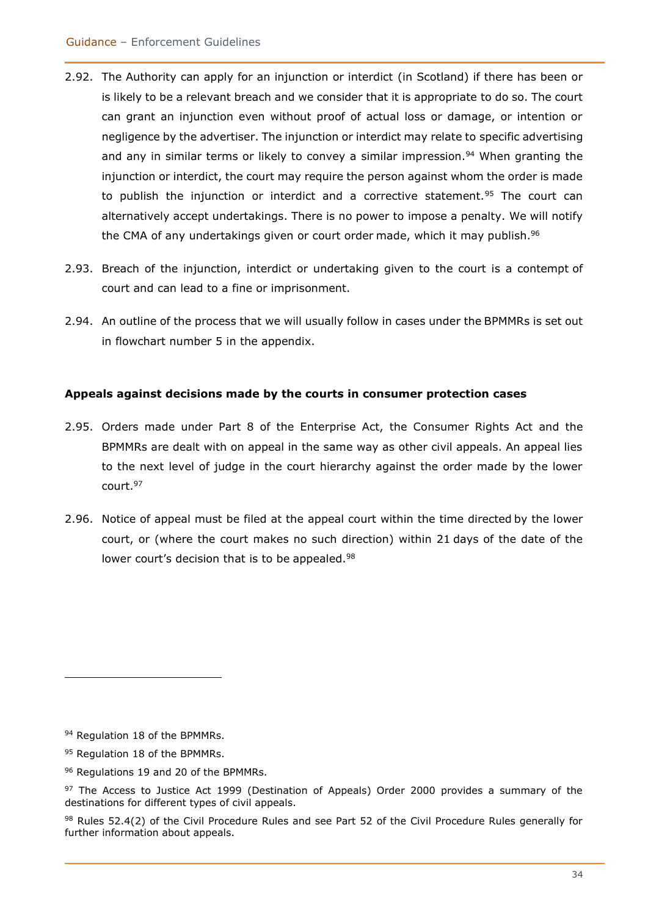2.92. The Authority can apply for an injunction or interdict (in Scotland) if there has been or is likely to be a relevant breach and we consider that it is appropriate to do so. The court can grant an injunction even without proof of actual loss or damage, or intention or negligence by the advertiser. The injunction or interdict may relate to specific advertising and any in similar terms or likely to convey a similar impression.[94] When granting the injunction or interdict, the court may require the person against whom the order is made to publish the injunction or interdict and a corrective statement.[95] The court can alternatively accept undertakings. There is no power to impose a penalty. We will notify the CMA of any undertakings given or court order made, which it may publish.[96]

2.93. Breach of the injunction, interdict or undertaking given to the court is a contempt of court and can lead to a fine or imprisonment.

2.94. An outline of the process that we will usually follow in cases under the BPMMRs is set out in flowchart number 5 in the appendix.

**Appeals against decisions made by the courts in consumer protection cases**

2.95. Orders made under Part 8 of the Enterprise Act, the Consumer Rights Act and the BPMMRs are dealt with on appeal in the same way as other civil appeals. An appeal lies to the next level of judge in the court hierarchy against the order made by the lower court.[97]

2.96. Notice of appeal must be filed at the appeal court within the time directed by the lower court, or (where the court makes no such direction) within 21 days of the date of the lower court's decision that is to be appealed.[98]

---

[94] Regulation 18 of the BPMMRs.

[95] Regulation 18 of the BPMMRs.

[96] Regulations 19 and 20 of the BPMMRs.

[97] The Access to Justice Act 1999 (Destination of Appeals) Order 2000 provides a summary of the destinations for different types of civil appeals.

[98] Rules 52.4(2) of the Civil Procedure Rules and see Part 52 of the Civil Procedure Rules generally for further information about appeals.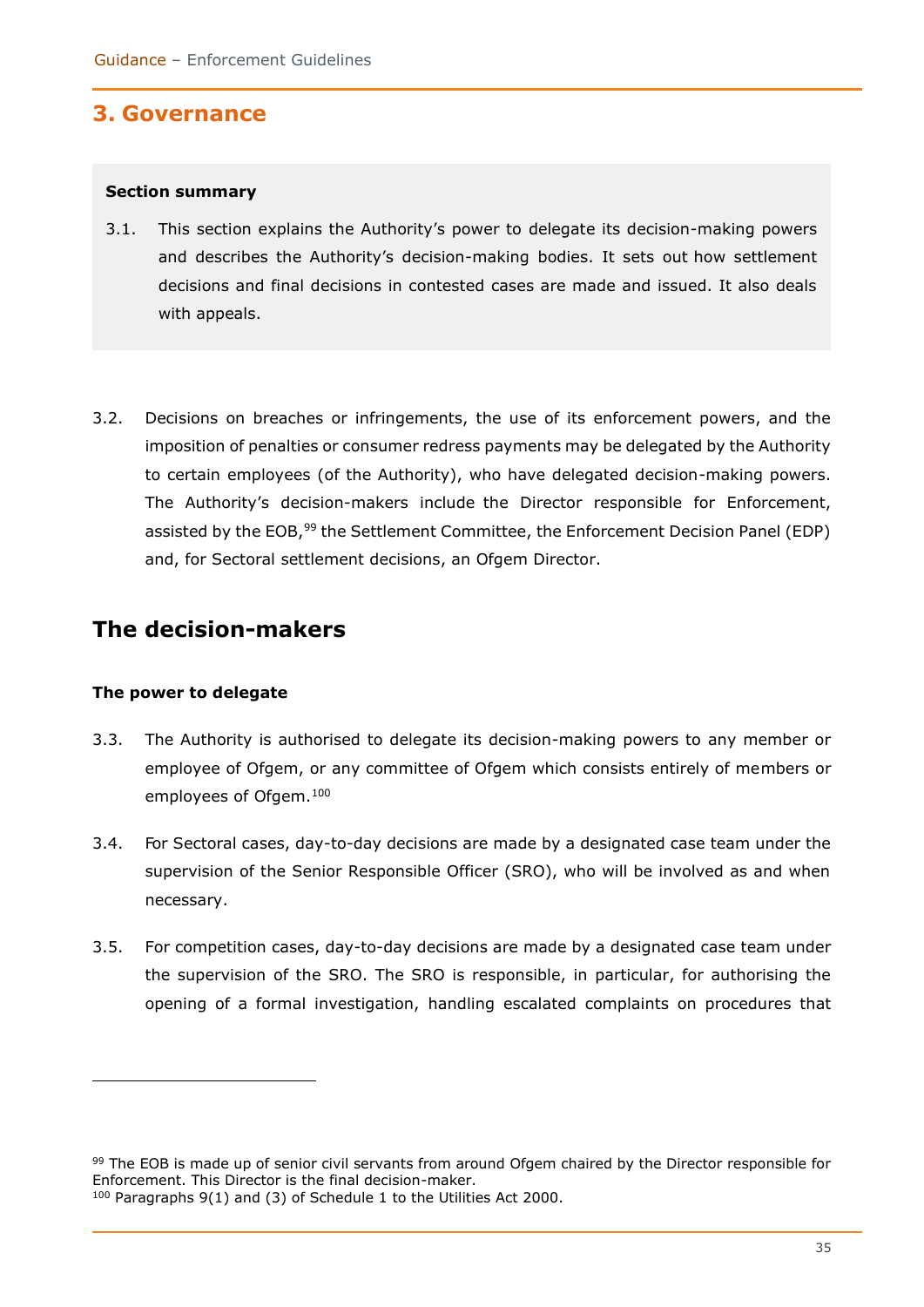## 3. Governance

**Section summary**

3.1. This section explains the Authority's power to delegate its decision-making powers and describes the Authority's decision-making bodies. It sets out how settlement decisions and final decisions in contested cases are made and issued. It also deals with appeals.

3.2. Decisions on breaches or infringements, the use of its enforcement powers, and the imposition of penalties or consumer redress payments may be delegated by the Authority to certain employees (of the Authority), who have delegated decision-making powers. The Authority's decision-makers include the Director responsible for Enforcement, assisted by the EOB,[99] the Settlement Committee, the Enforcement Decision Panel (EDP) and, for Sectoral settlement decisions, an Ofgem Director.

## The decision-makers

### The power to delegate

3.3. The Authority is authorised to delegate its decision-making powers to any member or employee of Ofgem, or any committee of Ofgem which consists entirely of members or employees of Ofgem.[100]

3.4. For Sectoral cases, day-to-day decisions are made by a designated case team under the supervision of the Senior Responsible Officer (SRO), who will be involved as and when necessary.

3.5. For competition cases, day-to-day decisions are made by a designated case team under the supervision of the SRO. The SRO is responsible, in particular, for authorising the opening of a formal investigation, handling escalated complaints on procedures that

---

[99] The EOB is made up of senior civil servants from around Ofgem chaired by the Director responsible for Enforcement. This Director is the final decision-maker.

[100] Paragraphs 9(1) and (3) of Schedule 1 to the Utilities Act 2000.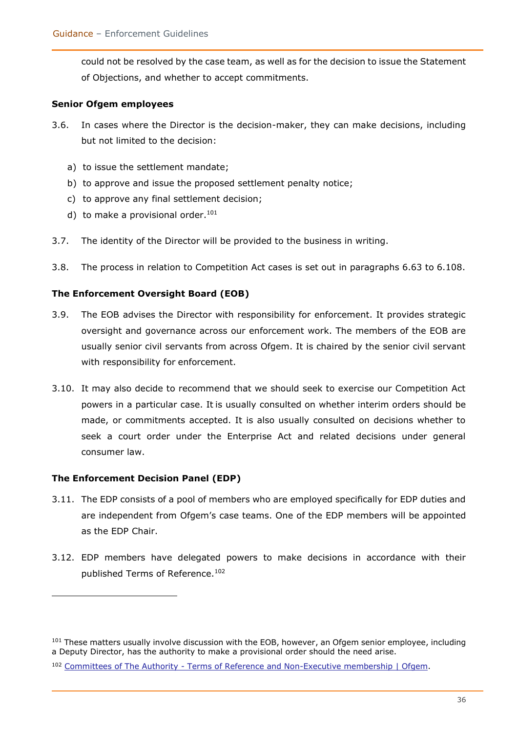could not be resolved by the case team, as well as for the decision to issue the Statement of Objections, and whether to accept commitments.

**Senior Ofgem employees**

3.6. In cases where the Director is the decision-maker, they can make decisions, including but not limited to the decision:

a) to issue the settlement mandate;
b) to approve and issue the proposed settlement penalty notice;
c) to approve any final settlement decision;
d) to make a provisional order.[101]

3.7. The identity of the Director will be provided to the business in writing.

3.8. The process in relation to Competition Act cases is set out in paragraphs 6.63 to 6.108.

**The Enforcement Oversight Board (EOB)**

3.9. The EOB advises the Director with responsibility for enforcement. It provides strategic oversight and governance across our enforcement work. The members of the EOB are usually senior civil servants from across Ofgem. It is chaired by the senior civil servant with responsibility for enforcement.

3.10. It may also decide to recommend that we should seek to exercise our Competition Act powers in a particular case. It is usually consulted on whether interim orders should be made, or commitments accepted. It is also usually consulted on decisions whether to seek a court order under the Enterprise Act and related decisions under general consumer law.

**The Enforcement Decision Panel (EDP)**

3.11. The EDP consists of a pool of members who are employed specifically for EDP duties and are independent from Ofgem's case teams. One of the EDP members will be appointed as the EDP Chair.

3.12. EDP members have delegated powers to make decisions in accordance with their published Terms of Reference.[102]

---

[101] These matters usually involve discussion with the EOB, however, an Ofgem senior employee, including a Deputy Director, has the authority to make a provisional order should the need arise.

[102] Committees of The Authority - Terms of Reference and Non-Executive membership | Ofgem.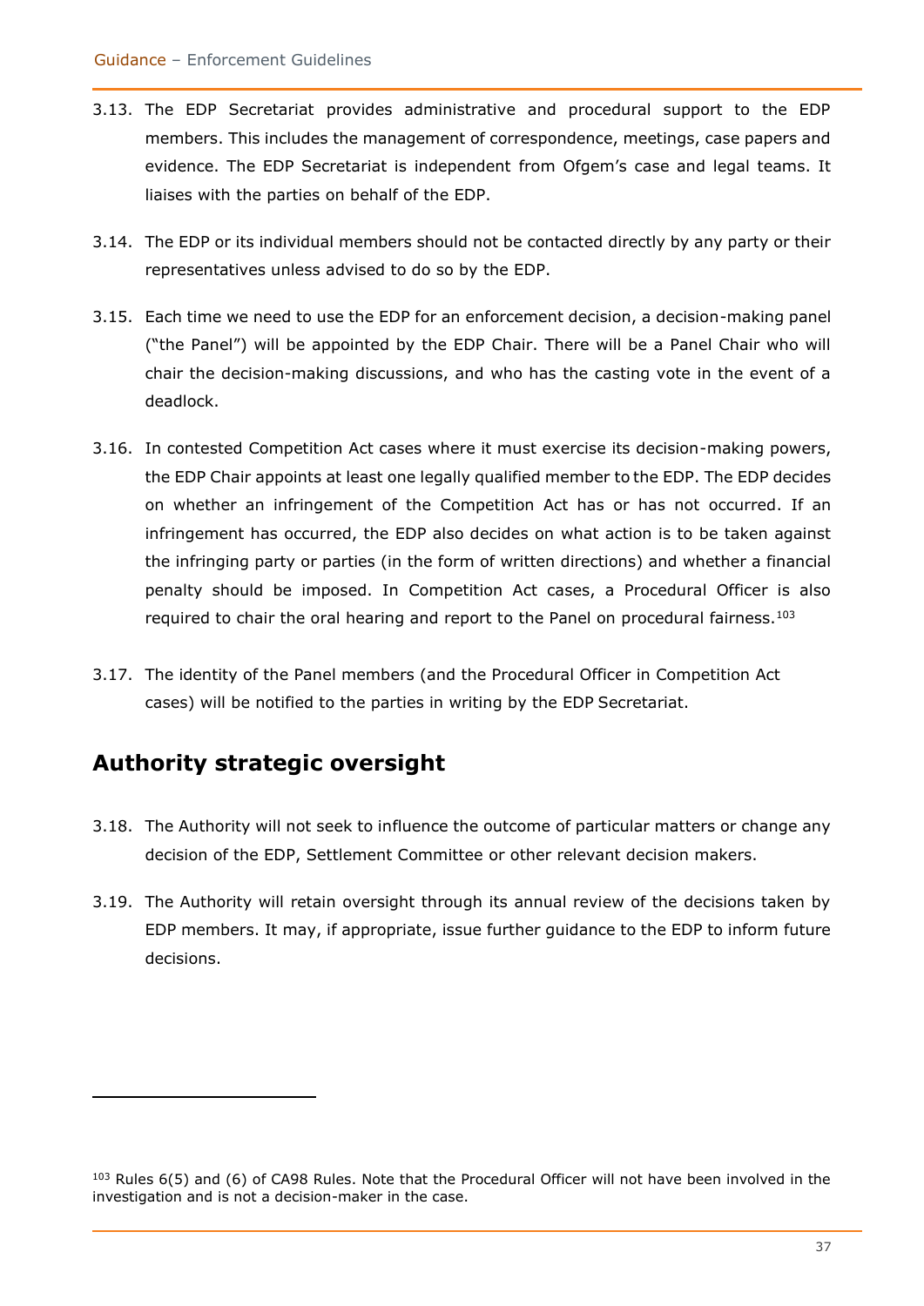3.13. The EDP Secretariat provides administrative and procedural support to the EDP members. This includes the management of correspondence, meetings, case papers and evidence. The EDP Secretariat is independent from Ofgem's case and legal teams. It liaises with the parties on behalf of the EDP.

3.14. The EDP or its individual members should not be contacted directly by any party or their representatives unless advised to do so by the EDP.

3.15. Each time we need to use the EDP for an enforcement decision, a decision-making panel ("the Panel") will be appointed by the EDP Chair. There will be a Panel Chair who will chair the decision-making discussions, and who has the casting vote in the event of a deadlock.

3.16. In contested Competition Act cases where it must exercise its decision-making powers, the EDP Chair appoints at least one legally qualified member to the EDP. The EDP decides on whether an infringement of the Competition Act has or has not occurred. If an infringement has occurred, the EDP also decides on what action is to be taken against the infringing party or parties (in the form of written directions) and whether a financial penalty should be imposed. In Competition Act cases, a Procedural Officer is also required to chair the oral hearing and report to the Panel on procedural fairness.[103]

3.17. The identity of the Panel members (and the Procedural Officer in Competition Act cases) will be notified to the parties in writing by the EDP Secretariat.

## Authority strategic oversight

3.18. The Authority will not seek to influence the outcome of particular matters or change any decision of the EDP, Settlement Committee or other relevant decision makers.

3.19. The Authority will retain oversight through its annual review of the decisions taken by EDP members. It may, if appropriate, issue further guidance to the EDP to inform future decisions.

---

[103] Rules 6(5) and (6) of CA98 Rules. Note that the Procedural Officer will not have been involved in the investigation and is not a decision-maker in the case.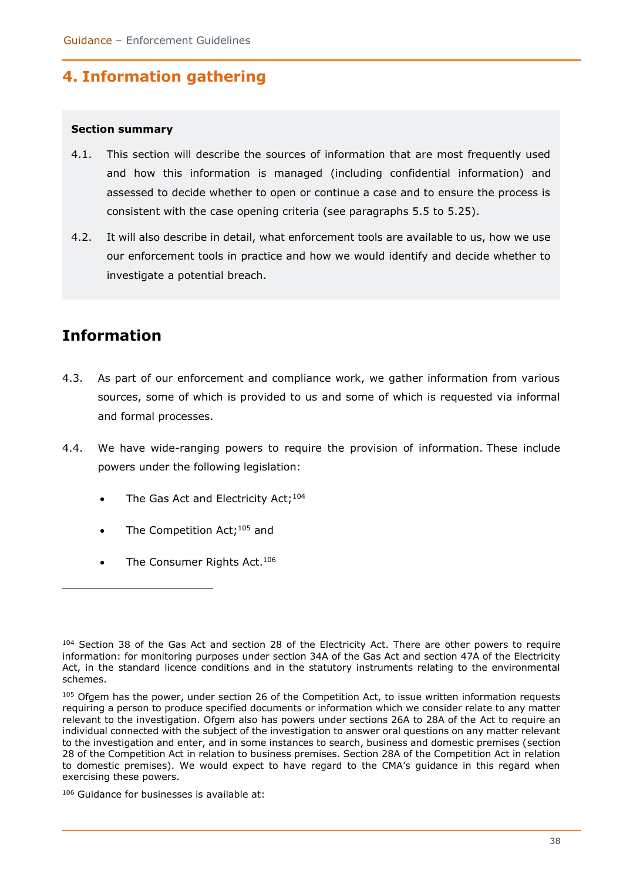# 4. Information gathering

**Section summary**

4.1. This section will describe the sources of information that are most frequently used and how this information is managed (including confidential information) and assessed to decide whether to open or continue a case and to ensure the process is consistent with the case opening criteria (see paragraphs 5.5 to 5.25).

4.2. It will also describe in detail, what enforcement tools are available to us, how we use our enforcement tools in practice and how we would identify and decide whether to investigate a potential breach.

## Information

4.3. As part of our enforcement and compliance work, we gather information from various sources, some of which is provided to us and some of which is requested via informal and formal processes.

4.4. We have wide-ranging powers to require the provision of information. These include powers under the following legislation:

- The Gas Act and Electricity Act;[104]
- The Competition Act;[105] and
- The Consumer Rights Act.[106]

---

[104] Section 38 of the Gas Act and section 28 of the Electricity Act. There are other powers to require information: for monitoring purposes under section 34A of the Gas Act and section 47A of the Electricity Act, in the standard licence conditions and in the statutory instruments relating to the environmental schemes.

[105] Ofgem has the power, under section 26 of the Competition Act, to issue written information requests requiring a person to produce specified documents or information which we consider relate to any matter relevant to the investigation. Ofgem also has powers under sections 26A to 28A of the Act to require an individual connected with the subject of the investigation to answer oral questions on any matter relevant to the investigation and enter, and in some instances to search, business and domestic premises (section 28 of the Competition Act in relation to business premises. Section 28A of the Competition Act in relation to domestic premises). We would expect to have regard to the CMA's guidance in this regard when exercising these powers.

[106] Guidance for businesses is available at: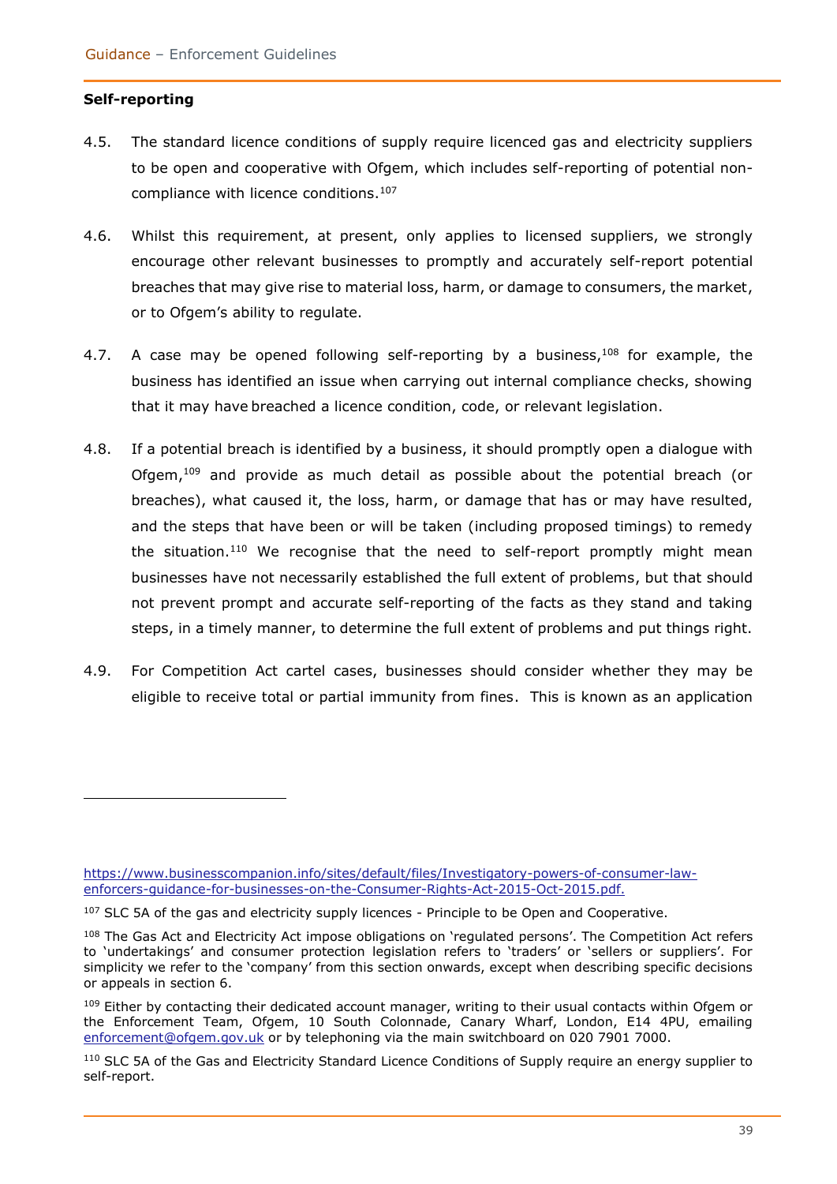**Self-reporting**

4.5. The standard licence conditions of supply require licenced gas and electricity suppliers to be open and cooperative with Ofgem, which includes self-reporting of potential non-compliance with licence conditions.[107]

4.6. Whilst this requirement, at present, only applies to licensed suppliers, we strongly encourage other relevant businesses to promptly and accurately self-report potential breaches that may give rise to material loss, harm, or damage to consumers, the market, or to Ofgem's ability to regulate.

4.7. A case may be opened following self-reporting by a business,[108] for example, the business has identified an issue when carrying out internal compliance checks, showing that it may have breached a licence condition, code, or relevant legislation.

4.8. If a potential breach is identified by a business, it should promptly open a dialogue with Ofgem,[109] and provide as much detail as possible about the potential breach (or breaches), what caused it, the loss, harm, or damage that has or may have resulted, and the steps that have been or will be taken (including proposed timings) to remedy the situation.[110] We recognise that the need to self-report promptly might mean businesses have not necessarily established the full extent of problems, but that should not prevent prompt and accurate self-reporting of the facts as they stand and taking steps, in a timely manner, to determine the full extent of problems and put things right.

4.9. For Competition Act cartel cases, businesses should consider whether they may be eligible to receive total or partial immunity from fines. This is known as an application

---

https://www.businesscompanion.info/sites/default/files/Investigatory-powers-of-consumer-law-enforcers-guidance-for-businesses-on-the-Consumer-Rights-Act-2015-Oct-2015.pdf.

[107] SLC 5A of the gas and electricity supply licences - Principle to be Open and Cooperative.

[108] The Gas Act and Electricity Act impose obligations on 'regulated persons'. The Competition Act refers to 'undertakings' and consumer protection legislation refers to 'traders' or 'sellers or suppliers'. For simplicity we refer to the 'company' from this section onwards, except when describing specific decisions or appeals in section 6.

[109] Either by contacting their dedicated account manager, writing to their usual contacts within Ofgem or the Enforcement Team, Ofgem, 10 South Colonnade, Canary Wharf, London, E14 4PU, emailing enforcement@ofgem.gov.uk or by telephoning via the main switchboard on 020 7901 7000.

[110] SLC 5A of the Gas and Electricity Standard Licence Conditions of Supply require an energy supplier to self-report.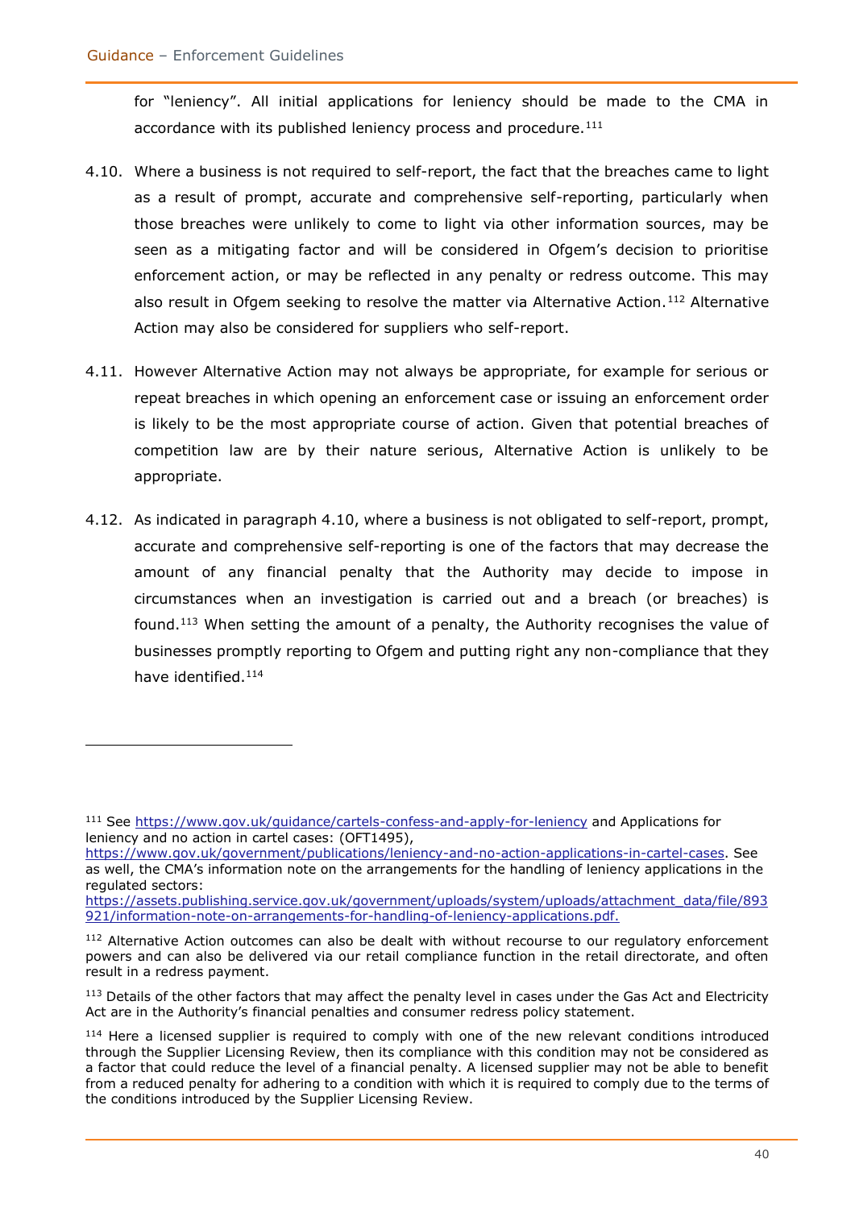for "leniency". All initial applications for leniency should be made to the CMA in accordance with its published leniency process and procedure.[111]

4.10. Where a business is not required to self-report, the fact that the breaches came to light as a result of prompt, accurate and comprehensive self-reporting, particularly when those breaches were unlikely to come to light via other information sources, may be seen as a mitigating factor and will be considered in Ofgem's decision to prioritise enforcement action, or may be reflected in any penalty or redress outcome. This may also result in Ofgem seeking to resolve the matter via Alternative Action.[112] Alternative Action may also be considered for suppliers who self-report.

4.11. However Alternative Action may not always be appropriate, for example for serious or repeat breaches in which opening an enforcement case or issuing an enforcement order is likely to be the most appropriate course of action. Given that potential breaches of competition law are by their nature serious, Alternative Action is unlikely to be appropriate.

4.12. As indicated in paragraph 4.10, where a business is not obligated to self-report, prompt, accurate and comprehensive self-reporting is one of the factors that may decrease the amount of any financial penalty that the Authority may decide to impose in circumstances when an investigation is carried out and a breach (or breaches) is found.[113] When setting the amount of a penalty, the Authority recognises the value of businesses promptly reporting to Ofgem and putting right any non-compliance that they have identified.[114]

---

[111] See https://www.gov.uk/guidance/cartels-confess-and-apply-for-leniency and Applications for leniency and no action in cartel cases: (OFT1495), https://www.gov.uk/government/publications/leniency-and-no-action-applications-in-cartel-cases. See as well, the CMA's information note on the arrangements for the handling of leniency applications in the regulated sectors: https://assets.publishing.service.gov.uk/government/uploads/system/uploads/attachment_data/file/893921/information-note-on-arrangements-for-handling-of-leniency-applications.pdf.

[112] Alternative Action outcomes can also be dealt with without recourse to our regulatory enforcement powers and can also be delivered via our retail compliance function in the retail directorate, and often result in a redress payment.

[113] Details of the other factors that may affect the penalty level in cases under the Gas Act and Electricity Act are in the Authority's financial penalties and consumer redress policy statement.

[114] Here a licensed supplier is required to comply with one of the new relevant conditions introduced through the Supplier Licensing Review, then its compliance with this condition may not be considered as a factor that could reduce the level of a financial penalty. A licensed supplier may not be able to benefit from a reduced penalty for adhering to a condition with which it is required to comply due to the terms of the conditions introduced by the Supplier Licensing Review.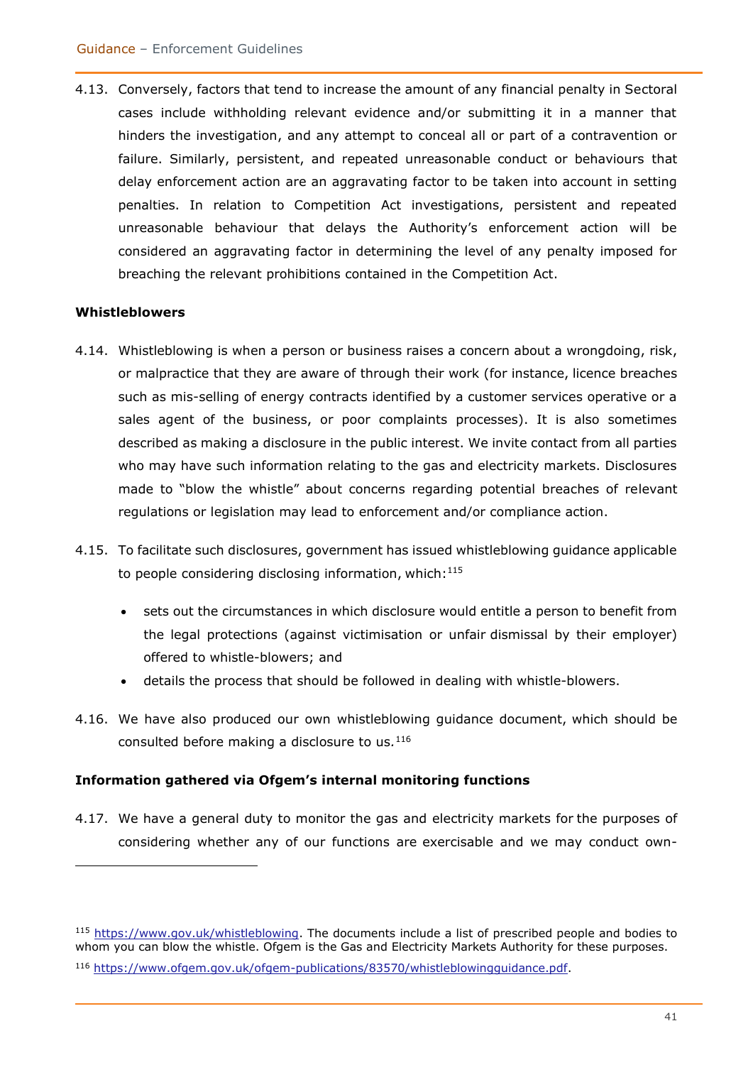4.13. Conversely, factors that tend to increase the amount of any financial penalty in Sectoral cases include withholding relevant evidence and/or submitting it in a manner that hinders the investigation, and any attempt to conceal all or part of a contravention or failure. Similarly, persistent, and repeated unreasonable conduct or behaviours that delay enforcement action are an aggravating factor to be taken into account in setting penalties. In relation to Competition Act investigations, persistent and repeated unreasonable behaviour that delays the Authority's enforcement action will be considered an aggravating factor in determining the level of any penalty imposed for breaching the relevant prohibitions contained in the Competition Act.

**Whistleblowers**

4.14. Whistleblowing is when a person or business raises a concern about a wrongdoing, risk, or malpractice that they are aware of through their work (for instance, licence breaches such as mis-selling of energy contracts identified by a customer services operative or a sales agent of the business, or poor complaints processes). It is also sometimes described as making a disclosure in the public interest. We invite contact from all parties who may have such information relating to the gas and electricity markets. Disclosures made to "blow the whistle" about concerns regarding potential breaches of relevant regulations or legislation may lead to enforcement and/or compliance action.

4.15. To facilitate such disclosures, government has issued whistleblowing guidance applicable to people considering disclosing information, which:[115]

- sets out the circumstances in which disclosure would entitle a person to benefit from the legal protections (against victimisation or unfair dismissal by their employer) offered to whistle-blowers; and
- details the process that should be followed in dealing with whistle-blowers.

4.16. We have also produced our own whistleblowing guidance document, which should be consulted before making a disclosure to us.[116]

**Information gathered via Ofgem's internal monitoring functions**

4.17. We have a general duty to monitor the gas and electricity markets for the purposes of considering whether any of our functions are exercisable and we may conduct own-

---

[115] https://www.gov.uk/whistleblowing. The documents include a list of prescribed people and bodies to whom you can blow the whistle. Ofgem is the Gas and Electricity Markets Authority for these purposes.

[116] https://www.ofgem.gov.uk/ofgem-publications/83570/whistleblowingguidance.pdf.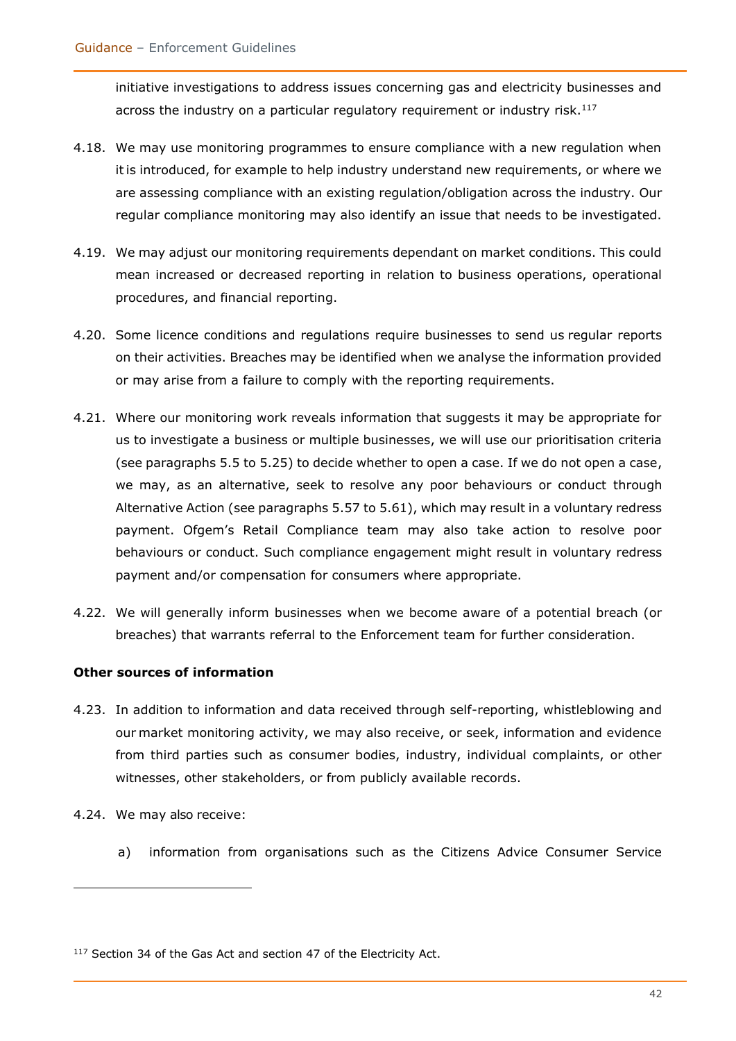initiative investigations to address issues concerning gas and electricity businesses and across the industry on a particular regulatory requirement or industry risk.[117]

4.18. We may use monitoring programmes to ensure compliance with a new regulation when it is introduced, for example to help industry understand new requirements, or where we are assessing compliance with an existing regulation/obligation across the industry. Our regular compliance monitoring may also identify an issue that needs to be investigated.

4.19. We may adjust our monitoring requirements dependant on market conditions. This could mean increased or decreased reporting in relation to business operations, operational procedures, and financial reporting.

4.20. Some licence conditions and regulations require businesses to send us regular reports on their activities. Breaches may be identified when we analyse the information provided or may arise from a failure to comply with the reporting requirements.

4.21. Where our monitoring work reveals information that suggests it may be appropriate for us to investigate a business or multiple businesses, we will use our prioritisation criteria (see paragraphs 5.5 to 5.25) to decide whether to open a case. If we do not open a case, we may, as an alternative, seek to resolve any poor behaviours or conduct through Alternative Action (see paragraphs 5.57 to 5.61), which may result in a voluntary redress payment. Ofgem's Retail Compliance team may also take action to resolve poor behaviours or conduct. Such compliance engagement might result in voluntary redress payment and/or compensation for consumers where appropriate.

4.22. We will generally inform businesses when we become aware of a potential breach (or breaches) that warrants referral to the Enforcement team for further consideration.

**Other sources of information**

4.23. In addition to information and data received through self-reporting, whistleblowing and our market monitoring activity, we may also receive, or seek, information and evidence from third parties such as consumer bodies, industry, individual complaints, or other witnesses, other stakeholders, or from publicly available records.

4.24. We may also receive:

a) information from organisations such as the Citizens Advice Consumer Service

---

[117] Section 34 of the Gas Act and section 47 of the Electricity Act.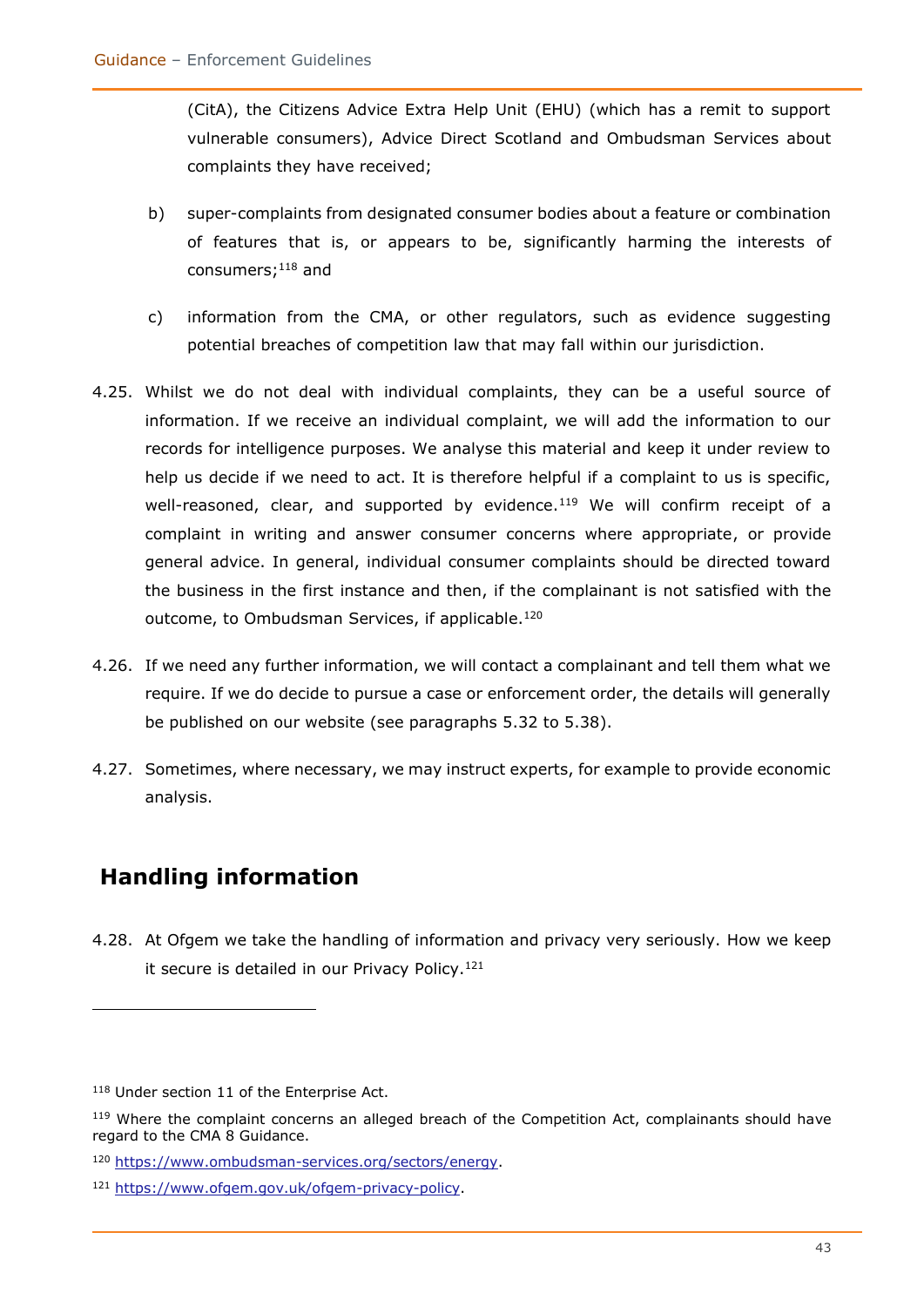(CitA), the Citizens Advice Extra Help Unit (EHU) (which has a remit to support vulnerable consumers), Advice Direct Scotland and Ombudsman Services about complaints they have received;

b) super-complaints from designated consumer bodies about a feature or combination of features that is, or appears to be, significantly harming the interests of consumers;[118] and

c) information from the CMA, or other regulators, such as evidence suggesting potential breaches of competition law that may fall within our jurisdiction.

4.25. Whilst we do not deal with individual complaints, they can be a useful source of information. If we receive an individual complaint, we will add the information to our records for intelligence purposes. We analyse this material and keep it under review to help us decide if we need to act. It is therefore helpful if a complaint to us is specific, well-reasoned, clear, and supported by evidence.[119] We will confirm receipt of a complaint in writing and answer consumer concerns where appropriate, or provide general advice. In general, individual consumer complaints should be directed toward the business in the first instance and then, if the complainant is not satisfied with the outcome, to Ombudsman Services, if applicable.[120]

4.26. If we need any further information, we will contact a complainant and tell them what we require. If we do decide to pursue a case or enforcement order, the details will generally be published on our website (see paragraphs 5.32 to 5.38).

4.27. Sometimes, where necessary, we may instruct experts, for example to provide economic analysis.

## Handling information

4.28. At Ofgem we take the handling of information and privacy very seriously. How we keep it secure is detailed in our Privacy Policy.[121]

---

[118] Under section 11 of the Enterprise Act.

[119] Where the complaint concerns an alleged breach of the Competition Act, complainants should have regard to the CMA 8 Guidance.

[120] https://www.ombudsman-services.org/sectors/energy.

[121] https://www.ofgem.gov.uk/ofgem-privacy-policy.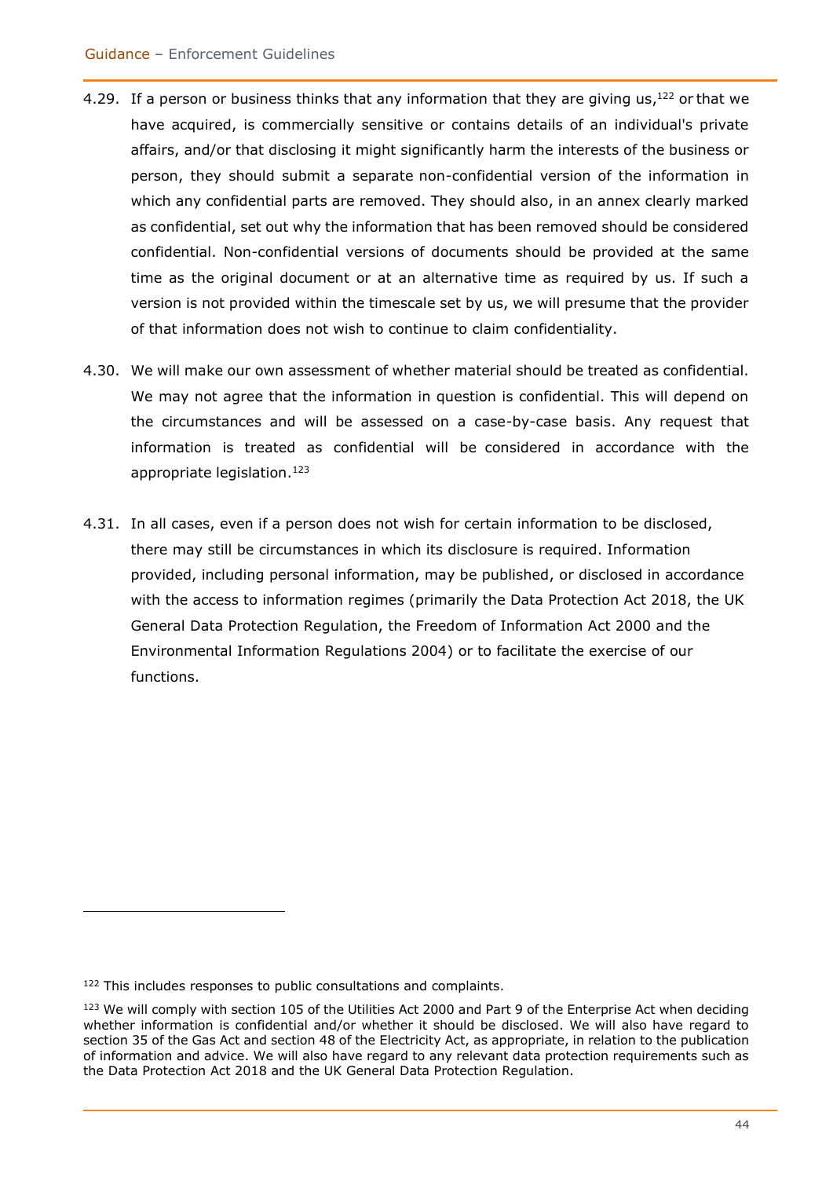4.29. If a person or business thinks that any information that they are giving us,[122] or that we have acquired, is commercially sensitive or contains details of an individual's private affairs, and/or that disclosing it might significantly harm the interests of the business or person, they should submit a separate non-confidential version of the information in which any confidential parts are removed. They should also, in an annex clearly marked as confidential, set out why the information that has been removed should be considered confidential. Non-confidential versions of documents should be provided at the same time as the original document or at an alternative time as required by us. If such a version is not provided within the timescale set by us, we will presume that the provider of that information does not wish to continue to claim confidentiality.

4.30. We will make our own assessment of whether material should be treated as confidential. We may not agree that the information in question is confidential. This will depend on the circumstances and will be assessed on a case-by-case basis. Any request that information is treated as confidential will be considered in accordance with the appropriate legislation.[123]

4.31. In all cases, even if a person does not wish for certain information to be disclosed, there may still be circumstances in which its disclosure is required. Information provided, including personal information, may be published, or disclosed in accordance with the access to information regimes (primarily the Data Protection Act 2018, the UK General Data Protection Regulation, the Freedom of Information Act 2000 and the Environmental Information Regulations 2004) or to facilitate the exercise of our functions.

---

[122] This includes responses to public consultations and complaints.

[123] We will comply with section 105 of the Utilities Act 2000 and Part 9 of the Enterprise Act when deciding whether information is confidential and/or whether it should be disclosed. We will also have regard to section 35 of the Gas Act and section 48 of the Electricity Act, as appropriate, in relation to the publication of information and advice. We will also have regard to any relevant data protection requirements such as the Data Protection Act 2018 and the UK General Data Protection Regulation.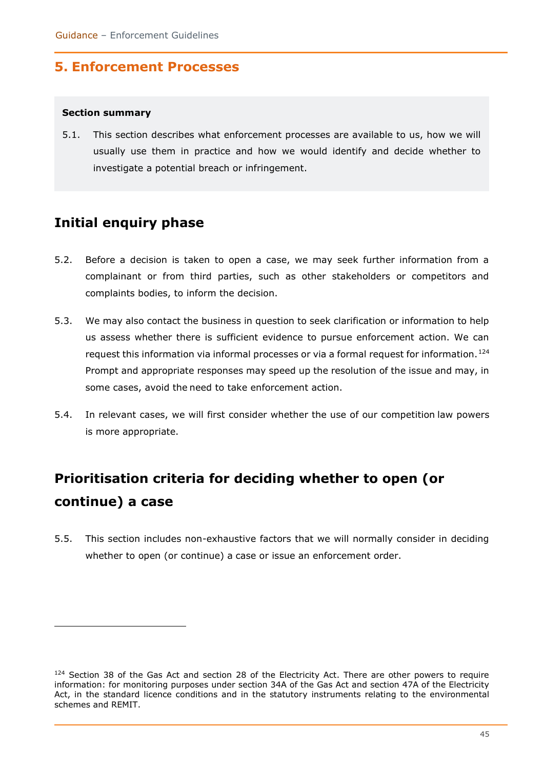## 5. Enforcement Processes

**Section summary**

5.1. This section describes what enforcement processes are available to us, how we will usually use them in practice and how we would identify and decide whether to investigate a potential breach or infringement.

### Initial enquiry phase

5.2. Before a decision is taken to open a case, we may seek further information from a complainant or from third parties, such as other stakeholders or competitors and complaints bodies, to inform the decision.

5.3. We may also contact the business in question to seek clarification or information to help us assess whether there is sufficient evidence to pursue enforcement action. We can request this information via informal processes or via a formal request for information.[124] Prompt and appropriate responses may speed up the resolution of the issue and may, in some cases, avoid the need to take enforcement action.

5.4. In relevant cases, we will first consider whether the use of our competition law powers is more appropriate.

### Prioritisation criteria for deciding whether to open (or continue) a case

5.5. This section includes non-exhaustive factors that we will normally consider in deciding whether to open (or continue) a case or issue an enforcement order.

---

[124] Section 38 of the Gas Act and section 28 of the Electricity Act. There are other powers to require information: for monitoring purposes under section 34A of the Gas Act and section 47A of the Electricity Act, in the standard licence conditions and in the statutory instruments relating to the environmental schemes and REMIT.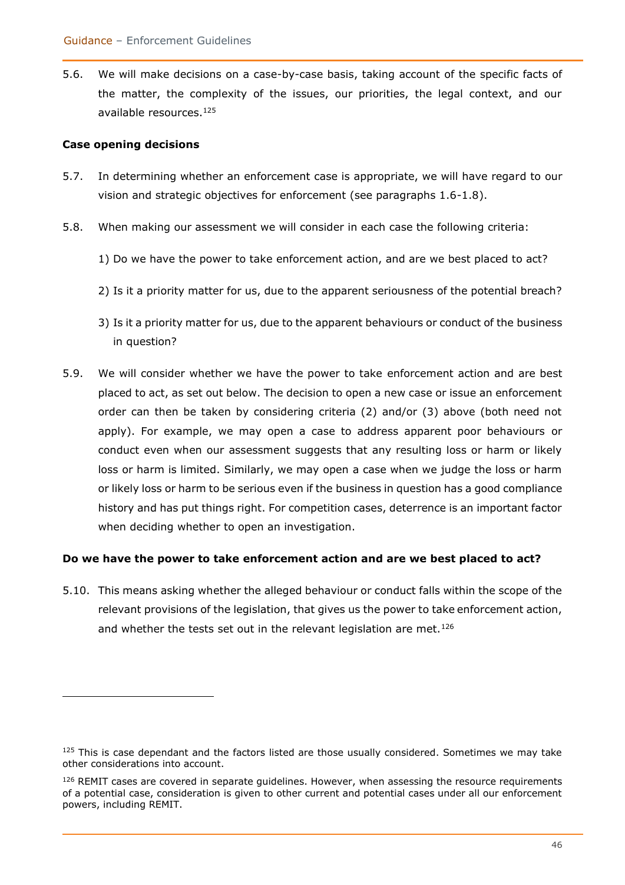5.6. We will make decisions on a case-by-case basis, taking account of the specific facts of the matter, the complexity of the issues, our priorities, the legal context, and our available resources.[125]

**Case opening decisions**

5.7. In determining whether an enforcement case is appropriate, we will have regard to our vision and strategic objectives for enforcement (see paragraphs 1.6-1.8).

5.8. When making our assessment we will consider in each case the following criteria:

1) Do we have the power to take enforcement action, and are we best placed to act?

2) Is it a priority matter for us, due to the apparent seriousness of the potential breach?

3) Is it a priority matter for us, due to the apparent behaviours or conduct of the business in question?

5.9. We will consider whether we have the power to take enforcement action and are best placed to act, as set out below. The decision to open a new case or issue an enforcement order can then be taken by considering criteria (2) and/or (3) above (both need not apply). For example, we may open a case to address apparent poor behaviours or conduct even when our assessment suggests that any resulting loss or harm or likely loss or harm is limited. Similarly, we may open a case when we judge the loss or harm or likely loss or harm to be serious even if the business in question has a good compliance history and has put things right. For competition cases, deterrence is an important factor when deciding whether to open an investigation.

**Do we have the power to take enforcement action and are we best placed to act?**

5.10. This means asking whether the alleged behaviour or conduct falls within the scope of the relevant provisions of the legislation, that gives us the power to take enforcement action, and whether the tests set out in the relevant legislation are met.[126]

---

[125] This is case dependant and the factors listed are those usually considered. Sometimes we may take other considerations into account.

[126] REMIT cases are covered in separate guidelines. However, when assessing the resource requirements of a potential case, consideration is given to other current and potential cases under all our enforcement powers, including REMIT.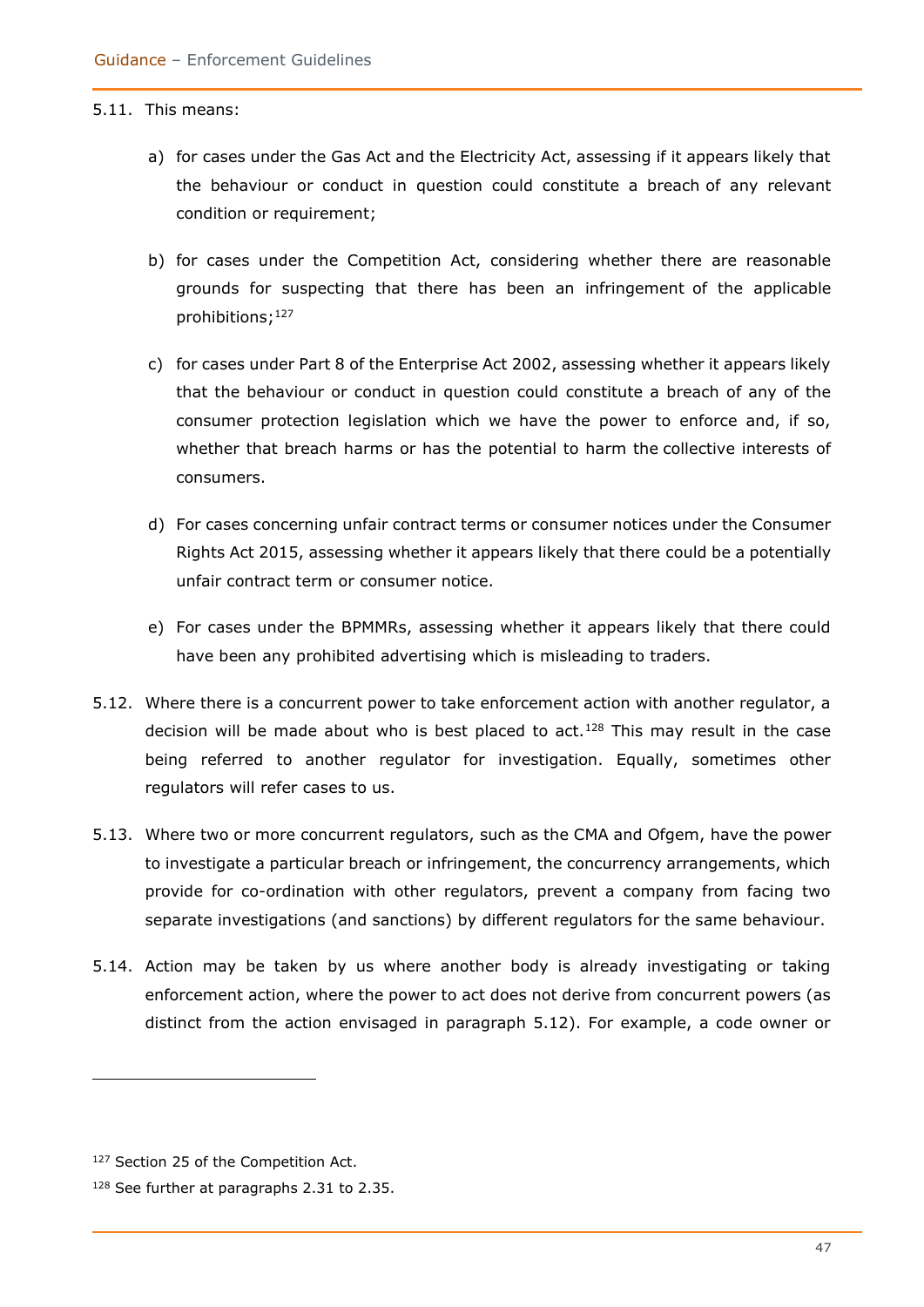5.11. This means:

a) for cases under the Gas Act and the Electricity Act, assessing if it appears likely that the behaviour or conduct in question could constitute a breach of any relevant condition or requirement;

b) for cases under the Competition Act, considering whether there are reasonable grounds for suspecting that there has been an infringement of the applicable prohibitions;[127]

c) for cases under Part 8 of the Enterprise Act 2002, assessing whether it appears likely that the behaviour or conduct in question could constitute a breach of any of the consumer protection legislation which we have the power to enforce and, if so, whether that breach harms or has the potential to harm the collective interests of consumers.

d) For cases concerning unfair contract terms or consumer notices under the Consumer Rights Act 2015, assessing whether it appears likely that there could be a potentially unfair contract term or consumer notice.

e) For cases under the BPMMRs, assessing whether it appears likely that there could have been any prohibited advertising which is misleading to traders.

5.12. Where there is a concurrent power to take enforcement action with another regulator, a decision will be made about who is best placed to act.[128] This may result in the case being referred to another regulator for investigation. Equally, sometimes other regulators will refer cases to us.

5.13. Where two or more concurrent regulators, such as the CMA and Ofgem, have the power to investigate a particular breach or infringement, the concurrency arrangements, which provide for co-ordination with other regulators, prevent a company from facing two separate investigations (and sanctions) by different regulators for the same behaviour.

5.14. Action may be taken by us where another body is already investigating or taking enforcement action, where the power to act does not derive from concurrent powers (as distinct from the action envisaged in paragraph 5.12). For example, a code owner or

[127] Section 25 of the Competition Act.

[128] See further at paragraphs 2.31 to 2.35.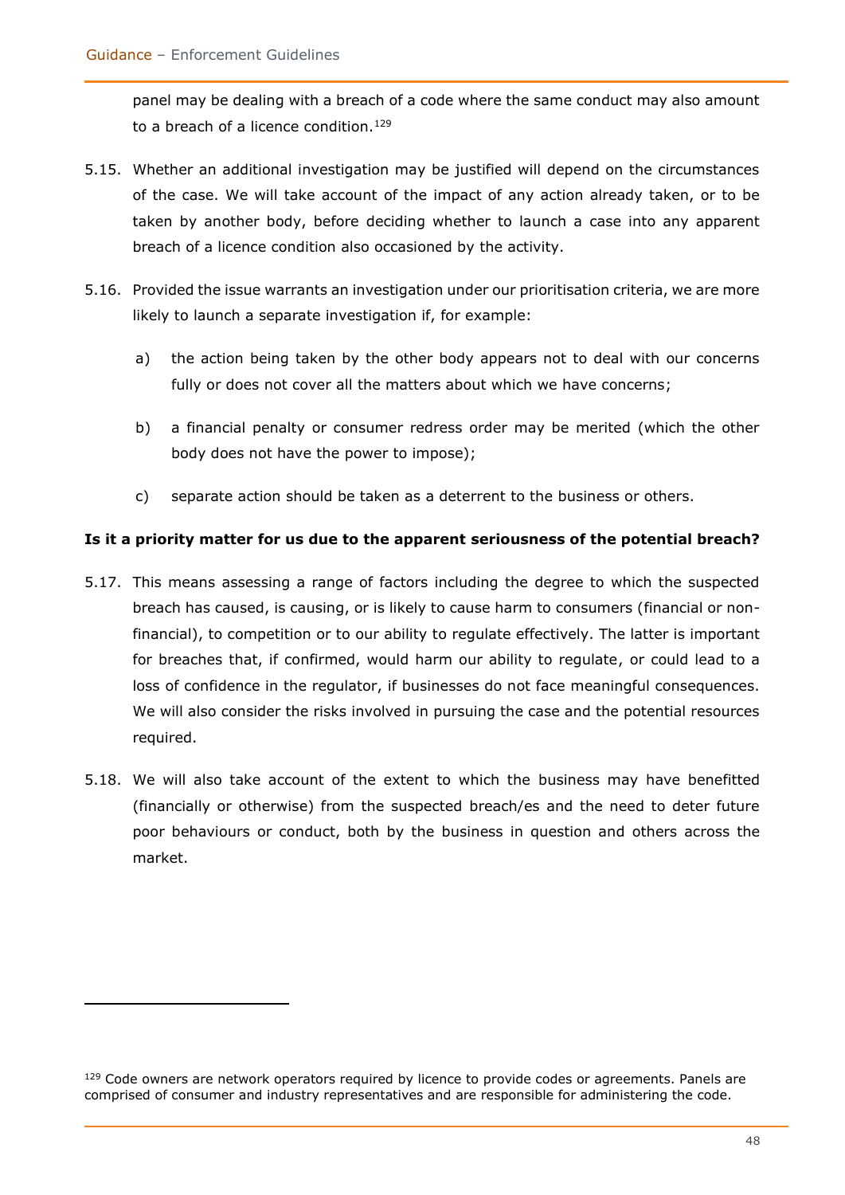panel may be dealing with a breach of a code where the same conduct may also amount to a breach of a licence condition.[129]

5.15. Whether an additional investigation may be justified will depend on the circumstances of the case. We will take account of the impact of any action already taken, or to be taken by another body, before deciding whether to launch a case into any apparent breach of a licence condition also occasioned by the activity.

5.16. Provided the issue warrants an investigation under our prioritisation criteria, we are more likely to launch a separate investigation if, for example:

a) the action being taken by the other body appears not to deal with our concerns fully or does not cover all the matters about which we have concerns;

b) a financial penalty or consumer redress order may be merited (which the other body does not have the power to impose);

c) separate action should be taken as a deterrent to the business or others.

**Is it a priority matter for us due to the apparent seriousness of the potential breach?**

5.17. This means assessing a range of factors including the degree to which the suspected breach has caused, is causing, or is likely to cause harm to consumers (financial or non-financial), to competition or to our ability to regulate effectively. The latter is important for breaches that, if confirmed, would harm our ability to regulate, or could lead to a loss of confidence in the regulator, if businesses do not face meaningful consequences. We will also consider the risks involved in pursuing the case and the potential resources required.

5.18. We will also take account of the extent to which the business may have benefitted (financially or otherwise) from the suspected breach/es and the need to deter future poor behaviours or conduct, both by the business in question and others across the market.

[129] Code owners are network operators required by licence to provide codes or agreements. Panels are comprised of consumer and industry representatives and are responsible for administering the code.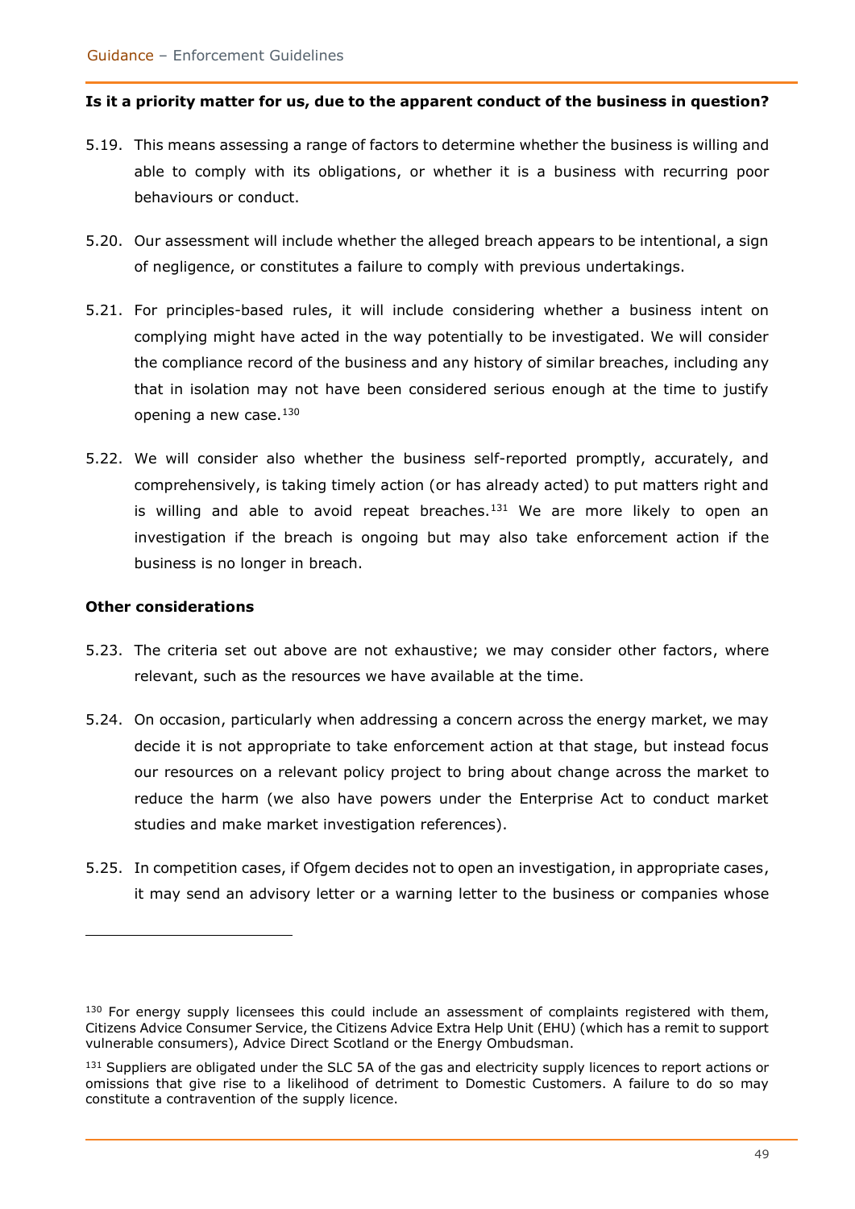**Is it a priority matter for us, due to the apparent conduct of the business in question?**

5.19. This means assessing a range of factors to determine whether the business is willing and able to comply with its obligations, or whether it is a business with recurring poor behaviours or conduct.

5.20. Our assessment will include whether the alleged breach appears to be intentional, a sign of negligence, or constitutes a failure to comply with previous undertakings.

5.21. For principles-based rules, it will include considering whether a business intent on complying might have acted in the way potentially to be investigated. We will consider the compliance record of the business and any history of similar breaches, including any that in isolation may not have been considered serious enough at the time to justify opening a new case.[130]

5.22. We will consider also whether the business self-reported promptly, accurately, and comprehensively, is taking timely action (or has already acted) to put matters right and is willing and able to avoid repeat breaches.[131] We are more likely to open an investigation if the breach is ongoing but may also take enforcement action if the business is no longer in breach.

**Other considerations**

5.23. The criteria set out above are not exhaustive; we may consider other factors, where relevant, such as the resources we have available at the time.

5.24. On occasion, particularly when addressing a concern across the energy market, we may decide it is not appropriate to take enforcement action at that stage, but instead focus our resources on a relevant policy project to bring about change across the market to reduce the harm (we also have powers under the Enterprise Act to conduct market studies and make market investigation references).

5.25. In competition cases, if Ofgem decides not to open an investigation, in appropriate cases, it may send an advisory letter or a warning letter to the business or companies whose

---

[130] For energy supply licensees this could include an assessment of complaints registered with them, Citizens Advice Consumer Service, the Citizens Advice Extra Help Unit (EHU) (which has a remit to support vulnerable consumers), Advice Direct Scotland or the Energy Ombudsman.

[131] Suppliers are obligated under the SLC 5A of the gas and electricity supply licences to report actions or omissions that give rise to a likelihood of detriment to Domestic Customers. A failure to do so may constitute a contravention of the supply licence.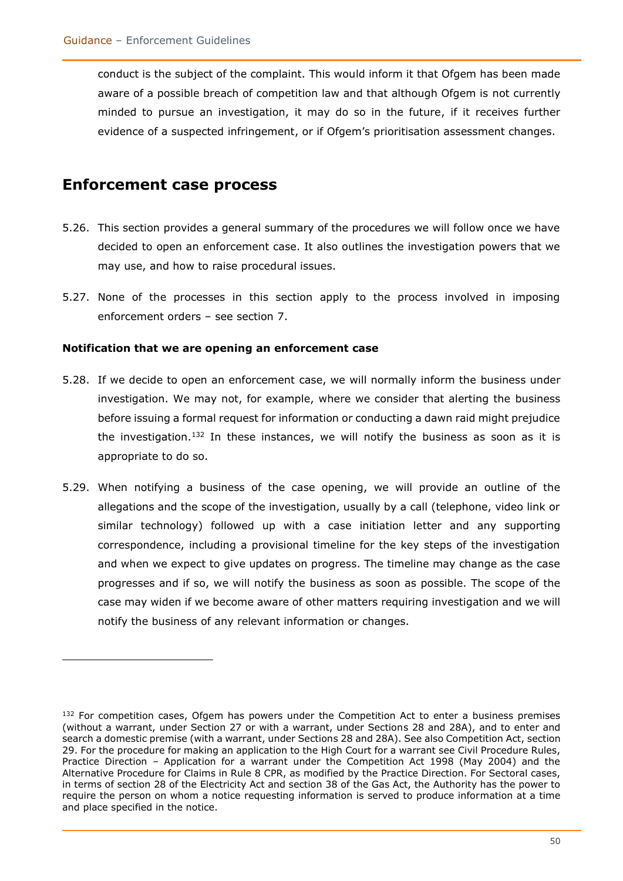conduct is the subject of the complaint. This would inform it that Ofgem has been made aware of a possible breach of competition law and that although Ofgem is not currently minded to pursue an investigation, it may do so in the future, if it receives further evidence of a suspected infringement, or if Ofgem's prioritisation assessment changes.

## Enforcement case process

5.26. This section provides a general summary of the procedures we will follow once we have decided to open an enforcement case. It also outlines the investigation powers that we may use, and how to raise procedural issues.

5.27. None of the processes in this section apply to the process involved in imposing enforcement orders – see section 7.

### Notification that we are opening an enforcement case

5.28. If we decide to open an enforcement case, we will normally inform the business under investigation. We may not, for example, where we consider that alerting the business before issuing a formal request for information or conducting a dawn raid might prejudice the investigation.[132] In these instances, we will notify the business as soon as it is appropriate to do so.

5.29. When notifying a business of the case opening, we will provide an outline of the allegations and the scope of the investigation, usually by a call (telephone, video link or similar technology) followed up with a case initiation letter and any supporting correspondence, including a provisional timeline for the key steps of the investigation and when we expect to give updates on progress. The timeline may change as the case progresses and if so, we will notify the business as soon as possible. The scope of the case may widen if we become aware of other matters requiring investigation and we will notify the business of any relevant information or changes.

---

[132] For competition cases, Ofgem has powers under the Competition Act to enter a business premises (without a warrant, under Section 27 or with a warrant, under Sections 28 and 28A), and to enter and search a domestic premise (with a warrant, under Sections 28 and 28A). See also Competition Act, section 29. For the procedure for making an application to the High Court for a warrant see Civil Procedure Rules, Practice Direction – Application for a warrant under the Competition Act 1998 (May 2004) and the Alternative Procedure for Claims in Rule 8 CPR, as modified by the Practice Direction. For Sectoral cases, in terms of section 28 of the Electricity Act and section 38 of the Gas Act, the Authority has the power to require the person on whom a notice requesting information is served to produce information at a time and place specified in the notice.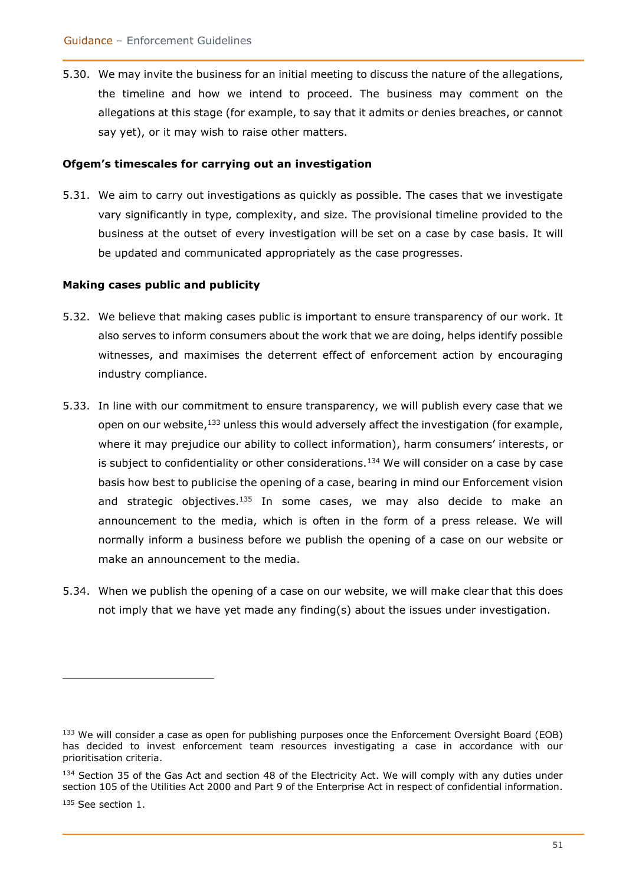5.30. We may invite the business for an initial meeting to discuss the nature of the allegations, the timeline and how we intend to proceed. The business may comment on the allegations at this stage (for example, to say that it admits or denies breaches, or cannot say yet), or it may wish to raise other matters.

**Ofgem's timescales for carrying out an investigation**

5.31. We aim to carry out investigations as quickly as possible. The cases that we investigate vary significantly in type, complexity, and size. The provisional timeline provided to the business at the outset of every investigation will be set on a case by case basis. It will be updated and communicated appropriately as the case progresses.

**Making cases public and publicity**

5.32. We believe that making cases public is important to ensure transparency of our work. It also serves to inform consumers about the work that we are doing, helps identify possible witnesses, and maximises the deterrent effect of enforcement action by encouraging industry compliance.

5.33. In line with our commitment to ensure transparency, we will publish every case that we open on our website,[133] unless this would adversely affect the investigation (for example, where it may prejudice our ability to collect information), harm consumers' interests, or is subject to confidentiality or other considerations.[134] We will consider on a case by case basis how best to publicise the opening of a case, bearing in mind our Enforcement vision and strategic objectives.[135] In some cases, we may also decide to make an announcement to the media, which is often in the form of a press release. We will normally inform a business before we publish the opening of a case on our website or make an announcement to the media.

5.34. When we publish the opening of a case on our website, we will make clear that this does not imply that we have yet made any finding(s) about the issues under investigation.

---

[133] We will consider a case as open for publishing purposes once the Enforcement Oversight Board (EOB) has decided to invest enforcement team resources investigating a case in accordance with our prioritisation criteria.

[134] Section 35 of the Gas Act and section 48 of the Electricity Act. We will comply with any duties under section 105 of the Utilities Act 2000 and Part 9 of the Enterprise Act in respect of confidential information.

[135] See section 1.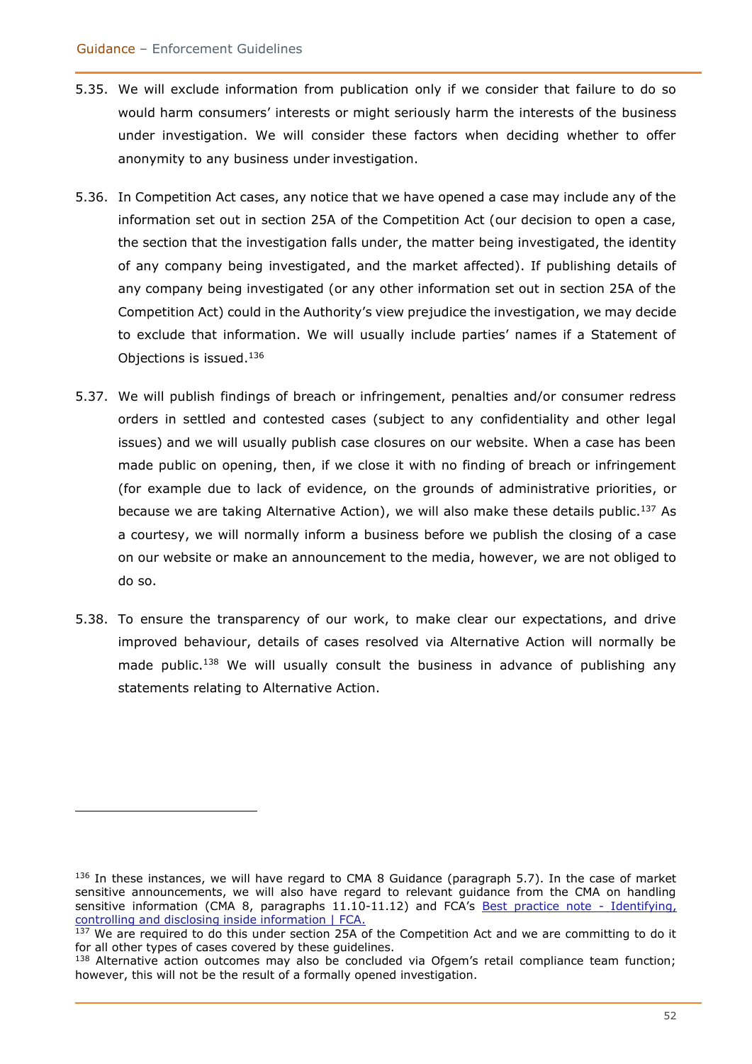5.35. We will exclude information from publication only if we consider that failure to do so would harm consumers' interests or might seriously harm the interests of the business under investigation. We will consider these factors when deciding whether to offer anonymity to any business under investigation.

5.36. In Competition Act cases, any notice that we have opened a case may include any of the information set out in section 25A of the Competition Act (our decision to open a case, the section that the investigation falls under, the matter being investigated, the identity of any company being investigated, and the market affected). If publishing details of any company being investigated (or any other information set out in section 25A of the Competition Act) could in the Authority's view prejudice the investigation, we may decide to exclude that information. We will usually include parties' names if a Statement of Objections is issued.[136]

5.37. We will publish findings of breach or infringement, penalties and/or consumer redress orders in settled and contested cases (subject to any confidentiality and other legal issues) and we will usually publish case closures on our website. When a case has been made public on opening, then, if we close it with no finding of breach or infringement (for example due to lack of evidence, on the grounds of administrative priorities, or because we are taking Alternative Action), we will also make these details public.[137] As a courtesy, we will normally inform a business before we publish the closing of a case on our website or make an announcement to the media, however, we are not obliged to do so.

5.38. To ensure the transparency of our work, to make clear our expectations, and drive improved behaviour, details of cases resolved via Alternative Action will normally be made public.[138] We will usually consult the business in advance of publishing any statements relating to Alternative Action.

---

[136] In these instances, we will have regard to CMA 8 Guidance (paragraph 5.7). In the case of market sensitive announcements, we will also have regard to relevant guidance from the CMA on handling sensitive information (CMA 8, paragraphs 11.10-11.12) and FCA's [Best practice note - Identifying, controlling and disclosing inside information | FCA.]()

[137] We are required to do this under section 25A of the Competition Act and we are committing to do it for all other types of cases covered by these guidelines.

[138] Alternative action outcomes may also be concluded via Ofgem's retail compliance team function; however, this will not be the result of a formally opened investigation.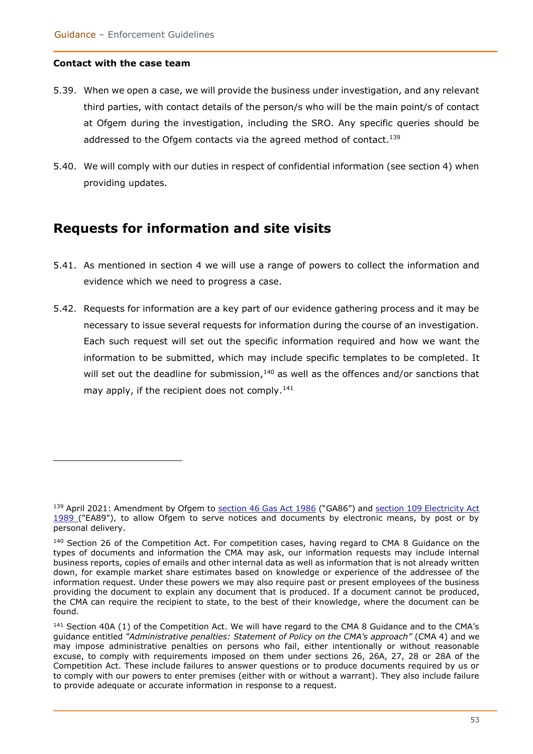**Contact with the case team**

5.39. When we open a case, we will provide the business under investigation, and any relevant third parties, with contact details of the person/s who will be the main point/s of contact at Ofgem during the investigation, including the SRO. Any specific queries should be addressed to the Ofgem contacts via the agreed method of contact.[139]

5.40. We will comply with our duties in respect of confidential information (see section 4) when providing updates.

## Requests for information and site visits

5.41. As mentioned in section 4 we will use a range of powers to collect the information and evidence which we need to progress a case.

5.42. Requests for information are a key part of our evidence gathering process and it may be necessary to issue several requests for information during the course of an investigation. Each such request will set out the specific information required and how we want the information to be submitted, which may include specific templates to be completed. It will set out the deadline for submission,[140] as well as the offences and/or sanctions that may apply, if the recipient does not comply.[141]

---

[139] April 2021: Amendment by Ofgem to section 46 Gas Act 1986 ("GA86") and section 109 Electricity Act 1989 ("EA89"), to allow Ofgem to serve notices and documents by electronic means, by post or by personal delivery.

[140] Section 26 of the Competition Act. For competition cases, having regard to CMA 8 Guidance on the types of documents and information the CMA may ask, our information requests may include internal business reports, copies of emails and other internal data as well as information that is not already written down, for example market share estimates based on knowledge or experience of the addressee of the information request. Under these powers we may also require past or present employees of the business providing the document to explain any document that is produced. If a document cannot be produced, the CMA can require the recipient to state, to the best of their knowledge, where the document can be found.

[141] Section 40A (1) of the Competition Act. We will have regard to the CMA 8 Guidance and to the CMA's guidance entitled *"Administrative penalties: Statement of Policy on the CMA's approach"* (CMA 4) and we may impose administrative penalties on persons who fail, either intentionally or without reasonable excuse, to comply with requirements imposed on them under sections 26, 26A, 27, 28 or 28A of the Competition Act. These include failures to answer questions or to produce documents required by us or to comply with our powers to enter premises (either with or without a warrant). They also include failure to provide adequate or accurate information in response to a request.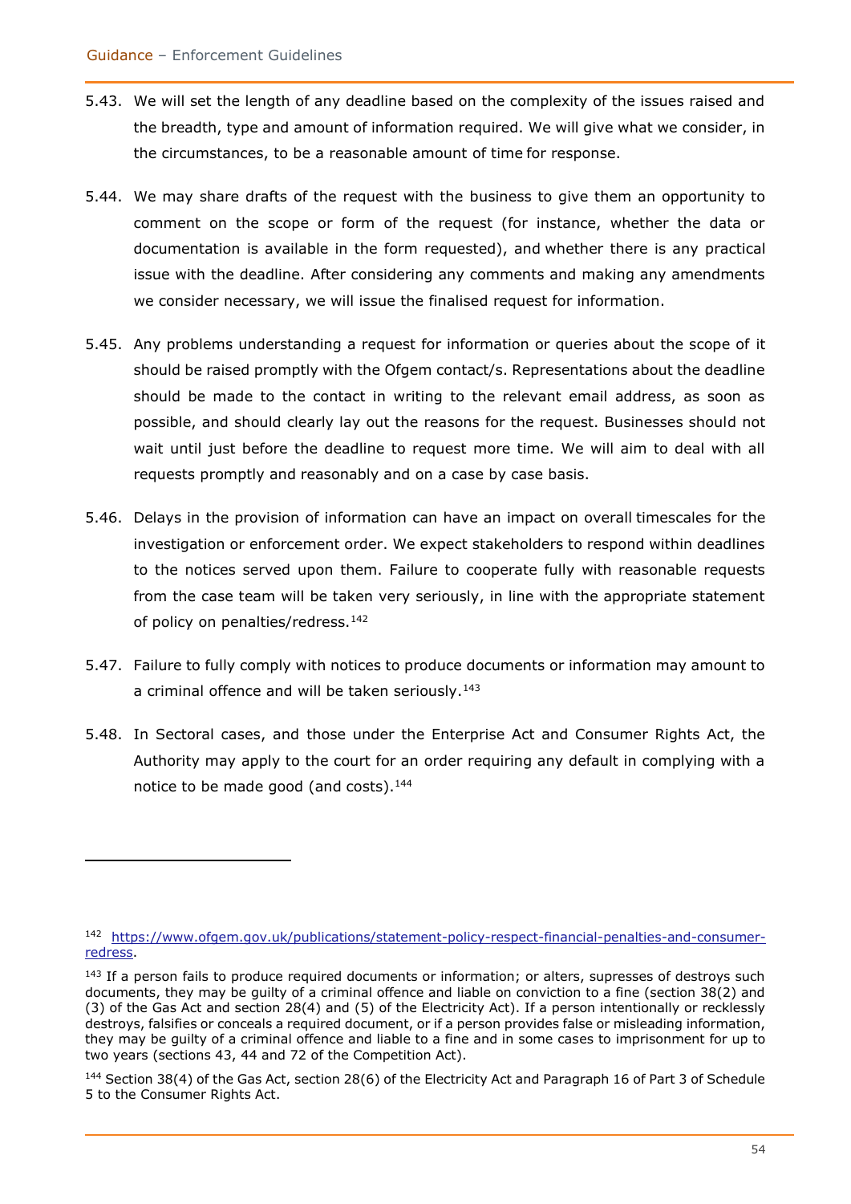5.43. We will set the length of any deadline based on the complexity of the issues raised and the breadth, type and amount of information required. We will give what we consider, in the circumstances, to be a reasonable amount of time for response.

5.44. We may share drafts of the request with the business to give them an opportunity to comment on the scope or form of the request (for instance, whether the data or documentation is available in the form requested), and whether there is any practical issue with the deadline. After considering any comments and making any amendments we consider necessary, we will issue the finalised request for information.

5.45. Any problems understanding a request for information or queries about the scope of it should be raised promptly with the Ofgem contact/s. Representations about the deadline should be made to the contact in writing to the relevant email address, as soon as possible, and should clearly lay out the reasons for the request. Businesses should not wait until just before the deadline to request more time. We will aim to deal with all requests promptly and reasonably and on a case by case basis.

5.46. Delays in the provision of information can have an impact on overall timescales for the investigation or enforcement order. We expect stakeholders to respond within deadlines to the notices served upon them. Failure to cooperate fully with reasonable requests from the case team will be taken very seriously, in line with the appropriate statement of policy on penalties/redress.[142]

5.47. Failure to fully comply with notices to produce documents or information may amount to a criminal offence and will be taken seriously.[143]

5.48. In Sectoral cases, and those under the Enterprise Act and Consumer Rights Act, the Authority may apply to the court for an order requiring any default in complying with a notice to be made good (and costs).[144]

---

[142] https://www.ofgem.gov.uk/publications/statement-policy-respect-financial-penalties-and-consumer-redress.

[143] If a person fails to produce required documents or information; or alters, supresses of destroys such documents, they may be guilty of a criminal offence and liable on conviction to a fine (section 38(2) and (3) of the Gas Act and section 28(4) and (5) of the Electricity Act). If a person intentionally or recklessly destroys, falsifies or conceals a required document, or if a person provides false or misleading information, they may be guilty of a criminal offence and liable to a fine and in some cases to imprisonment for up to two years (sections 43, 44 and 72 of the Competition Act).

[144] Section 38(4) of the Gas Act, section 28(6) of the Electricity Act and Paragraph 16 of Part 3 of Schedule 5 to the Consumer Rights Act.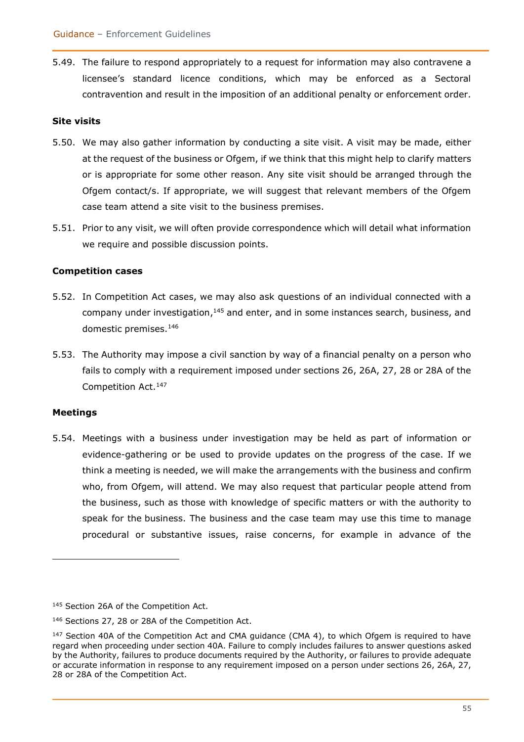5.49. The failure to respond appropriately to a request for information may also contravene a licensee's standard licence conditions, which may be enforced as a Sectoral contravention and result in the imposition of an additional penalty or enforcement order.

### Site visits

5.50. We may also gather information by conducting a site visit. A visit may be made, either at the request of the business or Ofgem, if we think that this might help to clarify matters or is appropriate for some other reason. Any site visit should be arranged through the Ofgem contact/s. If appropriate, we will suggest that relevant members of the Ofgem case team attend a site visit to the business premises.

5.51. Prior to any visit, we will often provide correspondence which will detail what information we require and possible discussion points.

### Competition cases

5.52. In Competition Act cases, we may also ask questions of an individual connected with a company under investigation,[145] and enter, and in some instances search, business, and domestic premises.[146]

5.53. The Authority may impose a civil sanction by way of a financial penalty on a person who fails to comply with a requirement imposed under sections 26, 26A, 27, 28 or 28A of the Competition Act.[147]

### Meetings

5.54. Meetings with a business under investigation may be held as part of information or evidence-gathering or be used to provide updates on the progress of the case. If we think a meeting is needed, we will make the arrangements with the business and confirm who, from Ofgem, will attend. We may also request that particular people attend from the business, such as those with knowledge of specific matters or with the authority to speak for the business. The business and the case team may use this time to manage procedural or substantive issues, raise concerns, for example in advance of the

---

[145] Section 26A of the Competition Act.

[146] Sections 27, 28 or 28A of the Competition Act.

[147] Section 40A of the Competition Act and CMA guidance (CMA 4), to which Ofgem is required to have regard when proceeding under section 40A. Failure to comply includes failures to answer questions asked by the Authority, failures to produce documents required by the Authority, or failures to provide adequate or accurate information in response to any requirement imposed on a person under sections 26, 26A, 27, 28 or 28A of the Competition Act.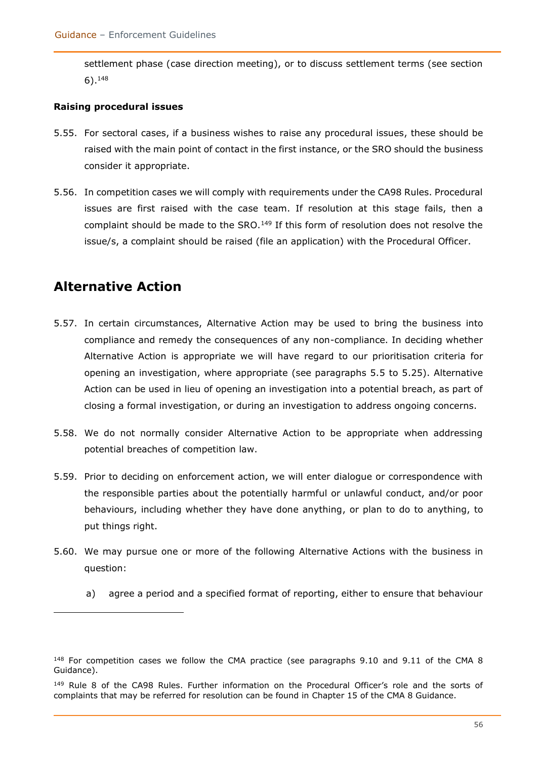settlement phase (case direction meeting), or to discuss settlement terms (see section 6).[148]

**Raising procedural issues**

5.55. For sectoral cases, if a business wishes to raise any procedural issues, these should be raised with the main point of contact in the first instance, or the SRO should the business consider it appropriate.

5.56. In competition cases we will comply with requirements under the CA98 Rules. Procedural issues are first raised with the case team. If resolution at this stage fails, then a complaint should be made to the SRO.[149] If this form of resolution does not resolve the issue/s, a complaint should be raised (file an application) with the Procedural Officer.

## Alternative Action

5.57. In certain circumstances, Alternative Action may be used to bring the business into compliance and remedy the consequences of any non-compliance. In deciding whether Alternative Action is appropriate we will have regard to our prioritisation criteria for opening an investigation, where appropriate (see paragraphs 5.5 to 5.25). Alternative Action can be used in lieu of opening an investigation into a potential breach, as part of closing a formal investigation, or during an investigation to address ongoing concerns.

5.58. We do not normally consider Alternative Action to be appropriate when addressing potential breaches of competition law.

5.59. Prior to deciding on enforcement action, we will enter dialogue or correspondence with the responsible parties about the potentially harmful or unlawful conduct, and/or poor behaviours, including whether they have done anything, or plan to do to anything, to put things right.

5.60. We may pursue one or more of the following Alternative Actions with the business in question:

a) agree a period and a specified format of reporting, either to ensure that behaviour

---

[148] For competition cases we follow the CMA practice (see paragraphs 9.10 and 9.11 of the CMA 8 Guidance).

[149] Rule 8 of the CA98 Rules. Further information on the Procedural Officer's role and the sorts of complaints that may be referred for resolution can be found in Chapter 15 of the CMA 8 Guidance.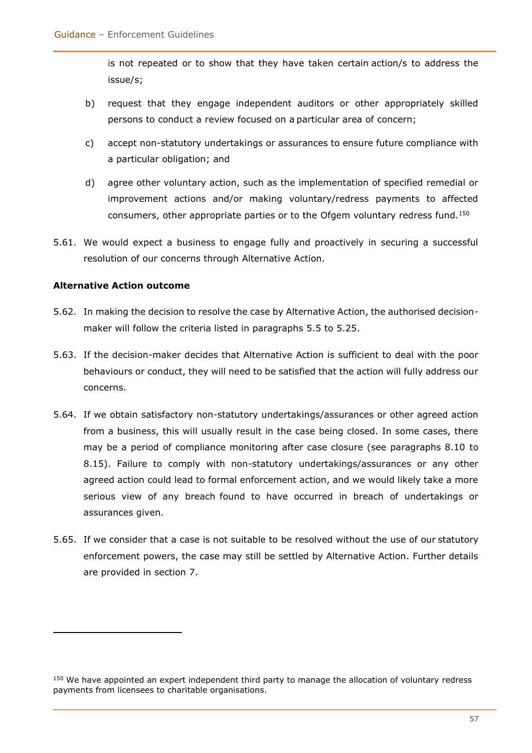is not repeated or to show that they have taken certain action/s to address the issue/s;

b) request that they engage independent auditors or other appropriately skilled persons to conduct a review focused on a particular area of concern;

c) accept non-statutory undertakings or assurances to ensure future compliance with a particular obligation; and

d) agree other voluntary action, such as the implementation of specified remedial or improvement actions and/or making voluntary/redress payments to affected consumers, other appropriate parties or to the Ofgem voluntary redress fund.[150]

5.61. We would expect a business to engage fully and proactively in securing a successful resolution of our concerns through Alternative Action.

**Alternative Action outcome**

5.62. In making the decision to resolve the case by Alternative Action, the authorised decision-maker will follow the criteria listed in paragraphs 5.5 to 5.25.

5.63. If the decision-maker decides that Alternative Action is sufficient to deal with the poor behaviours or conduct, they will need to be satisfied that the action will fully address our concerns.

5.64. If we obtain satisfactory non-statutory undertakings/assurances or other agreed action from a business, this will usually result in the case being closed. In some cases, there may be a period of compliance monitoring after case closure (see paragraphs 8.10 to 8.15). Failure to comply with non-statutory undertakings/assurances or any other agreed action could lead to formal enforcement action, and we would likely take a more serious view of any breach found to have occurred in breach of undertakings or assurances given.

5.65. If we consider that a case is not suitable to be resolved without the use of our statutory enforcement powers, the case may still be settled by Alternative Action. Further details are provided in section 7.

[150] We have appointed an expert independent third party to manage the allocation of voluntary redress payments from licensees to charitable organisations.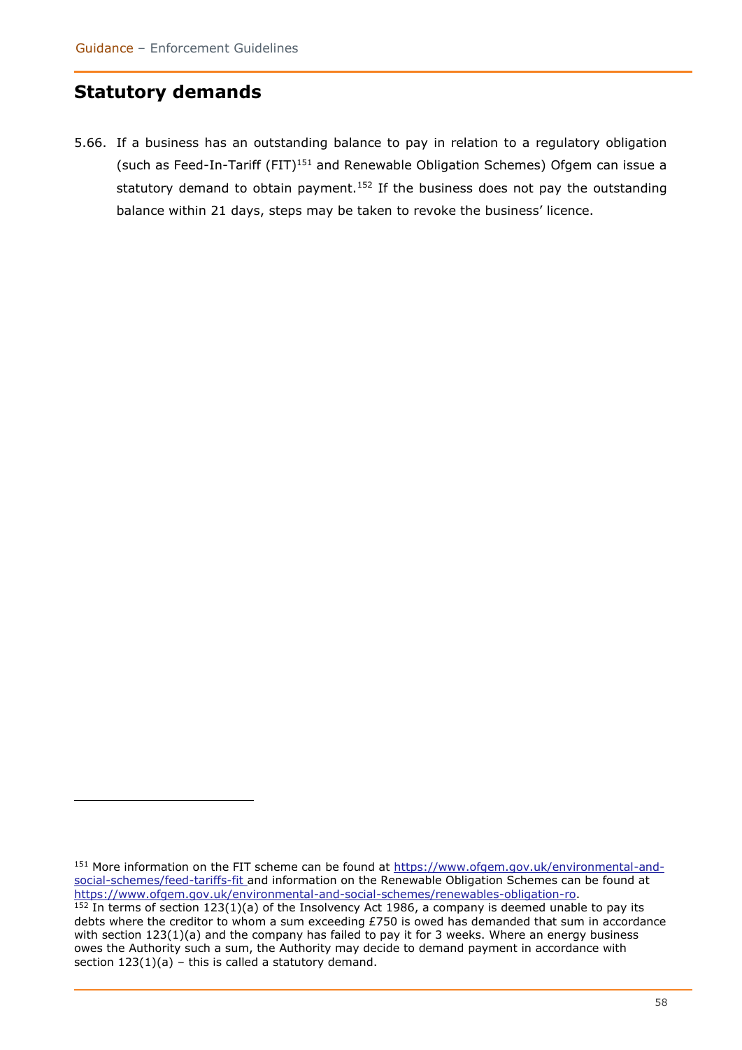## Statutory demands

5.66. If a business has an outstanding balance to pay in relation to a regulatory obligation (such as Feed-In-Tariff (FIT)[151] and Renewable Obligation Schemes) Ofgem can issue a statutory demand to obtain payment.[152] If the business does not pay the outstanding balance within 21 days, steps may be taken to revoke the business' licence.

---

[151] More information on the FIT scheme can be found at https://www.ofgem.gov.uk/environmental-and-social-schemes/feed-tariffs-fit and information on the Renewable Obligation Schemes can be found at https://www.ofgem.gov.uk/environmental-and-social-schemes/renewables-obligation-ro.

[152] In terms of section 123(1)(a) of the Insolvency Act 1986, a company is deemed unable to pay its debts where the creditor to whom a sum exceeding £750 is owed has demanded that sum in accordance with section 123(1)(a) and the company has failed to pay it for 3 weeks. Where an energy business owes the Authority such a sum, the Authority may decide to demand payment in accordance with section 123(1)(a) – this is called a statutory demand.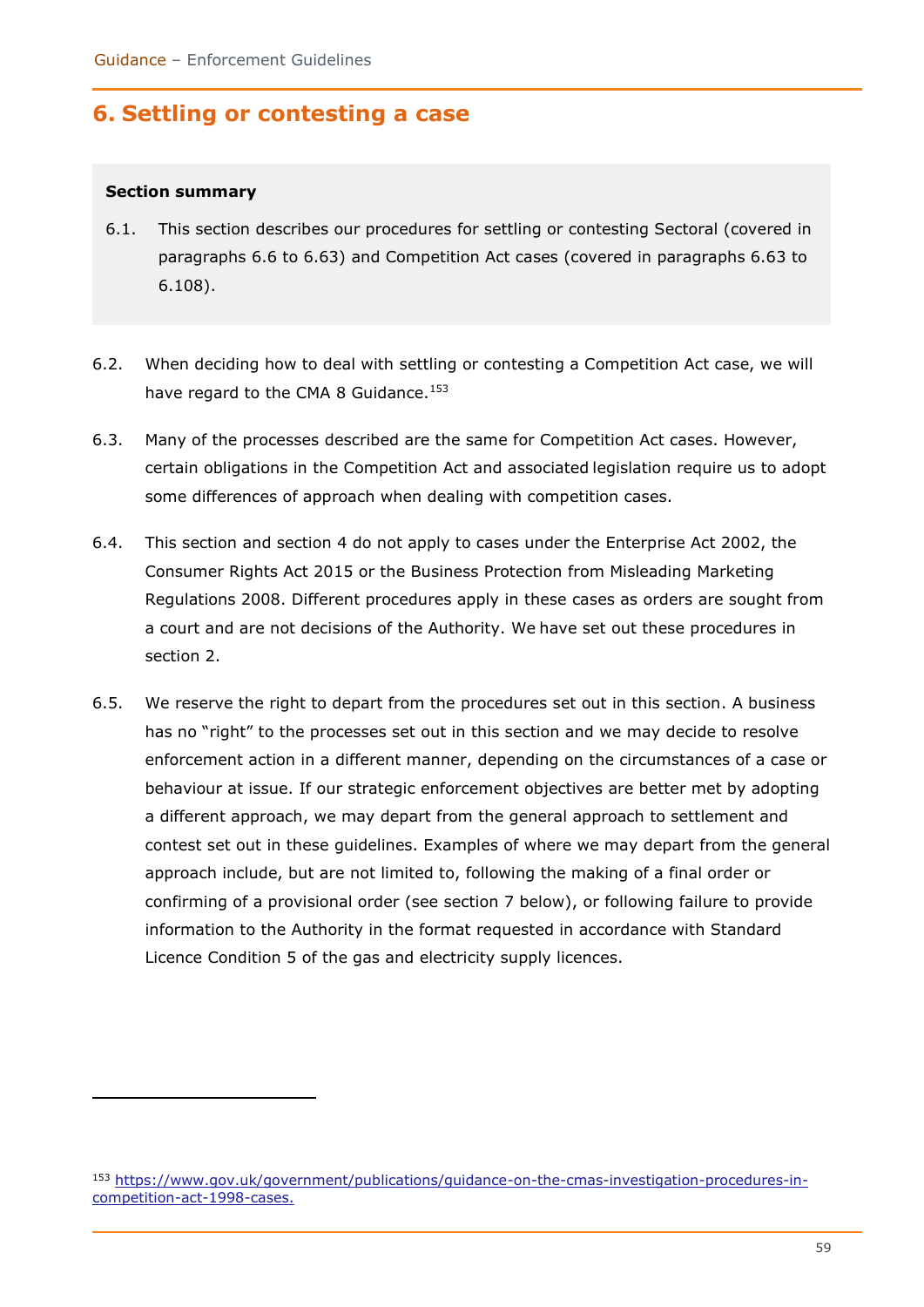# 6. Settling or contesting a case

**Section summary**

6.1. This section describes our procedures for settling or contesting Sectoral (covered in paragraphs 6.6 to 6.63) and Competition Act cases (covered in paragraphs 6.63 to 6.108).

6.2. When deciding how to deal with settling or contesting a Competition Act case, we will have regard to the CMA 8 Guidance.[153]

6.3. Many of the processes described are the same for Competition Act cases. However, certain obligations in the Competition Act and associated legislation require us to adopt some differences of approach when dealing with competition cases.

6.4. This section and section 4 do not apply to cases under the Enterprise Act 2002, the Consumer Rights Act 2015 or the Business Protection from Misleading Marketing Regulations 2008. Different procedures apply in these cases as orders are sought from a court and are not decisions of the Authority. We have set out these procedures in section 2.

6.5. We reserve the right to depart from the procedures set out in this section. A business has no "right" to the processes set out in this section and we may decide to resolve enforcement action in a different manner, depending on the circumstances of a case or behaviour at issue. If our strategic enforcement objectives are better met by adopting a different approach, we may depart from the general approach to settlement and contest set out in these guidelines. Examples of where we may depart from the general approach include, but are not limited to, following the making of a final order or confirming of a provisional order (see section 7 below), or following failure to provide information to the Authority in the format requested in accordance with Standard Licence Condition 5 of the gas and electricity supply licences.

---

[153] https://www.gov.uk/government/publications/guidance-on-the-cmas-investigation-procedures-in-competition-act-1998-cases.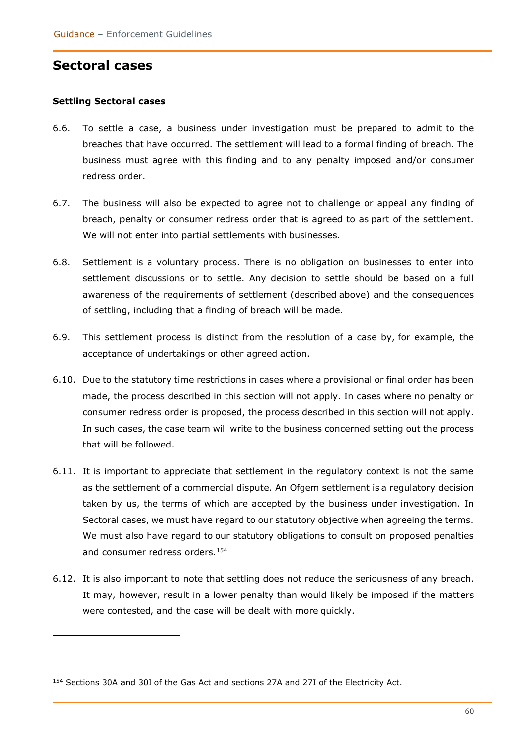## Sectoral cases

### Settling Sectoral cases

6.6. To settle a case, a business under investigation must be prepared to admit to the breaches that have occurred. The settlement will lead to a formal finding of breach. The business must agree with this finding and to any penalty imposed and/or consumer redress order.

6.7. The business will also be expected to agree not to challenge or appeal any finding of breach, penalty or consumer redress order that is agreed to as part of the settlement. We will not enter into partial settlements with businesses.

6.8. Settlement is a voluntary process. There is no obligation on businesses to enter into settlement discussions or to settle. Any decision to settle should be based on a full awareness of the requirements of settlement (described above) and the consequences of settling, including that a finding of breach will be made.

6.9. This settlement process is distinct from the resolution of a case by, for example, the acceptance of undertakings or other agreed action.

6.10. Due to the statutory time restrictions in cases where a provisional or final order has been made, the process described in this section will not apply. In cases where no penalty or consumer redress order is proposed, the process described in this section will not apply. In such cases, the case team will write to the business concerned setting out the process that will be followed.

6.11. It is important to appreciate that settlement in the regulatory context is not the same as the settlement of a commercial dispute. An Ofgem settlement is a regulatory decision taken by us, the terms of which are accepted by the business under investigation. In Sectoral cases, we must have regard to our statutory objective when agreeing the terms. We must also have regard to our statutory obligations to consult on proposed penalties and consumer redress orders.[154]

6.12. It is also important to note that settling does not reduce the seriousness of any breach. It may, however, result in a lower penalty than would likely be imposed if the matters were contested, and the case will be dealt with more quickly.

---

[154] Sections 30A and 30I of the Gas Act and sections 27A and 27I of the Electricity Act.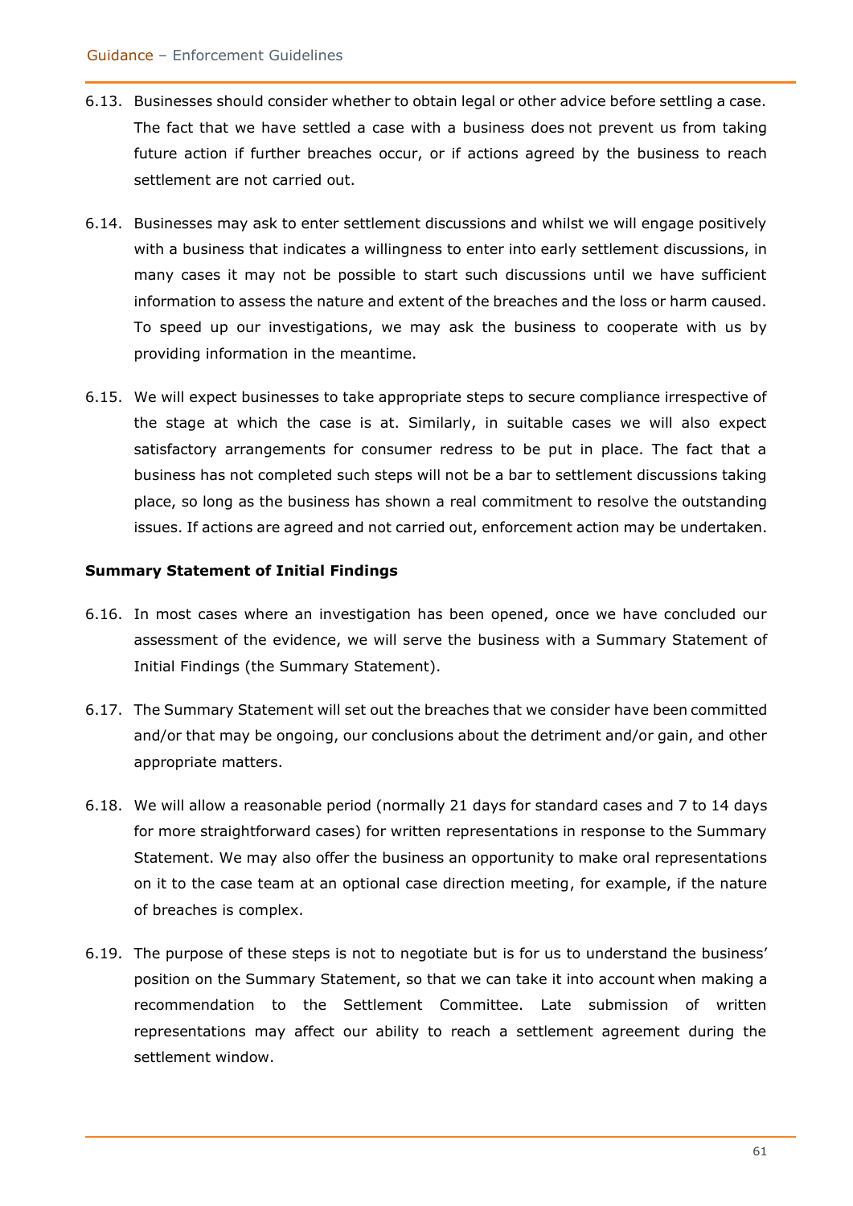6.13. Businesses should consider whether to obtain legal or other advice before settling a case. The fact that we have settled a case with a business does not prevent us from taking future action if further breaches occur, or if actions agreed by the business to reach settlement are not carried out.

6.14. Businesses may ask to enter settlement discussions and whilst we will engage positively with a business that indicates a willingness to enter into early settlement discussions, in many cases it may not be possible to start such discussions until we have sufficient information to assess the nature and extent of the breaches and the loss or harm caused. To speed up our investigations, we may ask the business to cooperate with us by providing information in the meantime.

6.15. We will expect businesses to take appropriate steps to secure compliance irrespective of the stage at which the case is at. Similarly, in suitable cases we will also expect satisfactory arrangements for consumer redress to be put in place. The fact that a business has not completed such steps will not be a bar to settlement discussions taking place, so long as the business has shown a real commitment to resolve the outstanding issues. If actions are agreed and not carried out, enforcement action may be undertaken.

**Summary Statement of Initial Findings**

6.16. In most cases where an investigation has been opened, once we have concluded our assessment of the evidence, we will serve the business with a Summary Statement of Initial Findings (the Summary Statement).

6.17. The Summary Statement will set out the breaches that we consider have been committed and/or that may be ongoing, our conclusions about the detriment and/or gain, and other appropriate matters.

6.18. We will allow a reasonable period (normally 21 days for standard cases and 7 to 14 days for more straightforward cases) for written representations in response to the Summary Statement. We may also offer the business an opportunity to make oral representations on it to the case team at an optional case direction meeting, for example, if the nature of breaches is complex.

6.19. The purpose of these steps is not to negotiate but is for us to understand the business' position on the Summary Statement, so that we can take it into account when making a recommendation to the Settlement Committee. Late submission of written representations may affect our ability to reach a settlement agreement during the settlement window.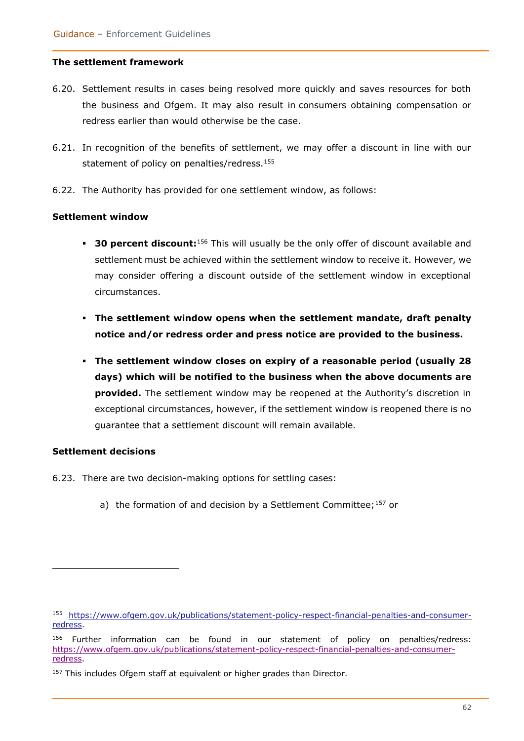### The settlement framework

6.20. Settlement results in cases being resolved more quickly and saves resources for both the business and Ofgem. It may also result in consumers obtaining compensation or redress earlier than would otherwise be the case.

6.21. In recognition of the benefits of settlement, we may offer a discount in line with our statement of policy on penalties/redress.[155]

6.22. The Authority has provided for one settlement window, as follows:

### Settlement window

- **30 percent discount:**[156] This will usually be the only offer of discount available and settlement must be achieved within the settlement window to receive it. However, we may consider offering a discount outside of the settlement window in exceptional circumstances.
- **The settlement window opens when the settlement mandate, draft penalty notice and/or redress order and press notice are provided to the business.**
- **The settlement window closes on expiry of a reasonable period (usually 28 days) which will be notified to the business when the above documents are provided.** The settlement window may be reopened at the Authority's discretion in exceptional circumstances, however, if the settlement window is reopened there is no guarantee that a settlement discount will remain available.

### Settlement decisions

6.23. There are two decision-making options for settling cases:

a) the formation of and decision by a Settlement Committee;[157] or

---

[155] https://www.ofgem.gov.uk/publications/statement-policy-respect-financial-penalties-and-consumer-redress.

[156] Further information can be found in our statement of policy on penalties/redress: https://www.ofgem.gov.uk/publications/statement-policy-respect-financial-penalties-and-consumer-redress.

[157] This includes Ofgem staff at equivalent or higher grades than Director.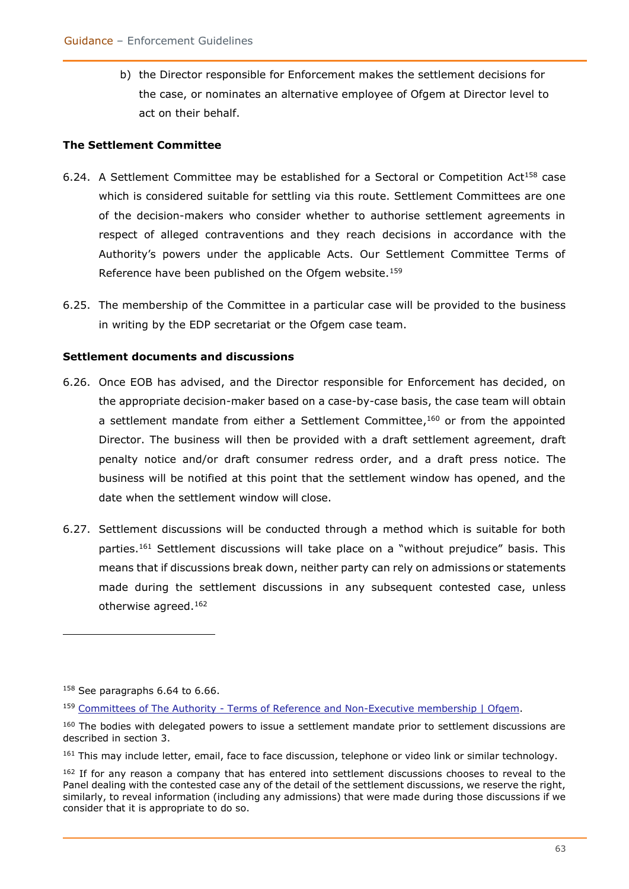b) the Director responsible for Enforcement makes the settlement decisions for the case, or nominates an alternative employee of Ofgem at Director level to act on their behalf.

**The Settlement Committee**

6.24. A Settlement Committee may be established for a Sectoral or Competition Act[158] case which is considered suitable for settling via this route. Settlement Committees are one of the decision-makers who consider whether to authorise settlement agreements in respect of alleged contraventions and they reach decisions in accordance with the Authority's powers under the applicable Acts. Our Settlement Committee Terms of Reference have been published on the Ofgem website.[159]

6.25. The membership of the Committee in a particular case will be provided to the business in writing by the EDP secretariat or the Ofgem case team.

**Settlement documents and discussions**

6.26. Once EOB has advised, and the Director responsible for Enforcement has decided, on the appropriate decision-maker based on a case-by-case basis, the case team will obtain a settlement mandate from either a Settlement Committee,[160] or from the appointed Director. The business will then be provided with a draft settlement agreement, draft penalty notice and/or draft consumer redress order, and a draft press notice. The business will be notified at this point that the settlement window has opened, and the date when the settlement window will close.

6.27. Settlement discussions will be conducted through a method which is suitable for both parties.[161] Settlement discussions will take place on a "without prejudice" basis. This means that if discussions break down, neither party can rely on admissions or statements made during the settlement discussions in any subsequent contested case, unless otherwise agreed.[162]

---

[158] See paragraphs 6.64 to 6.66.

[159] [Committees of The Authority - Terms of Reference and Non-Executive membership | Ofgem](Committees of The Authority - Terms of Reference and Non-Executive membership | Ofgem).

[160] The bodies with delegated powers to issue a settlement mandate prior to settlement discussions are described in section 3.

[161] This may include letter, email, face to face discussion, telephone or video link or similar technology.

[162] If for any reason a company that has entered into settlement discussions chooses to reveal to the Panel dealing with the contested case any of the detail of the settlement discussions, we reserve the right, similarly, to reveal information (including any admissions) that were made during those discussions if we consider that it is appropriate to do so.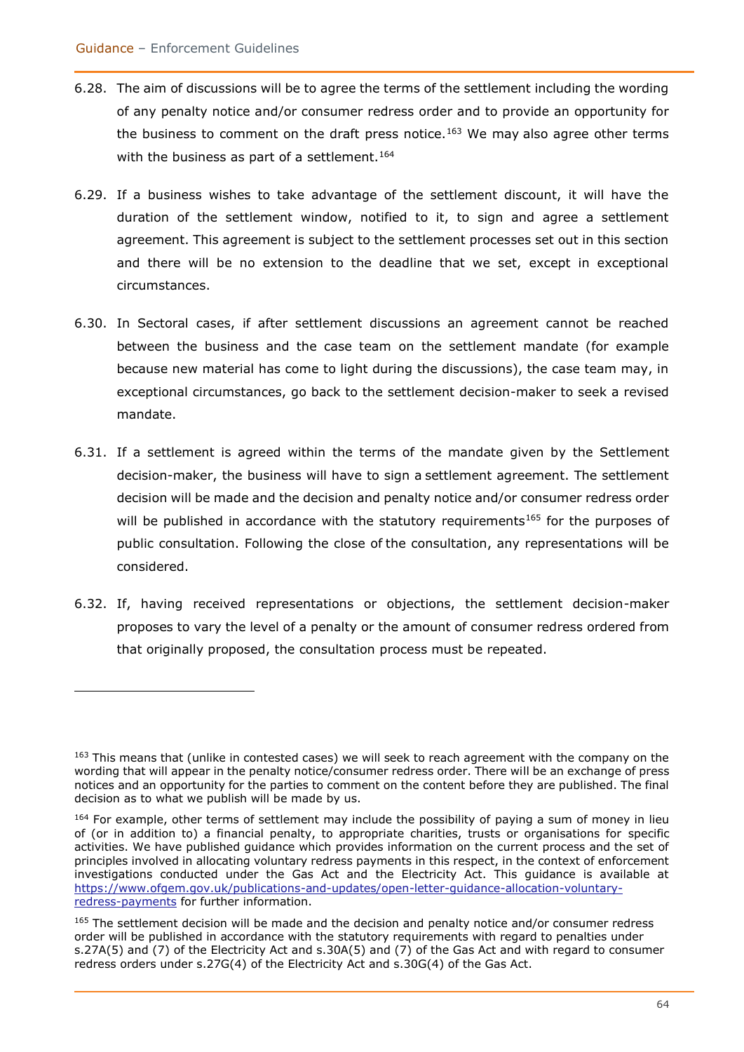6.28. The aim of discussions will be to agree the terms of the settlement including the wording of any penalty notice and/or consumer redress order and to provide an opportunity for the business to comment on the draft press notice.[163] We may also agree other terms with the business as part of a settlement.[164]

6.29. If a business wishes to take advantage of the settlement discount, it will have the duration of the settlement window, notified to it, to sign and agree a settlement agreement. This agreement is subject to the settlement processes set out in this section and there will be no extension to the deadline that we set, except in exceptional circumstances.

6.30. In Sectoral cases, if after settlement discussions an agreement cannot be reached between the business and the case team on the settlement mandate (for example because new material has come to light during the discussions), the case team may, in exceptional circumstances, go back to the settlement decision-maker to seek a revised mandate.

6.31. If a settlement is agreed within the terms of the mandate given by the Settlement decision-maker, the business will have to sign a settlement agreement. The settlement decision will be made and the decision and penalty notice and/or consumer redress order will be published in accordance with the statutory requirements[165] for the purposes of public consultation. Following the close of the consultation, any representations will be considered.

6.32. If, having received representations or objections, the settlement decision-maker proposes to vary the level of a penalty or the amount of consumer redress ordered from that originally proposed, the consultation process must be repeated.

---

[163] This means that (unlike in contested cases) we will seek to reach agreement with the company on the wording that will appear in the penalty notice/consumer redress order. There will be an exchange of press notices and an opportunity for the parties to comment on the content before they are published. The final decision as to what we publish will be made by us.

[164] For example, other terms of settlement may include the possibility of paying a sum of money in lieu of (or in addition to) a financial penalty, to appropriate charities, trusts or organisations for specific activities. We have published guidance which provides information on the current process and the set of principles involved in allocating voluntary redress payments in this respect, in the context of enforcement investigations conducted under the Gas Act and the Electricity Act. This guidance is available at [https://www.ofgem.gov.uk/publications-and-updates/open-letter-guidance-allocation-voluntary-redress-payments](https://www.ofgem.gov.uk/publications-and-updates/open-letter-guidance-allocation-voluntary-redress-payments) for further information.

[165] The settlement decision will be made and the decision and penalty notice and/or consumer redress order will be published in accordance with the statutory requirements with regard to penalties under s.27A(5) and (7) of the Electricity Act and s.30A(5) and (7) of the Gas Act and with regard to consumer redress orders under s.27G(4) of the Electricity Act and s.30G(4) of the Gas Act.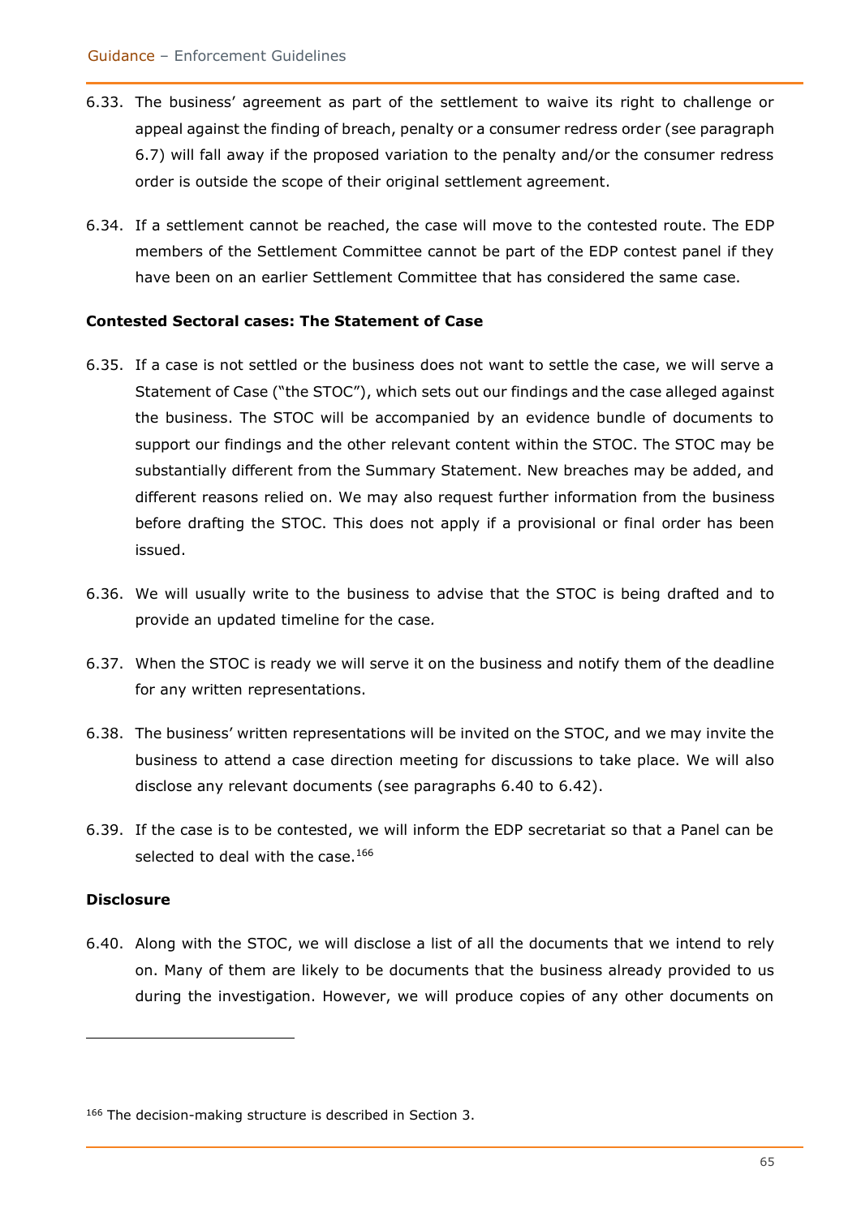6.33. The business' agreement as part of the settlement to waive its right to challenge or appeal against the finding of breach, penalty or a consumer redress order (see paragraph 6.7) will fall away if the proposed variation to the penalty and/or the consumer redress order is outside the scope of their original settlement agreement.

6.34. If a settlement cannot be reached, the case will move to the contested route. The EDP members of the Settlement Committee cannot be part of the EDP contest panel if they have been on an earlier Settlement Committee that has considered the same case.

**Contested Sectoral cases: The Statement of Case**

6.35. If a case is not settled or the business does not want to settle the case, we will serve a Statement of Case ("the STOC"), which sets out our findings and the case alleged against the business. The STOC will be accompanied by an evidence bundle of documents to support our findings and the other relevant content within the STOC. The STOC may be substantially different from the Summary Statement. New breaches may be added, and different reasons relied on. We may also request further information from the business before drafting the STOC. This does not apply if a provisional or final order has been issued.

6.36. We will usually write to the business to advise that the STOC is being drafted and to provide an updated timeline for the case.

6.37. When the STOC is ready we will serve it on the business and notify them of the deadline for any written representations.

6.38. The business' written representations will be invited on the STOC, and we may invite the business to attend a case direction meeting for discussions to take place. We will also disclose any relevant documents (see paragraphs 6.40 to 6.42).

6.39. If the case is to be contested, we will inform the EDP secretariat so that a Panel can be selected to deal with the case.[166]

**Disclosure**

6.40. Along with the STOC, we will disclose a list of all the documents that we intend to rely on. Many of them are likely to be documents that the business already provided to us during the investigation. However, we will produce copies of any other documents on

[166] The decision-making structure is described in Section 3.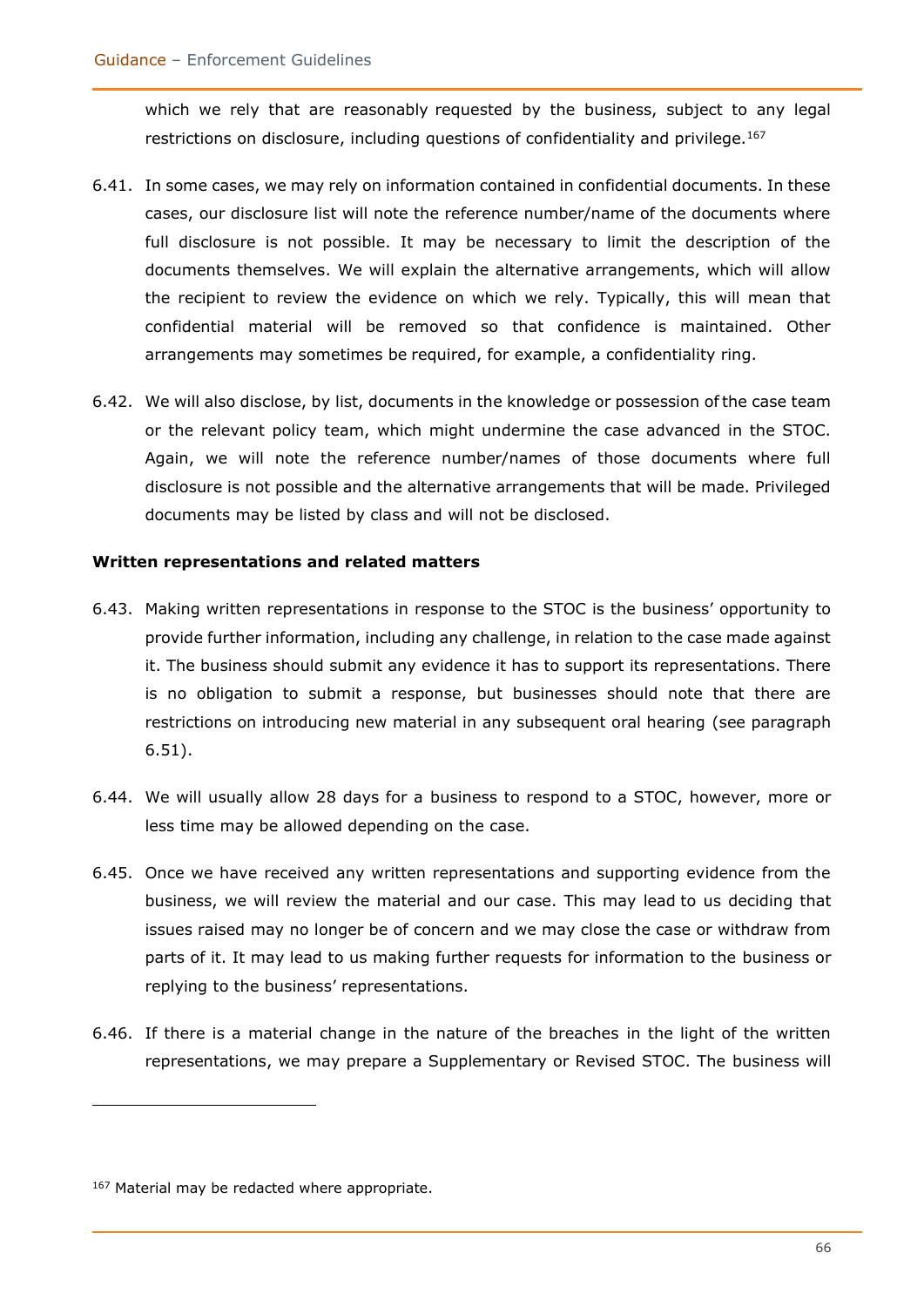which we rely that are reasonably requested by the business, subject to any legal restrictions on disclosure, including questions of confidentiality and privilege.[167]

6.41. In some cases, we may rely on information contained in confidential documents. In these cases, our disclosure list will note the reference number/name of the documents where full disclosure is not possible. It may be necessary to limit the description of the documents themselves. We will explain the alternative arrangements, which will allow the recipient to review the evidence on which we rely. Typically, this will mean that confidential material will be removed so that confidence is maintained. Other arrangements may sometimes be required, for example, a confidentiality ring.

6.42. We will also disclose, by list, documents in the knowledge or possession of the case team or the relevant policy team, which might undermine the case advanced in the STOC. Again, we will note the reference number/names of those documents where full disclosure is not possible and the alternative arrangements that will be made. Privileged documents may be listed by class and will not be disclosed.

**Written representations and related matters**

6.43. Making written representations in response to the STOC is the business' opportunity to provide further information, including any challenge, in relation to the case made against it. The business should submit any evidence it has to support its representations. There is no obligation to submit a response, but businesses should note that there are restrictions on introducing new material in any subsequent oral hearing (see paragraph 6.51).

6.44. We will usually allow 28 days for a business to respond to a STOC, however, more or less time may be allowed depending on the case.

6.45. Once we have received any written representations and supporting evidence from the business, we will review the material and our case. This may lead to us deciding that issues raised may no longer be of concern and we may close the case or withdraw from parts of it. It may lead to us making further requests for information to the business or replying to the business' representations.

6.46. If there is a material change in the nature of the breaches in the light of the written representations, we may prepare a Supplementary or Revised STOC. The business will

[167] Material may be redacted where appropriate.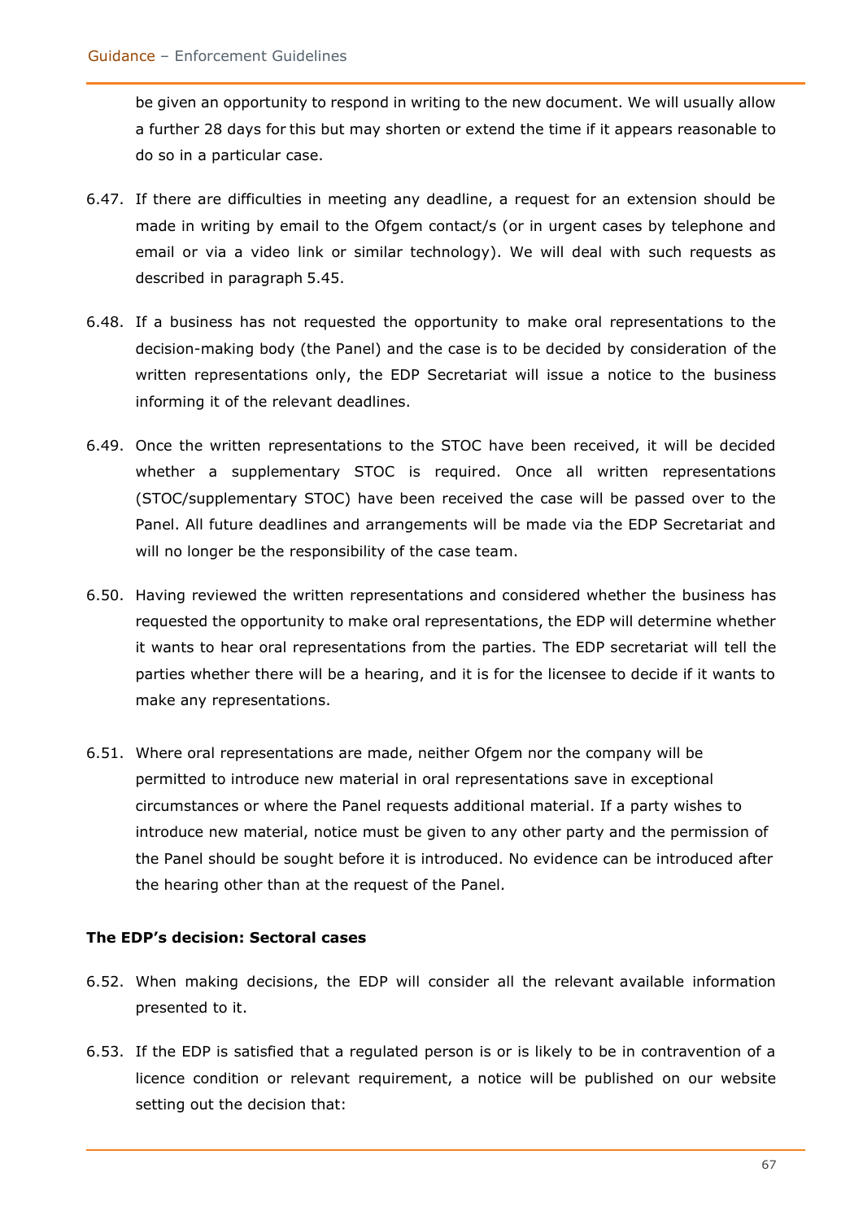be given an opportunity to respond in writing to the new document. We will usually allow a further 28 days for this but may shorten or extend the time if it appears reasonable to do so in a particular case.

6.47. If there are difficulties in meeting any deadline, a request for an extension should be made in writing by email to the Ofgem contact/s (or in urgent cases by telephone and email or via a video link or similar technology). We will deal with such requests as described in paragraph 5.45.

6.48. If a business has not requested the opportunity to make oral representations to the decision-making body (the Panel) and the case is to be decided by consideration of the written representations only, the EDP Secretariat will issue a notice to the business informing it of the relevant deadlines.

6.49. Once the written representations to the STOC have been received, it will be decided whether a supplementary STOC is required. Once all written representations (STOC/supplementary STOC) have been received the case will be passed over to the Panel. All future deadlines and arrangements will be made via the EDP Secretariat and will no longer be the responsibility of the case team.

6.50. Having reviewed the written representations and considered whether the business has requested the opportunity to make oral representations, the EDP will determine whether it wants to hear oral representations from the parties. The EDP secretariat will tell the parties whether there will be a hearing, and it is for the licensee to decide if it wants to make any representations.

6.51. Where oral representations are made, neither Ofgem nor the company will be permitted to introduce new material in oral representations save in exceptional circumstances or where the Panel requests additional material. If a party wishes to introduce new material, notice must be given to any other party and the permission of the Panel should be sought before it is introduced. No evidence can be introduced after the hearing other than at the request of the Panel.

**The EDP's decision: Sectoral cases**

6.52. When making decisions, the EDP will consider all the relevant available information presented to it.

6.53. If the EDP is satisfied that a regulated person is or is likely to be in contravention of a licence condition or relevant requirement, a notice will be published on our website setting out the decision that: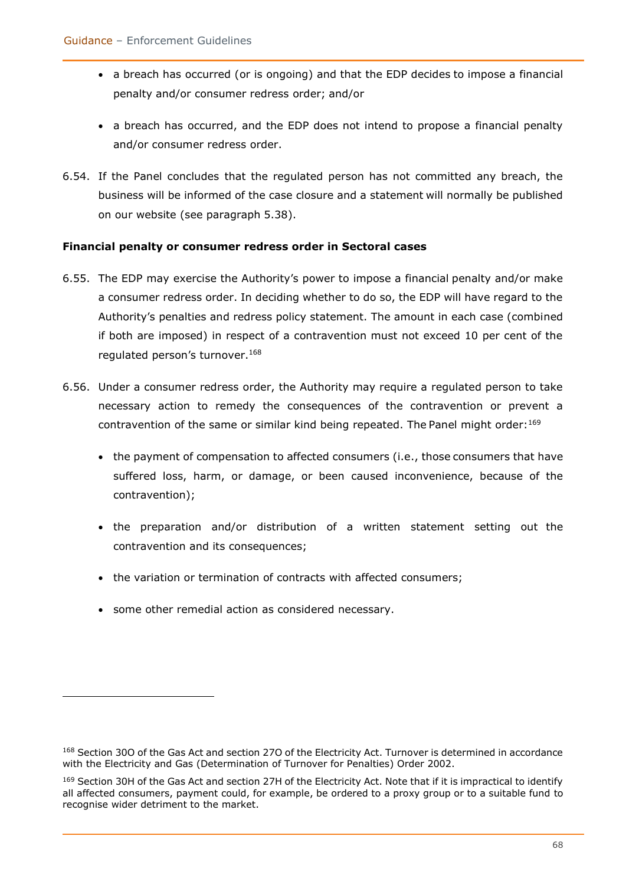- a breach has occurred (or is ongoing) and that the EDP decides to impose a financial penalty and/or consumer redress order; and/or

- a breach has occurred, and the EDP does not intend to propose a financial penalty and/or consumer redress order.

6.54. If the Panel concludes that the regulated person has not committed any breach, the business will be informed of the case closure and a statement will normally be published on our website (see paragraph 5.38).

**Financial penalty or consumer redress order in Sectoral cases**

6.55. The EDP may exercise the Authority's power to impose a financial penalty and/or make a consumer redress order. In deciding whether to do so, the EDP will have regard to the Authority's penalties and redress policy statement. The amount in each case (combined if both are imposed) in respect of a contravention must not exceed 10 per cent of the regulated person's turnover.[168]

6.56. Under a consumer redress order, the Authority may require a regulated person to take necessary action to remedy the consequences of the contravention or prevent a contravention of the same or similar kind being repeated. The Panel might order:[169]

- the payment of compensation to affected consumers (i.e., those consumers that have suffered loss, harm, or damage, or been caused inconvenience, because of the contravention);

- the preparation and/or distribution of a written statement setting out the contravention and its consequences;

- the variation or termination of contracts with affected consumers;

- some other remedial action as considered necessary.

---

[168] Section 30O of the Gas Act and section 27O of the Electricity Act. Turnover is determined in accordance with the Electricity and Gas (Determination of Turnover for Penalties) Order 2002.

[169] Section 30H of the Gas Act and section 27H of the Electricity Act. Note that if it is impractical to identify all affected consumers, payment could, for example, be ordered to a proxy group or to a suitable fund to recognise wider detriment to the market.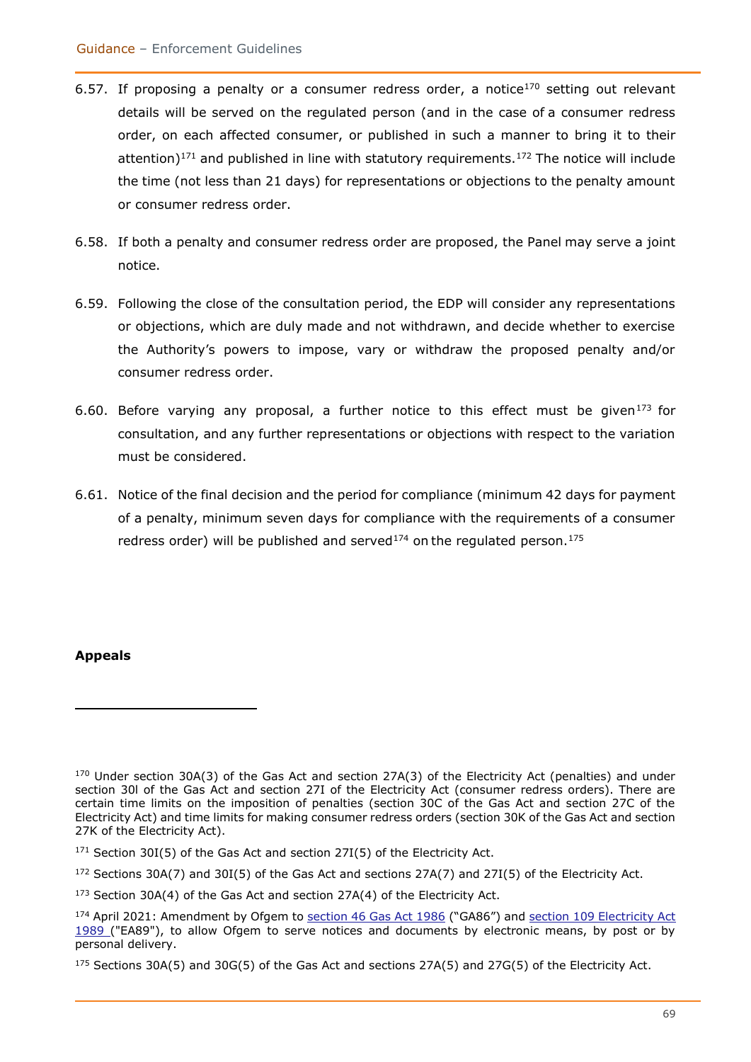6.57. If proposing a penalty or a consumer redress order, a notice[170] setting out relevant details will be served on the regulated person (and in the case of a consumer redress order, on each affected consumer, or published in such a manner to bring it to their attention)[171] and published in line with statutory requirements.[172] The notice will include the time (not less than 21 days) for representations or objections to the penalty amount or consumer redress order.

6.58. If both a penalty and consumer redress order are proposed, the Panel may serve a joint notice.

6.59. Following the close of the consultation period, the EDP will consider any representations or objections, which are duly made and not withdrawn, and decide whether to exercise the Authority's powers to impose, vary or withdraw the proposed penalty and/or consumer redress order.

6.60. Before varying any proposal, a further notice to this effect must be given[173] for consultation, and any further representations or objections with respect to the variation must be considered.

6.61. Notice of the final decision and the period for compliance (minimum 42 days for payment of a penalty, minimum seven days for compliance with the requirements of a consumer redress order) will be published and served[174] on the regulated person.[175]

**Appeals**

---

[170] Under section 30A(3) of the Gas Act and section 27A(3) of the Electricity Act (penalties) and under section 30I of the Gas Act and section 27I of the Electricity Act (consumer redress orders). There are certain time limits on the imposition of penalties (section 30C of the Gas Act and section 27C of the Electricity Act) and time limits for making consumer redress orders (section 30K of the Gas Act and section 27K of the Electricity Act).

[171] Section 30I(5) of the Gas Act and section 27I(5) of the Electricity Act.

[172] Sections 30A(7) and 30I(5) of the Gas Act and sections 27A(7) and 27I(5) of the Electricity Act.

[173] Section 30A(4) of the Gas Act and section 27A(4) of the Electricity Act.

[174] April 2021: Amendment by Ofgem to section 46 Gas Act 1986 ("GA86") and section 109 Electricity Act 1989 ("EA89"), to allow Ofgem to serve notices and documents by electronic means, by post or by personal delivery.

[175] Sections 30A(5) and 30G(5) of the Gas Act and sections 27A(5) and 27G(5) of the Electricity Act.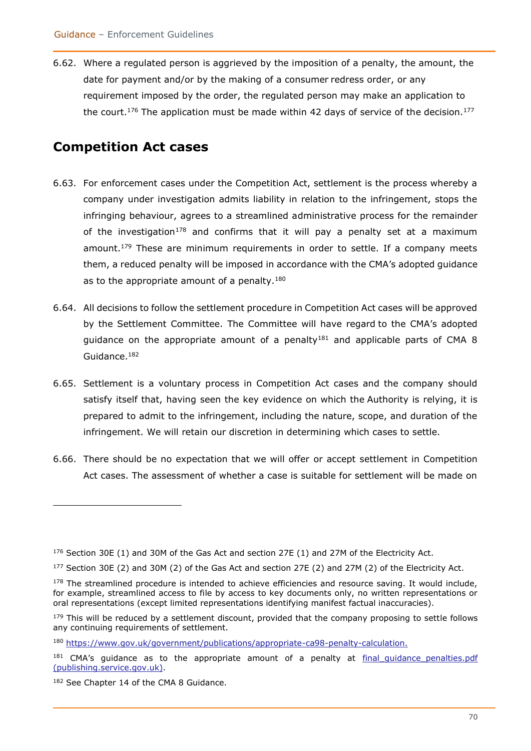6.62. Where a regulated person is aggrieved by the imposition of a penalty, the amount, the date for payment and/or by the making of a consumer redress order, or any requirement imposed by the order, the regulated person may make an application to the court.[176] The application must be made within 42 days of service of the decision.[177]

## Competition Act cases

6.63. For enforcement cases under the Competition Act, settlement is the process whereby a company under investigation admits liability in relation to the infringement, stops the infringing behaviour, agrees to a streamlined administrative process for the remainder of the investigation[178] and confirms that it will pay a penalty set at a maximum amount.[179] These are minimum requirements in order to settle. If a company meets them, a reduced penalty will be imposed in accordance with the CMA's adopted guidance as to the appropriate amount of a penalty.[180]

6.64. All decisions to follow the settlement procedure in Competition Act cases will be approved by the Settlement Committee. The Committee will have regard to the CMA's adopted guidance on the appropriate amount of a penalty[181] and applicable parts of CMA 8 Guidance.[182]

6.65. Settlement is a voluntary process in Competition Act cases and the company should satisfy itself that, having seen the key evidence on which the Authority is relying, it is prepared to admit to the infringement, including the nature, scope, and duration of the infringement. We will retain our discretion in determining which cases to settle.

6.66. There should be no expectation that we will offer or accept settlement in Competition Act cases. The assessment of whether a case is suitable for settlement will be made on

---

[176] Section 30E (1) and 30M of the Gas Act and section 27E (1) and 27M of the Electricity Act.

[177] Section 30E (2) and 30M (2) of the Gas Act and section 27E (2) and 27M (2) of the Electricity Act.

[178] The streamlined procedure is intended to achieve efficiencies and resource saving. It would include, for example, streamlined access to file by access to key documents only, no written representations or oral representations (except limited representations identifying manifest factual inaccuracies).

[179] This will be reduced by a settlement discount, provided that the company proposing to settle follows any continuing requirements of settlement.

[180] https://www.gov.uk/government/publications/appropriate-ca98-penalty-calculation.

[181] CMA's guidance as to the appropriate amount of a penalty at final_guidance_penalties.pdf (publishing.service.gov.uk).

[182] See Chapter 14 of the CMA 8 Guidance.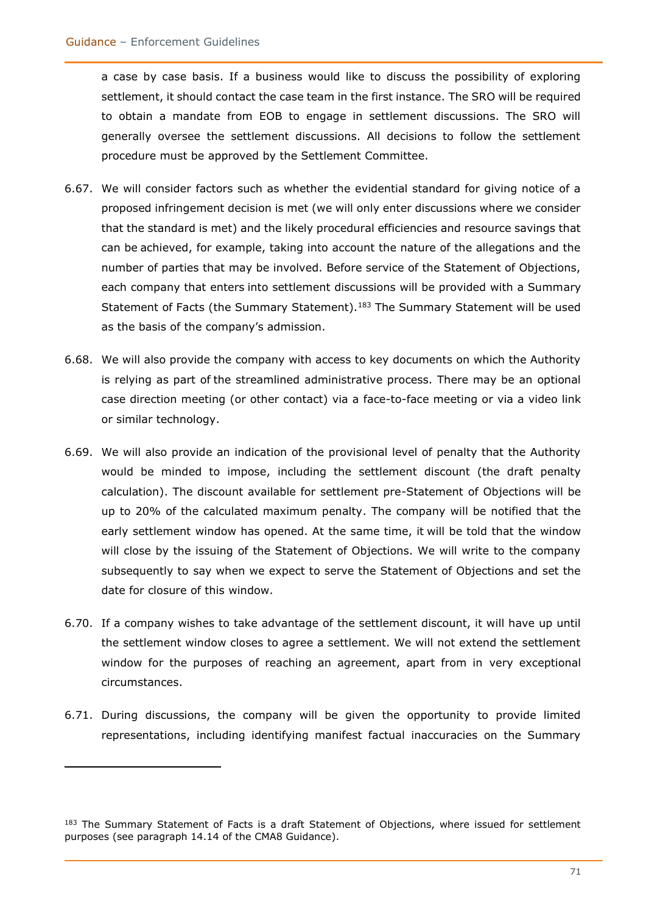a case by case basis. If a business would like to discuss the possibility of exploring settlement, it should contact the case team in the first instance. The SRO will be required to obtain a mandate from EOB to engage in settlement discussions. The SRO will generally oversee the settlement discussions. All decisions to follow the settlement procedure must be approved by the Settlement Committee.

6.67. We will consider factors such as whether the evidential standard for giving notice of a proposed infringement decision is met (we will only enter discussions where we consider that the standard is met) and the likely procedural efficiencies and resource savings that can be achieved, for example, taking into account the nature of the allegations and the number of parties that may be involved. Before service of the Statement of Objections, each company that enters into settlement discussions will be provided with a Summary Statement of Facts (the Summary Statement).[183] The Summary Statement will be used as the basis of the company's admission.

6.68. We will also provide the company with access to key documents on which the Authority is relying as part of the streamlined administrative process. There may be an optional case direction meeting (or other contact) via a face-to-face meeting or via a video link or similar technology.

6.69. We will also provide an indication of the provisional level of penalty that the Authority would be minded to impose, including the settlement discount (the draft penalty calculation). The discount available for settlement pre-Statement of Objections will be up to 20% of the calculated maximum penalty. The company will be notified that the early settlement window has opened. At the same time, it will be told that the window will close by the issuing of the Statement of Objections. We will write to the company subsequently to say when we expect to serve the Statement of Objections and set the date for closure of this window.

6.70. If a company wishes to take advantage of the settlement discount, it will have up until the settlement window closes to agree a settlement. We will not extend the settlement window for the purposes of reaching an agreement, apart from in very exceptional circumstances.

6.71. During discussions, the company will be given the opportunity to provide limited representations, including identifying manifest factual inaccuracies on the Summary

---

[183] The Summary Statement of Facts is a draft Statement of Objections, where issued for settlement purposes (see paragraph 14.14 of the CMA8 Guidance).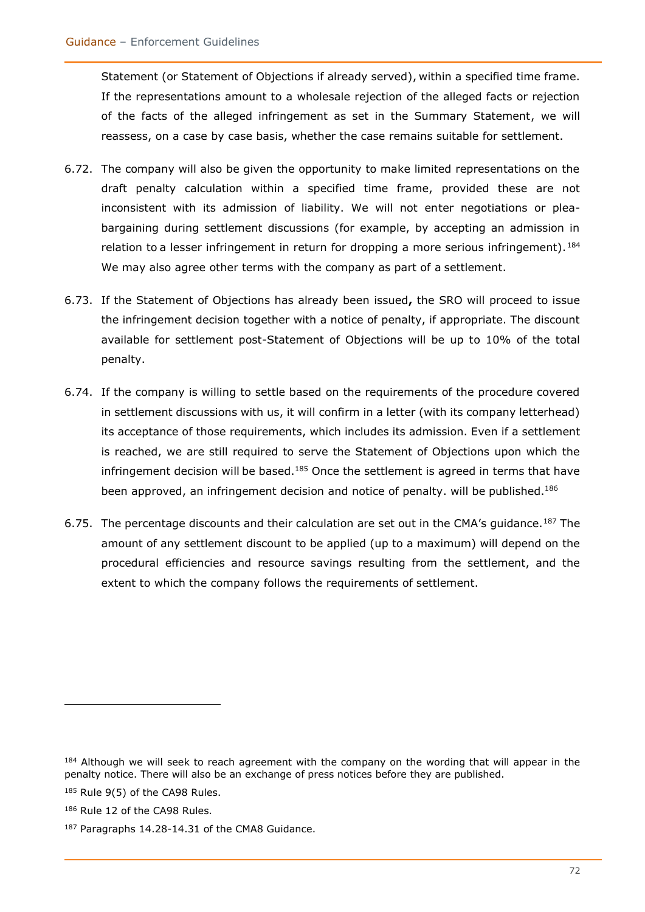Statement (or Statement of Objections if already served), within a specified time frame. If the representations amount to a wholesale rejection of the alleged facts or rejection of the facts of the alleged infringement as set in the Summary Statement, we will reassess, on a case by case basis, whether the case remains suitable for settlement.

6.72. The company will also be given the opportunity to make limited representations on the draft penalty calculation within a specified time frame, provided these are not inconsistent with its admission of liability. We will not enter negotiations or plea-bargaining during settlement discussions (for example, by accepting an admission in relation to a lesser infringement in return for dropping a more serious infringement).[184] We may also agree other terms with the company as part of a settlement.

6.73. If the Statement of Objections has already been issued**,** the SRO will proceed to issue the infringement decision together with a notice of penalty, if appropriate. The discount available for settlement post-Statement of Objections will be up to 10% of the total penalty.

6.74. If the company is willing to settle based on the requirements of the procedure covered in settlement discussions with us, it will confirm in a letter (with its company letterhead) its acceptance of those requirements, which includes its admission. Even if a settlement is reached, we are still required to serve the Statement of Objections upon which the infringement decision will be based.[185] Once the settlement is agreed in terms that have been approved, an infringement decision and notice of penalty. will be published.[186]

6.75. The percentage discounts and their calculation are set out in the CMA's guidance.[187] The amount of any settlement discount to be applied (up to a maximum) will depend on the procedural efficiencies and resource savings resulting from the settlement, and the extent to which the company follows the requirements of settlement.

---

[184] Although we will seek to reach agreement with the company on the wording that will appear in the penalty notice. There will also be an exchange of press notices before they are published.

[185] Rule 9(5) of the CA98 Rules.

[186] Rule 12 of the CA98 Rules.

[187] Paragraphs 14.28-14.31 of the CMA8 Guidance.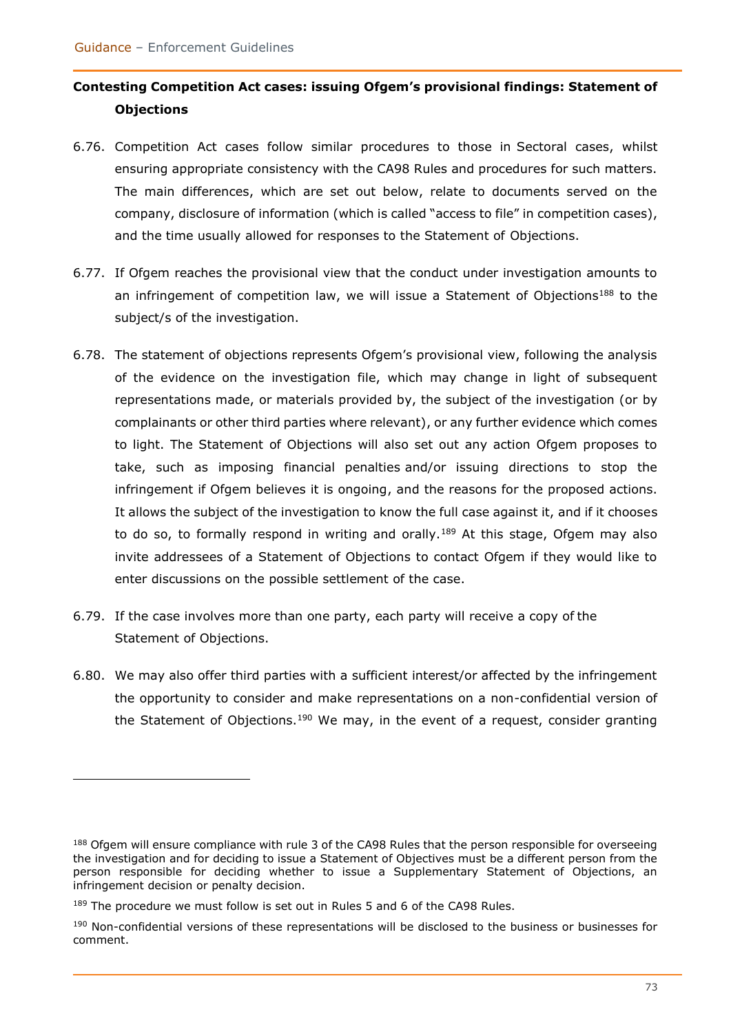**Contesting Competition Act cases: issuing Ofgem's provisional findings: Statement of Objections**

6.76. Competition Act cases follow similar procedures to those in Sectoral cases, whilst ensuring appropriate consistency with the CA98 Rules and procedures for such matters. The main differences, which are set out below, relate to documents served on the company, disclosure of information (which is called "access to file" in competition cases), and the time usually allowed for responses to the Statement of Objections.

6.77. If Ofgem reaches the provisional view that the conduct under investigation amounts to an infringement of competition law, we will issue a Statement of Objections[188] to the subject/s of the investigation.

6.78. The statement of objections represents Ofgem's provisional view, following the analysis of the evidence on the investigation file, which may change in light of subsequent representations made, or materials provided by, the subject of the investigation (or by complainants or other third parties where relevant), or any further evidence which comes to light. The Statement of Objections will also set out any action Ofgem proposes to take, such as imposing financial penalties and/or issuing directions to stop the infringement if Ofgem believes it is ongoing, and the reasons for the proposed actions. It allows the subject of the investigation to know the full case against it, and if it chooses to do so, to formally respond in writing and orally.[189] At this stage, Ofgem may also invite addressees of a Statement of Objections to contact Ofgem if they would like to enter discussions on the possible settlement of the case.

6.79. If the case involves more than one party, each party will receive a copy of the Statement of Objections.

6.80. We may also offer third parties with a sufficient interest/or affected by the infringement the opportunity to consider and make representations on a non-confidential version of the Statement of Objections.[190] We may, in the event of a request, consider granting

---

[188] Ofgem will ensure compliance with rule 3 of the CA98 Rules that the person responsible for overseeing the investigation and for deciding to issue a Statement of Objectives must be a different person from the person responsible for deciding whether to issue a Supplementary Statement of Objections, an infringement decision or penalty decision.

[189] The procedure we must follow is set out in Rules 5 and 6 of the CA98 Rules.

[190] Non-confidential versions of these representations will be disclosed to the business or businesses for comment.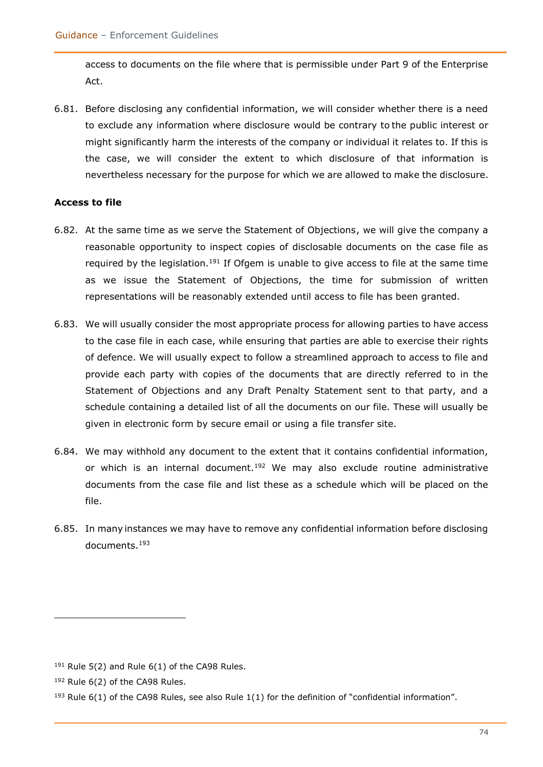access to documents on the file where that is permissible under Part 9 of the Enterprise Act.

6.81. Before disclosing any confidential information, we will consider whether there is a need to exclude any information where disclosure would be contrary to the public interest or might significantly harm the interests of the company or individual it relates to. If this is the case, we will consider the extent to which disclosure of that information is nevertheless necessary for the purpose for which we are allowed to make the disclosure.

**Access to file**

6.82. At the same time as we serve the Statement of Objections, we will give the company a reasonable opportunity to inspect copies of disclosable documents on the case file as required by the legislation.[191] If Ofgem is unable to give access to file at the same time as we issue the Statement of Objections, the time for submission of written representations will be reasonably extended until access to file has been granted.

6.83. We will usually consider the most appropriate process for allowing parties to have access to the case file in each case, while ensuring that parties are able to exercise their rights of defence. We will usually expect to follow a streamlined approach to access to file and provide each party with copies of the documents that are directly referred to in the Statement of Objections and any Draft Penalty Statement sent to that party, and a schedule containing a detailed list of all the documents on our file. These will usually be given in electronic form by secure email or using a file transfer site.

6.84. We may withhold any document to the extent that it contains confidential information, or which is an internal document.[192] We may also exclude routine administrative documents from the case file and list these as a schedule which will be placed on the file.

6.85. In many instances we may have to remove any confidential information before disclosing documents.[193]

---

[191] Rule 5(2) and Rule 6(1) of the CA98 Rules.

[192] Rule 6(2) of the CA98 Rules.

[193] Rule 6(1) of the CA98 Rules, see also Rule 1(1) for the definition of "confidential information".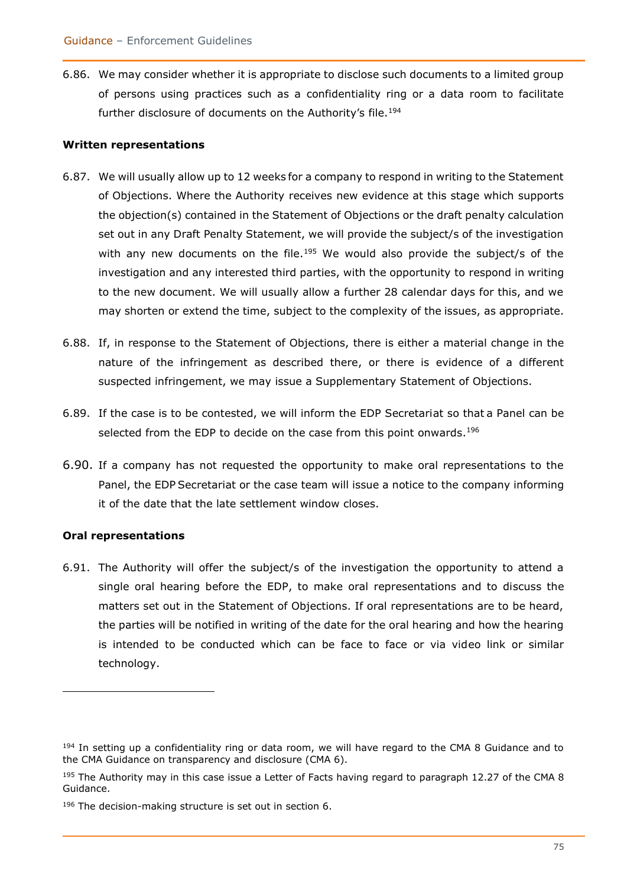6.86. We may consider whether it is appropriate to disclose such documents to a limited group of persons using practices such as a confidentiality ring or a data room to facilitate further disclosure of documents on the Authority's file.[194]

**Written representations**

6.87. We will usually allow up to 12 weeks for a company to respond in writing to the Statement of Objections. Where the Authority receives new evidence at this stage which supports the objection(s) contained in the Statement of Objections or the draft penalty calculation set out in any Draft Penalty Statement, we will provide the subject/s of the investigation with any new documents on the file.[195] We would also provide the subject/s of the investigation and any interested third parties, with the opportunity to respond in writing to the new document. We will usually allow a further 28 calendar days for this, and we may shorten or extend the time, subject to the complexity of the issues, as appropriate.

6.88. If, in response to the Statement of Objections, there is either a material change in the nature of the infringement as described there, or there is evidence of a different suspected infringement, we may issue a Supplementary Statement of Objections.

6.89. If the case is to be contested, we will inform the EDP Secretariat so that a Panel can be selected from the EDP to decide on the case from this point onwards.[196]

6.90. If a company has not requested the opportunity to make oral representations to the Panel, the EDP Secretariat or the case team will issue a notice to the company informing it of the date that the late settlement window closes.

**Oral representations**

6.91. The Authority will offer the subject/s of the investigation the opportunity to attend a single oral hearing before the EDP, to make oral representations and to discuss the matters set out in the Statement of Objections. If oral representations are to be heard, the parties will be notified in writing of the date for the oral hearing and how the hearing is intended to be conducted which can be face to face or via video link or similar technology.

---

[194] In setting up a confidentiality ring or data room, we will have regard to the CMA 8 Guidance and to the CMA Guidance on transparency and disclosure (CMA 6).

[195] The Authority may in this case issue a Letter of Facts having regard to paragraph 12.27 of the CMA 8 Guidance.

[196] The decision-making structure is set out in section 6.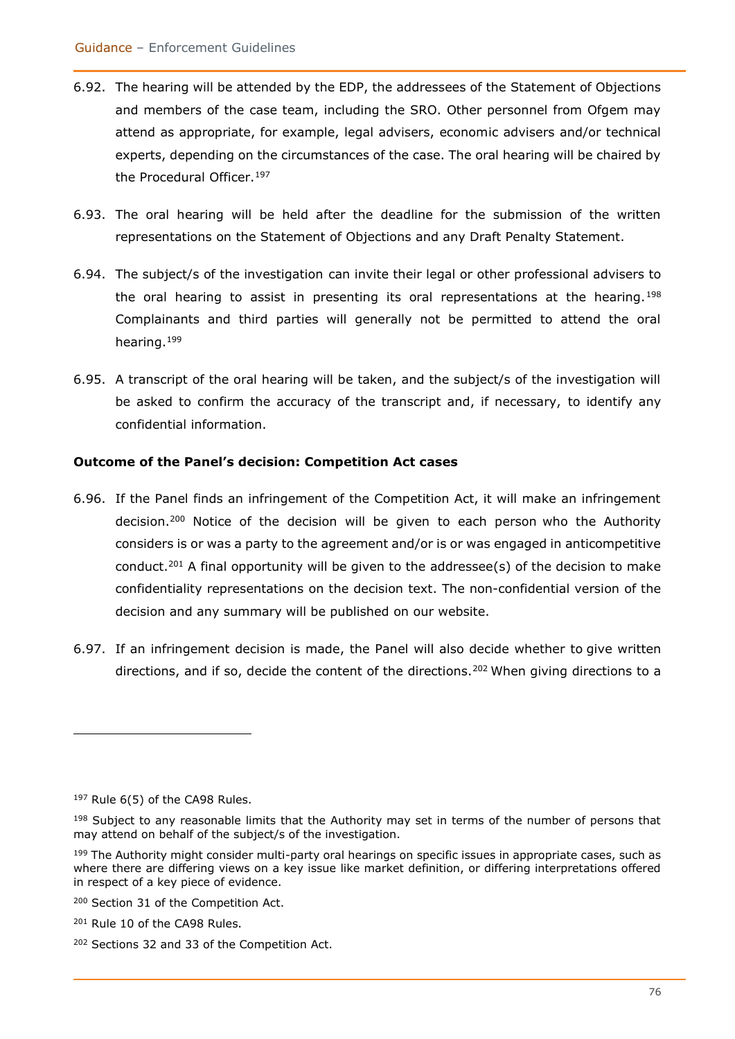6.92. The hearing will be attended by the EDP, the addressees of the Statement of Objections and members of the case team, including the SRO. Other personnel from Ofgem may attend as appropriate, for example, legal advisers, economic advisers and/or technical experts, depending on the circumstances of the case. The oral hearing will be chaired by the Procedural Officer.[197]

6.93. The oral hearing will be held after the deadline for the submission of the written representations on the Statement of Objections and any Draft Penalty Statement.

6.94. The subject/s of the investigation can invite their legal or other professional advisers to the oral hearing to assist in presenting its oral representations at the hearing.[198] Complainants and third parties will generally not be permitted to attend the oral hearing.[199]

6.95. A transcript of the oral hearing will be taken, and the subject/s of the investigation will be asked to confirm the accuracy of the transcript and, if necessary, to identify any confidential information.

**Outcome of the Panel's decision: Competition Act cases**

6.96. If the Panel finds an infringement of the Competition Act, it will make an infringement decision.[200] Notice of the decision will be given to each person who the Authority considers is or was a party to the agreement and/or is or was engaged in anticompetitive conduct.[201] A final opportunity will be given to the addressee(s) of the decision to make confidentiality representations on the decision text. The non-confidential version of the decision and any summary will be published on our website.

6.97. If an infringement decision is made, the Panel will also decide whether to give written directions, and if so, decide the content of the directions.[202] When giving directions to a

---

[197] Rule 6(5) of the CA98 Rules.

[198] Subject to any reasonable limits that the Authority may set in terms of the number of persons that may attend on behalf of the subject/s of the investigation.

[199] The Authority might consider multi-party oral hearings on specific issues in appropriate cases, such as where there are differing views on a key issue like market definition, or differing interpretations offered in respect of a key piece of evidence.

[200] Section 31 of the Competition Act.

[201] Rule 10 of the CA98 Rules.

[202] Sections 32 and 33 of the Competition Act.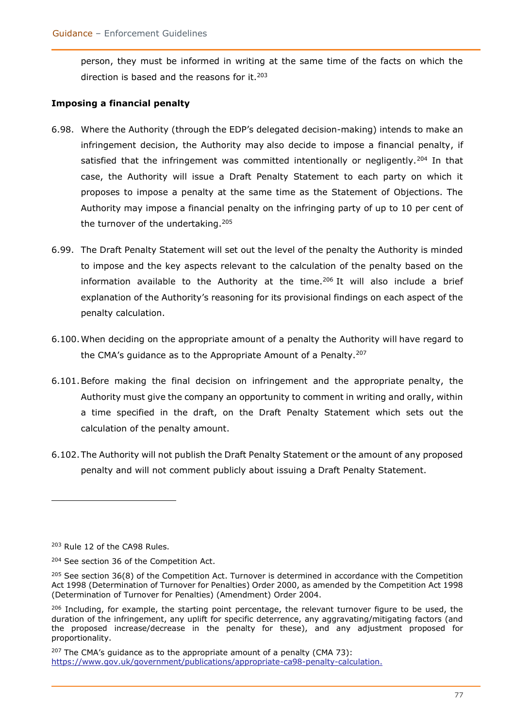person, they must be informed in writing at the same time of the facts on which the direction is based and the reasons for it.[203]

**Imposing a financial penalty**

6.98. Where the Authority (through the EDP's delegated decision-making) intends to make an infringement decision, the Authority may also decide to impose a financial penalty, if satisfied that the infringement was committed intentionally or negligently.[204] In that case, the Authority will issue a Draft Penalty Statement to each party on which it proposes to impose a penalty at the same time as the Statement of Objections. The Authority may impose a financial penalty on the infringing party of up to 10 per cent of the turnover of the undertaking.[205]

6.99. The Draft Penalty Statement will set out the level of the penalty the Authority is minded to impose and the key aspects relevant to the calculation of the penalty based on the information available to the Authority at the time.[206] It will also include a brief explanation of the Authority's reasoning for its provisional findings on each aspect of the penalty calculation.

6.100. When deciding on the appropriate amount of a penalty the Authority will have regard to the CMA's guidance as to the Appropriate Amount of a Penalty.[207]

6.101. Before making the final decision on infringement and the appropriate penalty, the Authority must give the company an opportunity to comment in writing and orally, within a time specified in the draft, on the Draft Penalty Statement which sets out the calculation of the penalty amount.

6.102. The Authority will not publish the Draft Penalty Statement or the amount of any proposed penalty and will not comment publicly about issuing a Draft Penalty Statement.

---

[203] Rule 12 of the CA98 Rules.

[204] See section 36 of the Competition Act.

[205] See section 36(8) of the Competition Act. Turnover is determined in accordance with the Competition Act 1998 (Determination of Turnover for Penalties) Order 2000, as amended by the Competition Act 1998 (Determination of Turnover for Penalties) (Amendment) Order 2004.

[206] Including, for example, the starting point percentage, the relevant turnover figure to be used, the duration of the infringement, any uplift for specific deterrence, any aggravating/mitigating factors (and the proposed increase/decrease in the penalty for these), and any adjustment proposed for proportionality.

[207] The CMA's guidance as to the appropriate amount of a penalty (CMA 73): https://www.gov.uk/government/publications/appropriate-ca98-penalty-calculation.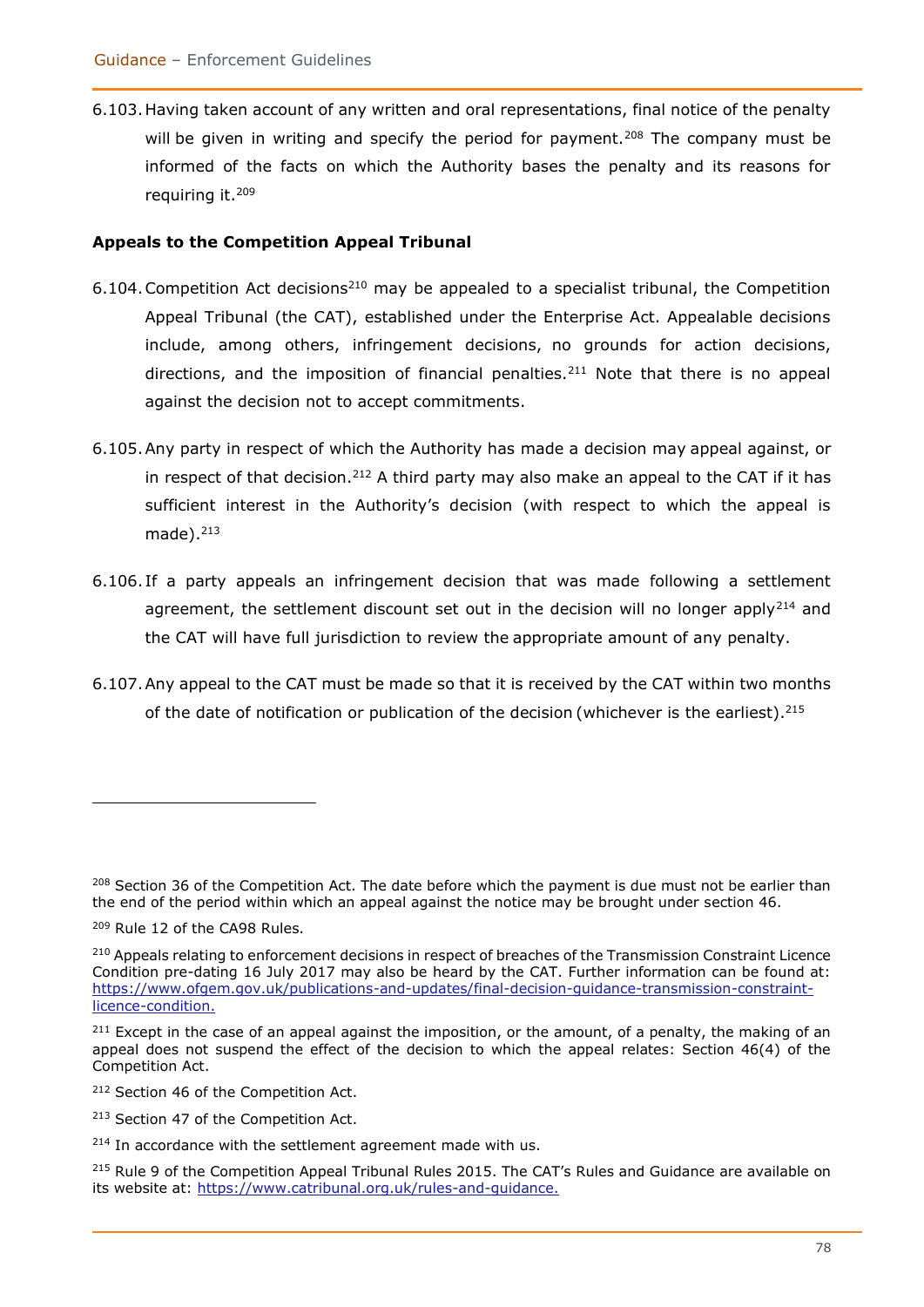6.103. Having taken account of any written and oral representations, final notice of the penalty will be given in writing and specify the period for payment.[208] The company must be informed of the facts on which the Authority bases the penalty and its reasons for requiring it.[209]

**Appeals to the Competition Appeal Tribunal**

6.104. Competition Act decisions[210] may be appealed to a specialist tribunal, the Competition Appeal Tribunal (the CAT), established under the Enterprise Act. Appealable decisions include, among others, infringement decisions, no grounds for action decisions, directions, and the imposition of financial penalties.[211] Note that there is no appeal against the decision not to accept commitments.

6.105. Any party in respect of which the Authority has made a decision may appeal against, or in respect of that decision.[212] A third party may also make an appeal to the CAT if it has sufficient interest in the Authority's decision (with respect to which the appeal is made).[213]

6.106. If a party appeals an infringement decision that was made following a settlement agreement, the settlement discount set out in the decision will no longer apply[214] and the CAT will have full jurisdiction to review the appropriate amount of any penalty.

6.107. Any appeal to the CAT must be made so that it is received by the CAT within two months of the date of notification or publication of the decision (whichever is the earliest).[215]

---

[208] Section 36 of the Competition Act. The date before which the payment is due must not be earlier than the end of the period within which an appeal against the notice may be brought under section 46.

[209] Rule 12 of the CA98 Rules.

[210] Appeals relating to enforcement decisions in respect of breaches of the Transmission Constraint Licence Condition pre-dating 16 July 2017 may also be heard by the CAT. Further information can be found at: https://www.ofgem.gov.uk/publications-and-updates/final-decision-guidance-transmission-constraint-licence-condition.

[211] Except in the case of an appeal against the imposition, or the amount, of a penalty, the making of an appeal does not suspend the effect of the decision to which the appeal relates: Section 46(4) of the Competition Act.

[212] Section 46 of the Competition Act.

[213] Section 47 of the Competition Act.

[214] In accordance with the settlement agreement made with us.

[215] Rule 9 of the Competition Appeal Tribunal Rules 2015. The CAT's Rules and Guidance are available on its website at: https://www.catribunal.org.uk/rules-and-guidance.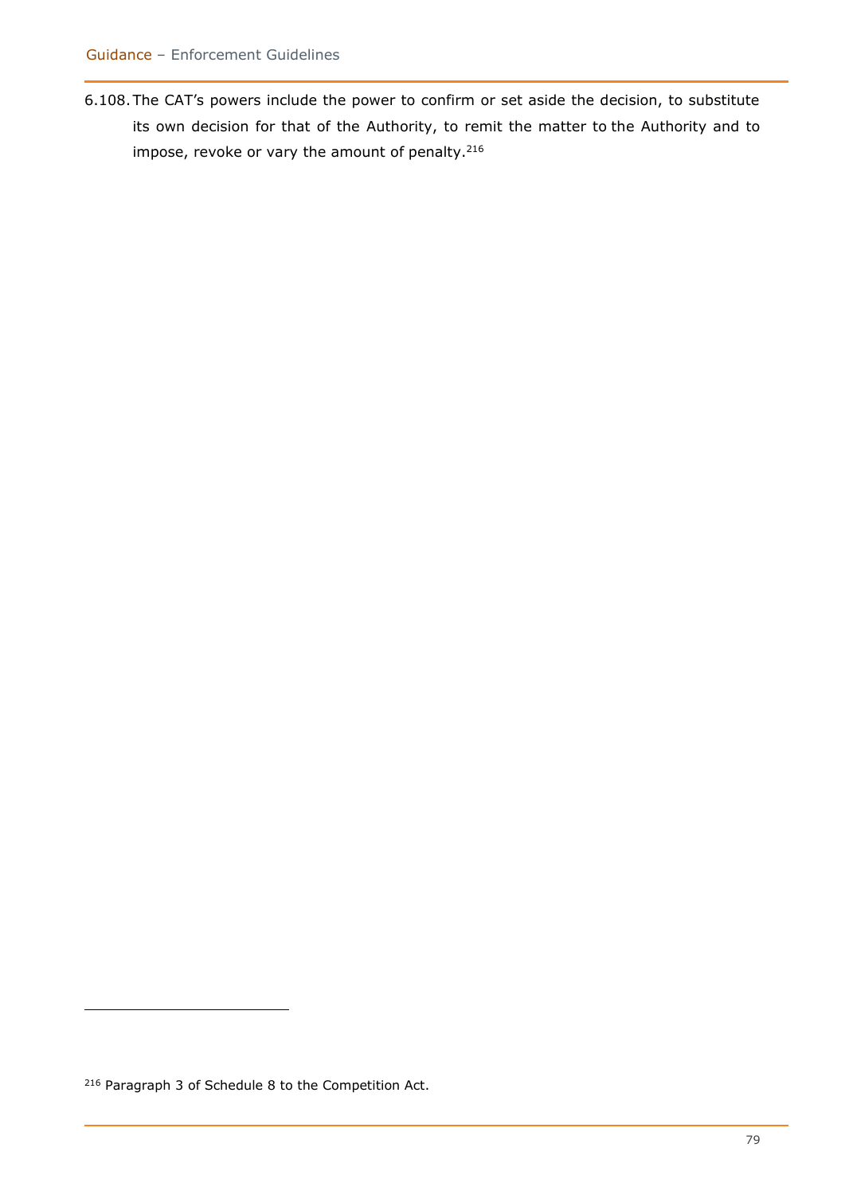6.108. The CAT's powers include the power to confirm or set aside the decision, to substitute its own decision for that of the Authority, to remit the matter to the Authority and to impose, revoke or vary the amount of penalty.[216]

[216] Paragraph 3 of Schedule 8 to the Competition Act.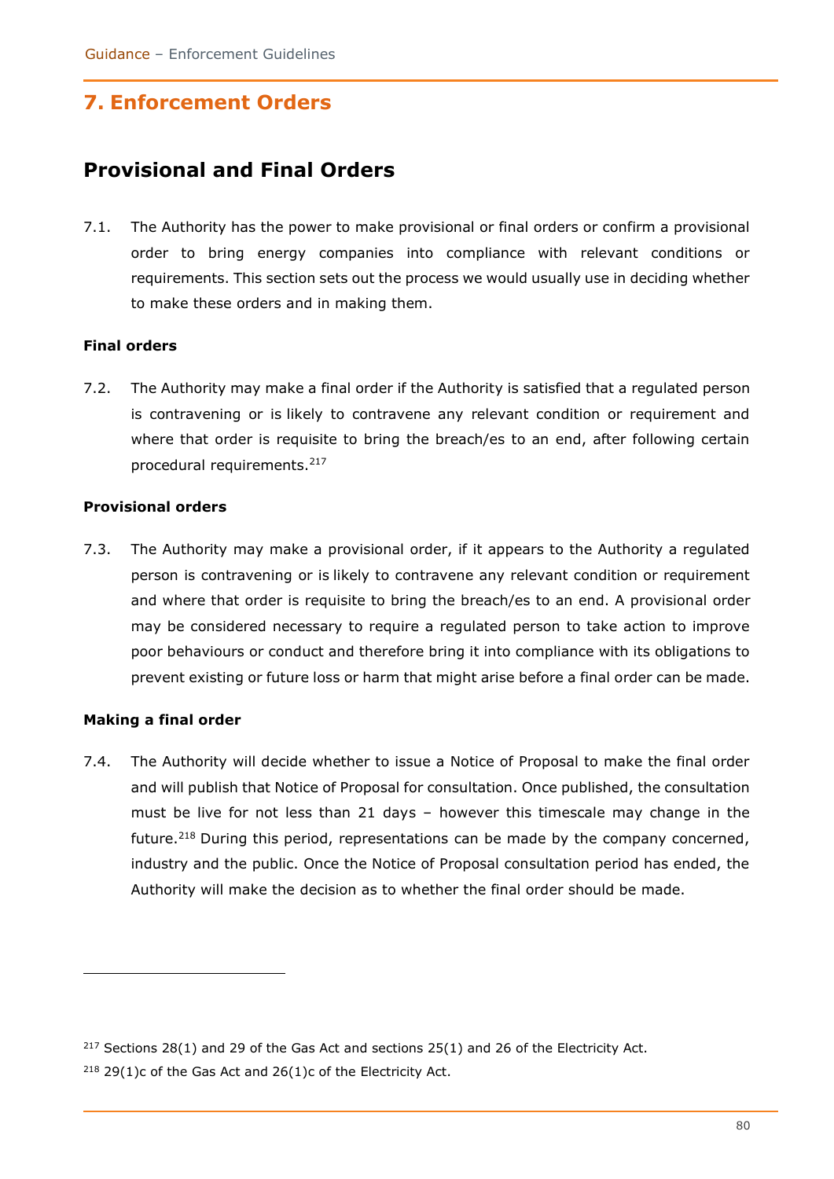# 7. Enforcement Orders

## Provisional and Final Orders

7.1. The Authority has the power to make provisional or final orders or confirm a provisional order to bring energy companies into compliance with relevant conditions or requirements. This section sets out the process we would usually use in deciding whether to make these orders and in making them.

**Final orders**

7.2. The Authority may make a final order if the Authority is satisfied that a regulated person is contravening or is likely to contravene any relevant condition or requirement and where that order is requisite to bring the breach/es to an end, after following certain procedural requirements.[217]

**Provisional orders**

7.3. The Authority may make a provisional order, if it appears to the Authority a regulated person is contravening or is likely to contravene any relevant condition or requirement and where that order is requisite to bring the breach/es to an end. A provisional order may be considered necessary to require a regulated person to take action to improve poor behaviours or conduct and therefore bring it into compliance with its obligations to prevent existing or future loss or harm that might arise before a final order can be made.

**Making a final order**

7.4. The Authority will decide whether to issue a Notice of Proposal to make the final order and will publish that Notice of Proposal for consultation. Once published, the consultation must be live for not less than 21 days – however this timescale may change in the future.[218] During this period, representations can be made by the company concerned, industry and the public. Once the Notice of Proposal consultation period has ended, the Authority will make the decision as to whether the final order should be made.

---

[217] Sections 28(1) and 29 of the Gas Act and sections 25(1) and 26 of the Electricity Act.

[218] 29(1)c of the Gas Act and 26(1)c of the Electricity Act.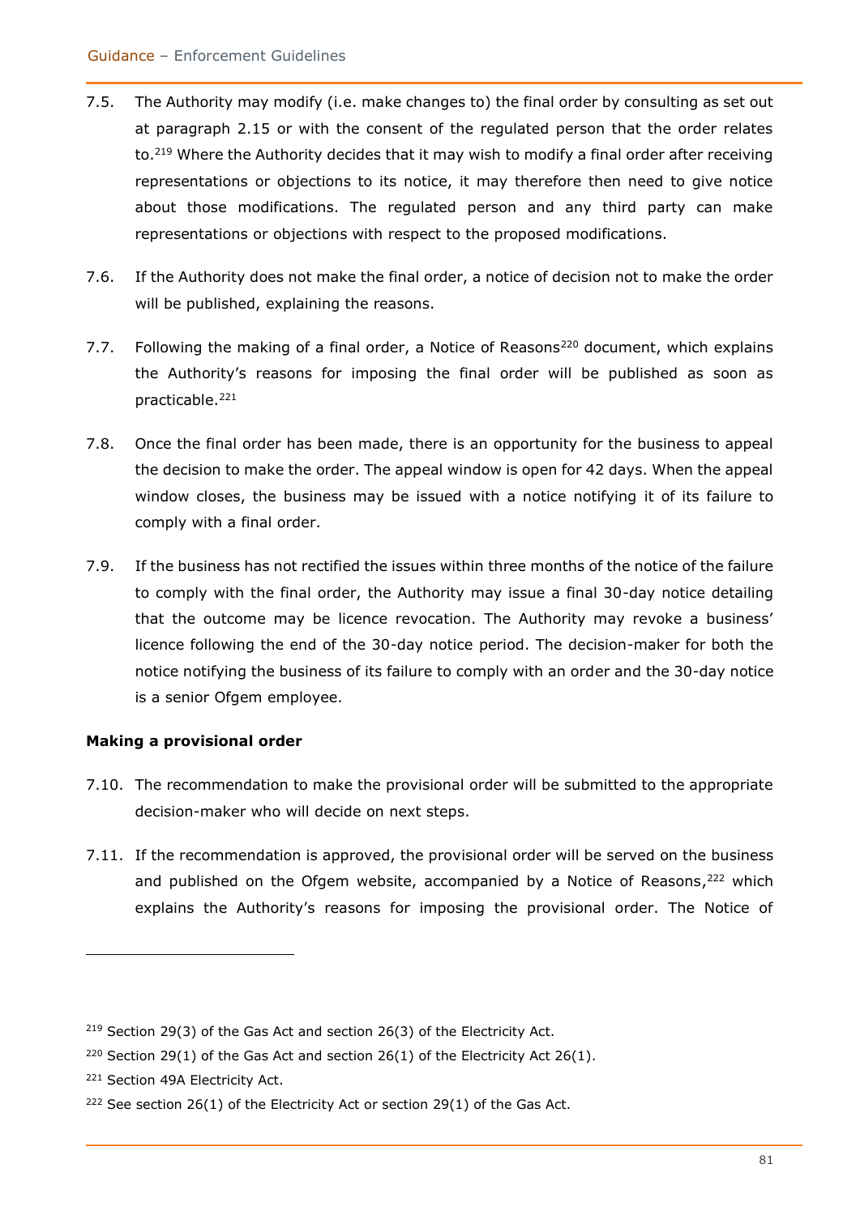7.5. The Authority may modify (i.e. make changes to) the final order by consulting as set out at paragraph 2.15 or with the consent of the regulated person that the order relates to.[219] Where the Authority decides that it may wish to modify a final order after receiving representations or objections to its notice, it may therefore then need to give notice about those modifications. The regulated person and any third party can make representations or objections with respect to the proposed modifications.

7.6. If the Authority does not make the final order, a notice of decision not to make the order will be published, explaining the reasons.

7.7. Following the making of a final order, a Notice of Reasons[220] document, which explains the Authority's reasons for imposing the final order will be published as soon as practicable.[221]

7.8. Once the final order has been made, there is an opportunity for the business to appeal the decision to make the order. The appeal window is open for 42 days. When the appeal window closes, the business may be issued with a notice notifying it of its failure to comply with a final order.

7.9. If the business has not rectified the issues within three months of the notice of the failure to comply with the final order, the Authority may issue a final 30-day notice detailing that the outcome may be licence revocation. The Authority may revoke a business' licence following the end of the 30-day notice period. The decision-maker for both the notice notifying the business of its failure to comply with an order and the 30-day notice is a senior Ofgem employee.

**Making a provisional order**

7.10. The recommendation to make the provisional order will be submitted to the appropriate decision-maker who will decide on next steps.

7.11. If the recommendation is approved, the provisional order will be served on the business and published on the Ofgem website, accompanied by a Notice of Reasons,[222] which explains the Authority's reasons for imposing the provisional order. The Notice of

---

[219] Section 29(3) of the Gas Act and section 26(3) of the Electricity Act.

[220] Section 29(1) of the Gas Act and section 26(1) of the Electricity Act 26(1).

[221] Section 49A Electricity Act.

[222] See section 26(1) of the Electricity Act or section 29(1) of the Gas Act.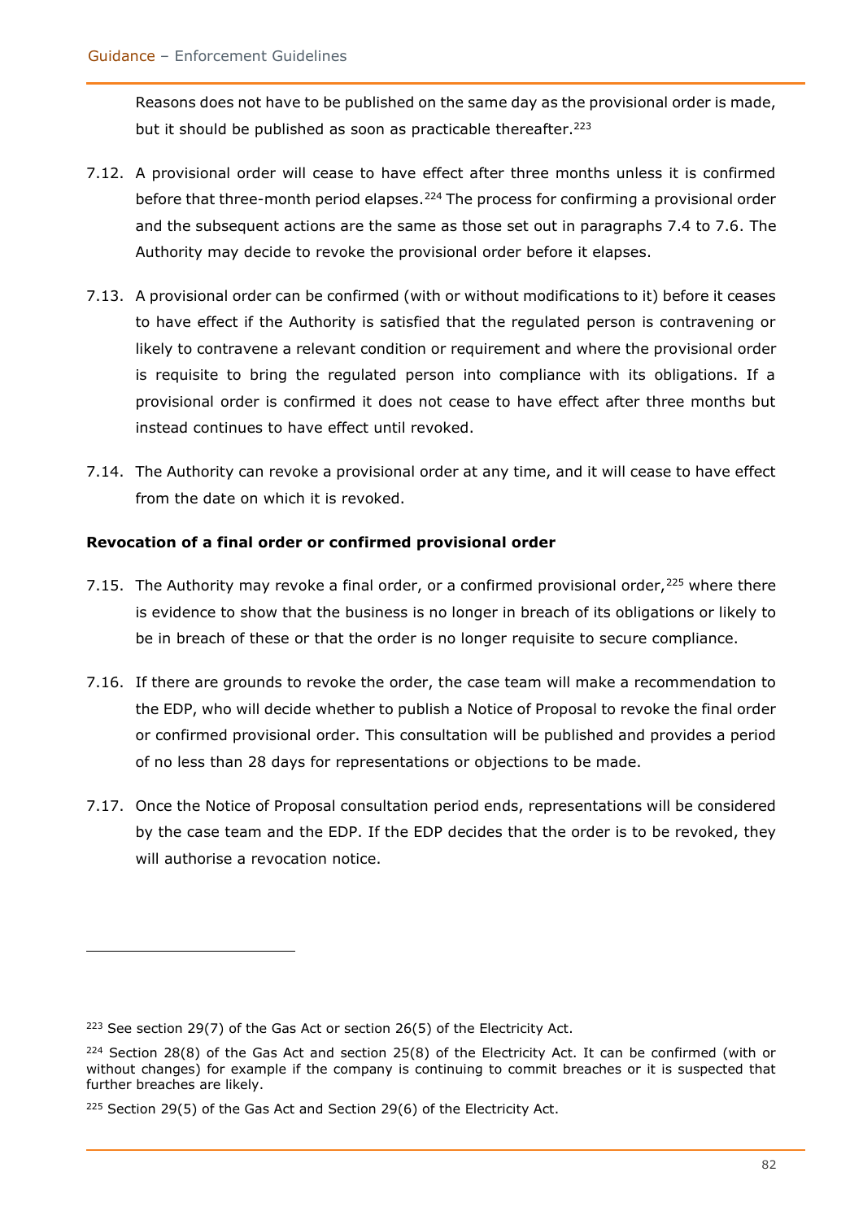Reasons does not have to be published on the same day as the provisional order is made, but it should be published as soon as practicable thereafter.[223]

7.12. A provisional order will cease to have effect after three months unless it is confirmed before that three-month period elapses.[224] The process for confirming a provisional order and the subsequent actions are the same as those set out in paragraphs 7.4 to 7.6. The Authority may decide to revoke the provisional order before it elapses.

7.13. A provisional order can be confirmed (with or without modifications to it) before it ceases to have effect if the Authority is satisfied that the regulated person is contravening or likely to contravene a relevant condition or requirement and where the provisional order is requisite to bring the regulated person into compliance with its obligations. If a provisional order is confirmed it does not cease to have effect after three months but instead continues to have effect until revoked.

7.14. The Authority can revoke a provisional order at any time, and it will cease to have effect from the date on which it is revoked.

**Revocation of a final order or confirmed provisional order**

7.15. The Authority may revoke a final order, or a confirmed provisional order,[225] where there is evidence to show that the business is no longer in breach of its obligations or likely to be in breach of these or that the order is no longer requisite to secure compliance.

7.16. If there are grounds to revoke the order, the case team will make a recommendation to the EDP, who will decide whether to publish a Notice of Proposal to revoke the final order or confirmed provisional order. This consultation will be published and provides a period of no less than 28 days for representations or objections to be made.

7.17. Once the Notice of Proposal consultation period ends, representations will be considered by the case team and the EDP. If the EDP decides that the order is to be revoked, they will authorise a revocation notice.

---

[223] See section 29(7) of the Gas Act or section 26(5) of the Electricity Act.

[224] Section 28(8) of the Gas Act and section 25(8) of the Electricity Act. It can be confirmed (with or without changes) for example if the company is continuing to commit breaches or it is suspected that further breaches are likely.

[225] Section 29(5) of the Gas Act and Section 29(6) of the Electricity Act.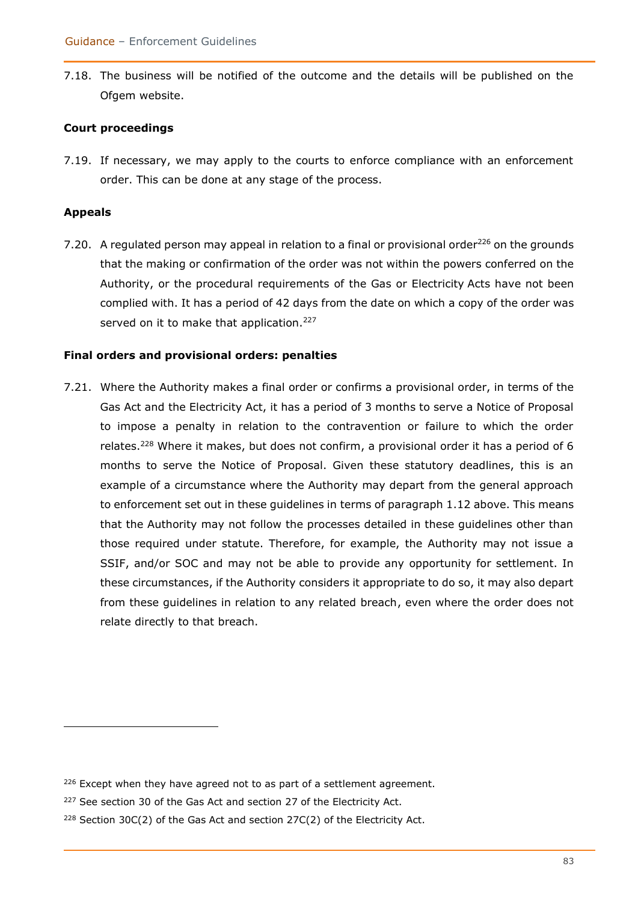7.18. The business will be notified of the outcome and the details will be published on the Ofgem website.

**Court proceedings**

7.19. If necessary, we may apply to the courts to enforce compliance with an enforcement order. This can be done at any stage of the process.

**Appeals**

7.20. A regulated person may appeal in relation to a final or provisional order[226] on the grounds that the making or confirmation of the order was not within the powers conferred on the Authority, or the procedural requirements of the Gas or Electricity Acts have not been complied with. It has a period of 42 days from the date on which a copy of the order was served on it to make that application.[227]

**Final orders and provisional orders: penalties**

7.21. Where the Authority makes a final order or confirms a provisional order, in terms of the Gas Act and the Electricity Act, it has a period of 3 months to serve a Notice of Proposal to impose a penalty in relation to the contravention or failure to which the order relates.[228] Where it makes, but does not confirm, a provisional order it has a period of 6 months to serve the Notice of Proposal. Given these statutory deadlines, this is an example of a circumstance where the Authority may depart from the general approach to enforcement set out in these guidelines in terms of paragraph 1.12 above. This means that the Authority may not follow the processes detailed in these guidelines other than those required under statute. Therefore, for example, the Authority may not issue a SSIF, and/or SOC and may not be able to provide any opportunity for settlement. In these circumstances, if the Authority considers it appropriate to do so, it may also depart from these guidelines in relation to any related breach, even where the order does not relate directly to that breach.

---

[226] Except when they have agreed not to as part of a settlement agreement.

[227] See section 30 of the Gas Act and section 27 of the Electricity Act.

[228] Section 30C(2) of the Gas Act and section 27C(2) of the Electricity Act.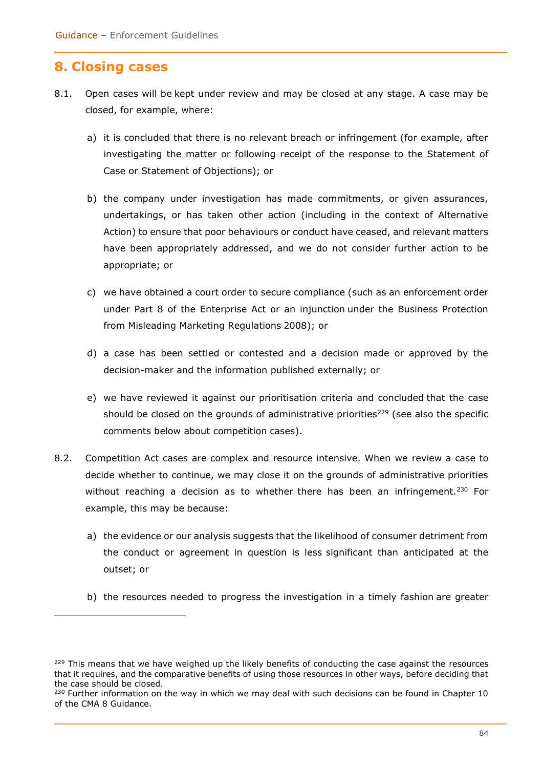## 8. Closing cases

8.1. Open cases will be kept under review and may be closed at any stage. A case may be closed, for example, where:

a) it is concluded that there is no relevant breach or infringement (for example, after investigating the matter or following receipt of the response to the Statement of Case or Statement of Objections); or

b) the company under investigation has made commitments, or given assurances, undertakings, or has taken other action (including in the context of Alternative Action) to ensure that poor behaviours or conduct have ceased, and relevant matters have been appropriately addressed, and we do not consider further action to be appropriate; or

c) we have obtained a court order to secure compliance (such as an enforcement order under Part 8 of the Enterprise Act or an injunction under the Business Protection from Misleading Marketing Regulations 2008); or

d) a case has been settled or contested and a decision made or approved by the decision-maker and the information published externally; or

e) we have reviewed it against our prioritisation criteria and concluded that the case should be closed on the grounds of administrative priorities[229] (see also the specific comments below about competition cases).

8.2. Competition Act cases are complex and resource intensive. When we review a case to decide whether to continue, we may close it on the grounds of administrative priorities without reaching a decision as to whether there has been an infringement.[230] For example, this may be because:

a) the evidence or our analysis suggests that the likelihood of consumer detriment from the conduct or agreement in question is less significant than anticipated at the outset; or

b) the resources needed to progress the investigation in a timely fashion are greater

---

[229] This means that we have weighed up the likely benefits of conducting the case against the resources that it requires, and the comparative benefits of using those resources in other ways, before deciding that the case should be closed.

[230] Further information on the way in which we may deal with such decisions can be found in Chapter 10 of the CMA 8 Guidance.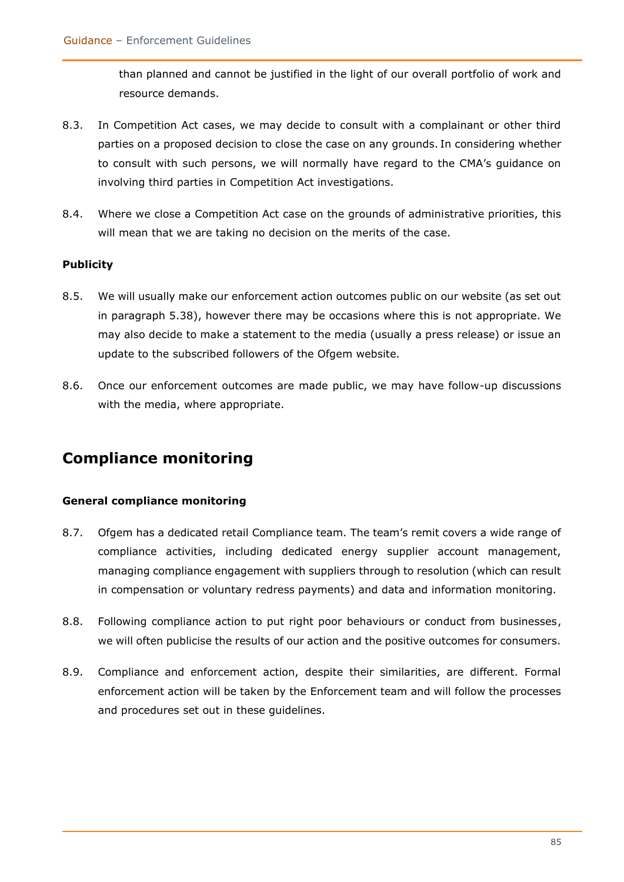than planned and cannot be justified in the light of our overall portfolio of work and resource demands.

8.3. In Competition Act cases, we may decide to consult with a complainant or other third parties on a proposed decision to close the case on any grounds. In considering whether to consult with such persons, we will normally have regard to the CMA's guidance on involving third parties in Competition Act investigations.

8.4. Where we close a Competition Act case on the grounds of administrative priorities, this will mean that we are taking no decision on the merits of the case.

**Publicity**

8.5. We will usually make our enforcement action outcomes public on our website (as set out in paragraph 5.38), however there may be occasions where this is not appropriate. We may also decide to make a statement to the media (usually a press release) or issue an update to the subscribed followers of the Ofgem website.

8.6. Once our enforcement outcomes are made public, we may have follow-up discussions with the media, where appropriate.

## Compliance monitoring

**General compliance monitoring**

8.7. Ofgem has a dedicated retail Compliance team. The team's remit covers a wide range of compliance activities, including dedicated energy supplier account management, managing compliance engagement with suppliers through to resolution (which can result in compensation or voluntary redress payments) and data and information monitoring.

8.8. Following compliance action to put right poor behaviours or conduct from businesses, we will often publicise the results of our action and the positive outcomes for consumers.

8.9. Compliance and enforcement action, despite their similarities, are different. Formal enforcement action will be taken by the Enforcement team and will follow the processes and procedures set out in these guidelines.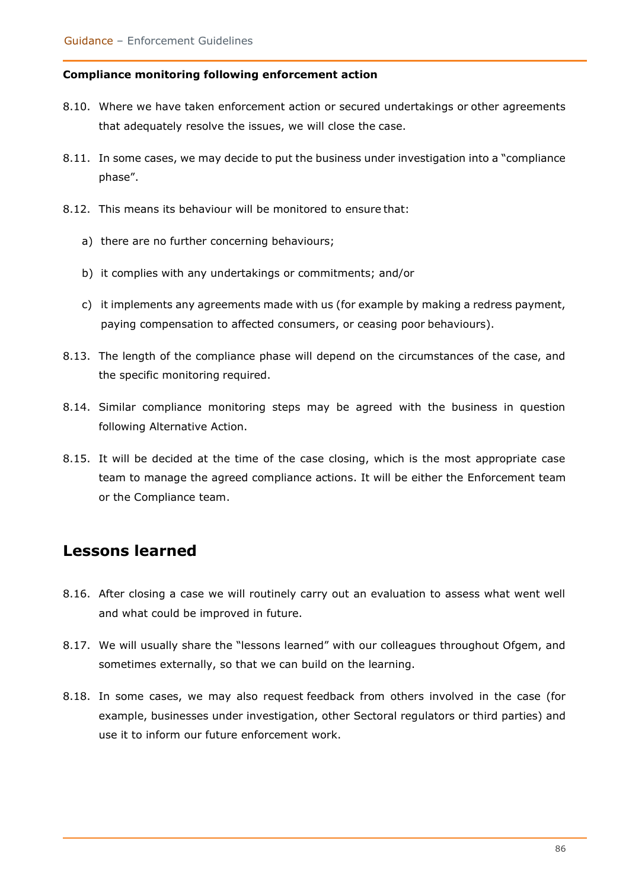**Compliance monitoring following enforcement action**

8.10. Where we have taken enforcement action or secured undertakings or other agreements that adequately resolve the issues, we will close the case.

8.11. In some cases, we may decide to put the business under investigation into a "compliance phase".

8.12. This means its behaviour will be monitored to ensure that:

a) there are no further concerning behaviours;

b) it complies with any undertakings or commitments; and/or

c) it implements any agreements made with us (for example by making a redress payment, paying compensation to affected consumers, or ceasing poor behaviours).

8.13. The length of the compliance phase will depend on the circumstances of the case, and the specific monitoring required.

8.14. Similar compliance monitoring steps may be agreed with the business in question following Alternative Action.

8.15. It will be decided at the time of the case closing, which is the most appropriate case team to manage the agreed compliance actions. It will be either the Enforcement team or the Compliance team.

## Lessons learned

8.16. After closing a case we will routinely carry out an evaluation to assess what went well and what could be improved in future.

8.17. We will usually share the "lessons learned" with our colleagues throughout Ofgem, and sometimes externally, so that we can build on the learning.

8.18. In some cases, we may also request feedback from others involved in the case (for example, businesses under investigation, other Sectoral regulators or third parties) and use it to inform our future enforcement work.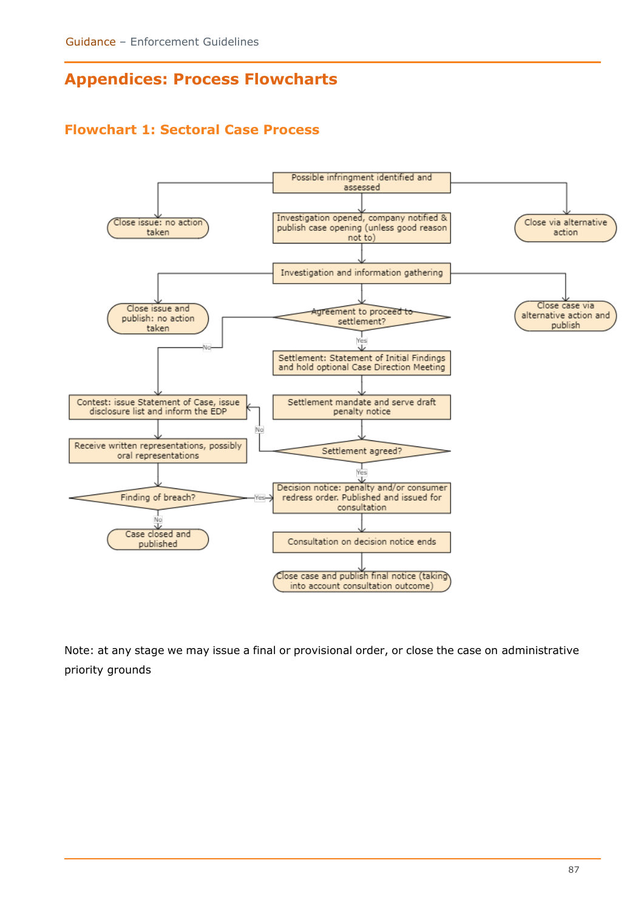# Appendices: Process Flowcharts

## Flowchart 1: Sectoral Case Process

Possible infringment identified and assessed

Close issue: no action taken

Investigation opened, company notified & publish case opening (unless good reason not to)

Close via alternative action

Investigation and information gathering

Close issue and publish: no action taken

Agreement to proceed to settlement?

Close case via alternative action and publish

Yes

No

Settlement: Statement of Initial Findings and hold optional Case Direction Meeting

Contest: issue Statement of Case, issue disclosure list and inform the EDP

Settlement mandate and serve draft penalty notice

No

Receive written representations, possibly oral representations

Settlement agreed?

Yes

Finding of breach?

Yes

Decision notice: penalty and/or consumer redress order. Published and issued for consultation

No

Case closed and published

Consultation on decision notice ends

Close case and publish final notice (taking into account consultation outcome)

Note: at any stage we may issue a final or provisional order, or close the case on administrative priority grounds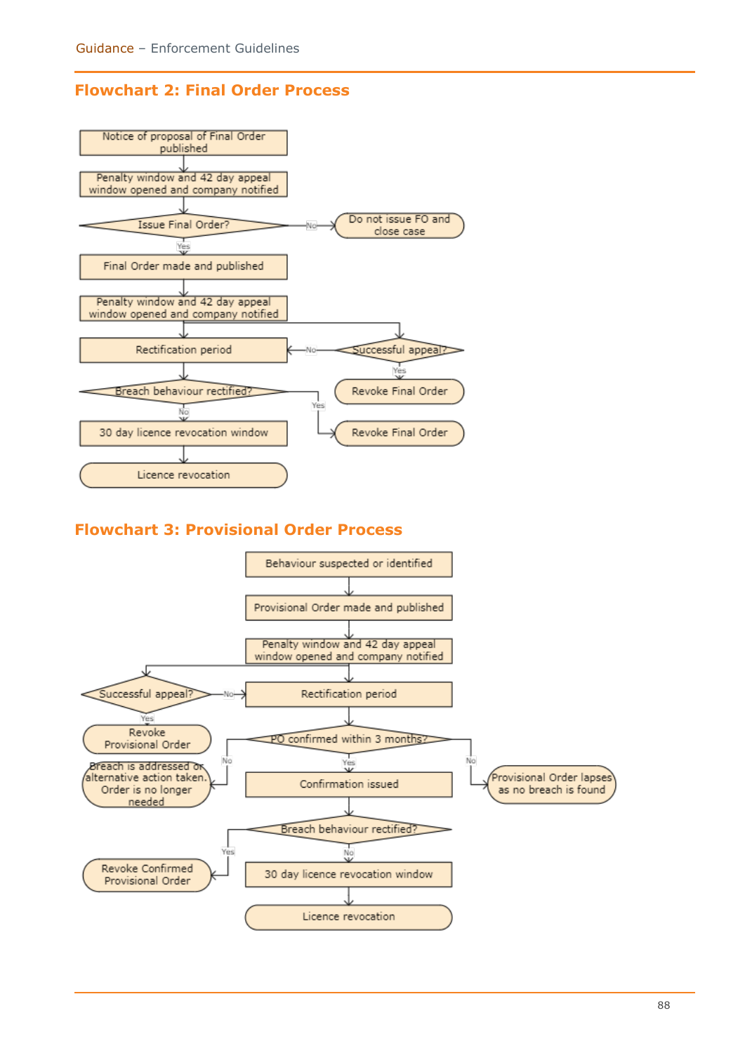## Flowchart 2: Final Order Process

Notice of proposal of Final Order published

Penalty window and 42 day appeal window opened and company notified

Issue Final Order?

No

Do not issue FO and close case

Yes

Final Order made and published

Penalty window and 42 day appeal window opened and company notified

Rectification period

No

Successful appeal?

Yes

Revoke Final Order

Breach behaviour rectified?

Yes

Revoke Final Order

No

30 day licence revocation window

Licence revocation

## Flowchart 3: Provisional Order Process

Behaviour suspected or identified

Provisional Order made and published

Penalty window and 42 day appeal window opened and company notified

Successful appeal?

No

Rectification period

Yes

Revoke Provisional Order

PO confirmed within 3 months?

No

Breach is addressed or alternative action taken. Order is no longer needed

Yes

Confirmation issued

No

Provisional Order lapses as no breach is found

Breach behaviour rectified?

Yes

Revoke Confirmed Provisional Order

No

30 day licence revocation window

Licence revocation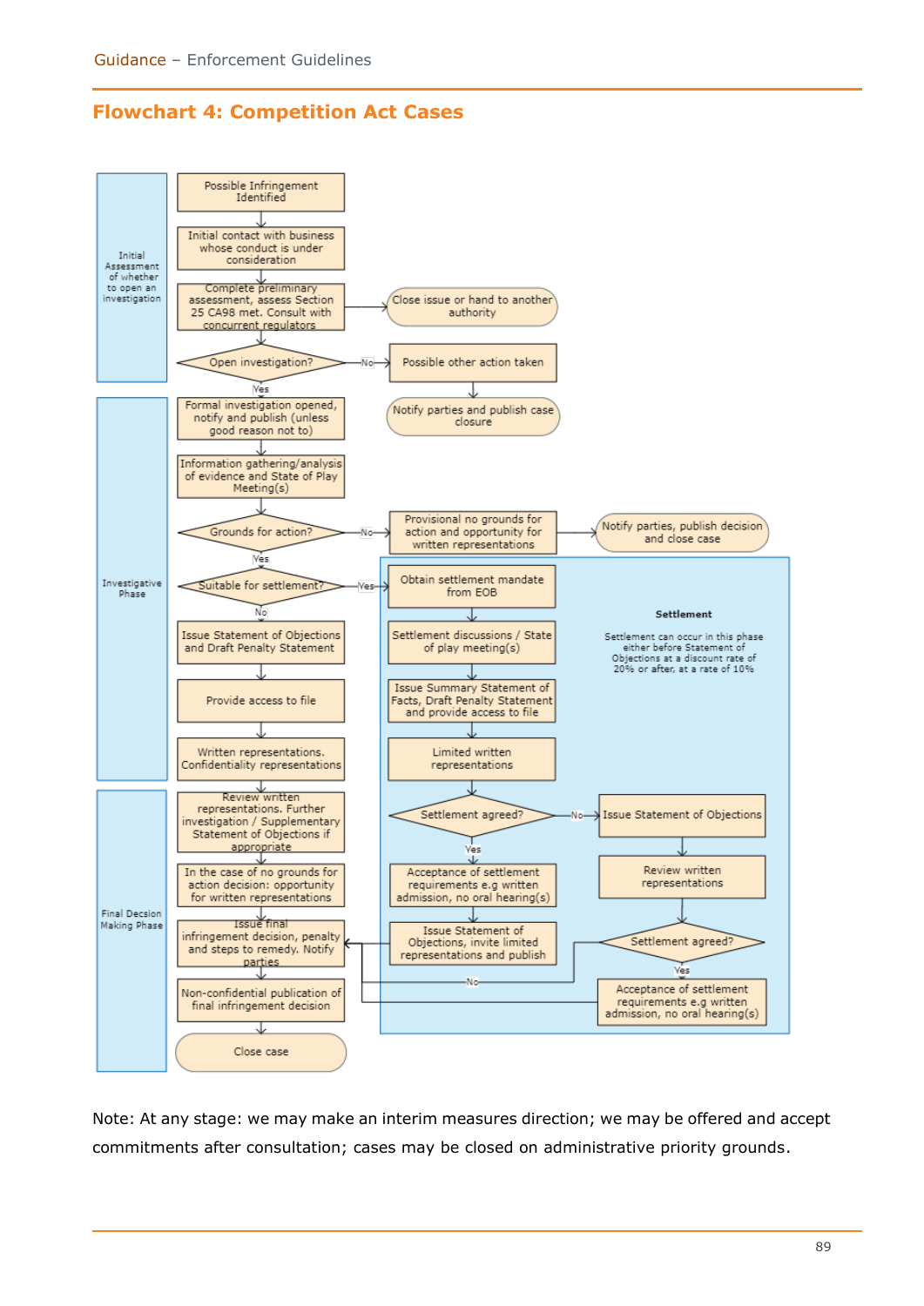## Flowchart 4: Competition Act Cases

**Initial Assessment of whether to open an investigation**

- Possible Infringement Identified
- Initial contact with business whose conduct is under consideration
- Complete preliminary assessment, assess Section 25 CA98 met. Consult with concurrent regulators → Close issue or hand to another authority
- Open investigation?
  - No → Possible other action taken → Notify parties and publish case closure
  - Yes ↓

**Investigative Phase**

- Formal investigation opened, notify and publish (unless good reason not to)
- Information gathering/analysis of evidence and State of Play Meeting(s)
- Grounds for action?
  - No → Provisional no grounds for action and opportunity for written representations → Notify parties, publish decision and close case
  - Yes ↓
- Suitable for settlement?
  - Yes → Obtain settlement mandate from EOB (see Settlement)
  - No ↓
- Issue Statement of Objections and Draft Penalty Statement
- Provide access to file
- Written representations. Confidentiality representations

**Final Decsion Making Phase**

- Review written representations. Further investigation / Supplementary Statement of Objections if appropriate
- In the case of no grounds for action decision: opportunity for written representations
- Issue final infringement decision, penalty and steps to remedy. Notify parties
- Non-confidential publication of final infringement decision
- Close case

**Settlement**

Settlement can occur in this phase either before Statement of Objections at a discount rate of 20% or after, at a rate of 10%

- Obtain settlement mandate from EOB
- Settlement discussions / State of play meeting(s)
- Issue Summary Statement of Facts, Draft Penalty Statement and provide access to file
- Limited written representations
- Settlement agreed?
  - Yes → Acceptance of settlement requirements e.g written admission, no oral hearing(s) → Issue Statement of Objections, invite limited representations and publish → Issue final infringement decision, penalty and steps to remedy. Notify parties
  - No → Issue Statement of Objections → Review written representations → Settlement agreed?
    - Yes → Acceptance of settlement requirements e.g written admission, no oral hearing(s) → Issue final infringement decision, penalty and steps to remedy. Notify parties
    - No → Issue final infringement decision, penalty and steps to remedy. Notify parties

Note: At any stage: we may make an interim measures direction; we may be offered and accept commitments after consultation; cases may be closed on administrative priority grounds.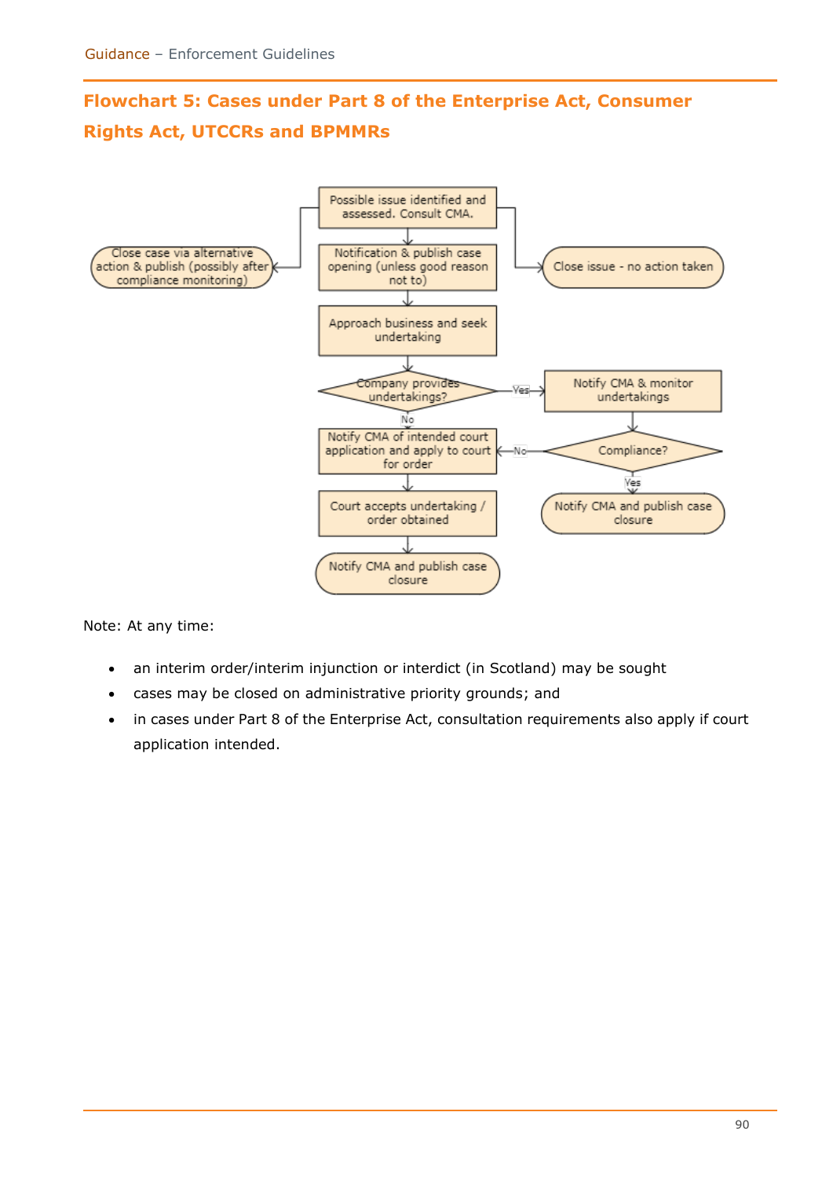## Flowchart 5: Cases under Part 8 of the Enterprise Act, Consumer Rights Act, UTCCRs and BPMMRs

Possible issue identified and assessed. Consult CMA.

Close case via alternative action & publish (possibly after compliance monitoring)

Close issue - no action taken

Notification & publish case opening (unless good reason not to)

Approach business and seek undertaking

Company provides undertakings?

Yes

Notify CMA & monitor undertakings

No

Notify CMA of intended court application and apply to court for order

No

Compliance?

Yes

Notify CMA and publish case closure

Court accepts undertaking / order obtained

Notify CMA and publish case closure

Note: At any time:

- an interim order/interim injunction or interdict (in Scotland) may be sought
- cases may be closed on administrative priority grounds; and
- in cases under Part 8 of the Enterprise Act, consultation requirements also apply if court application intended.